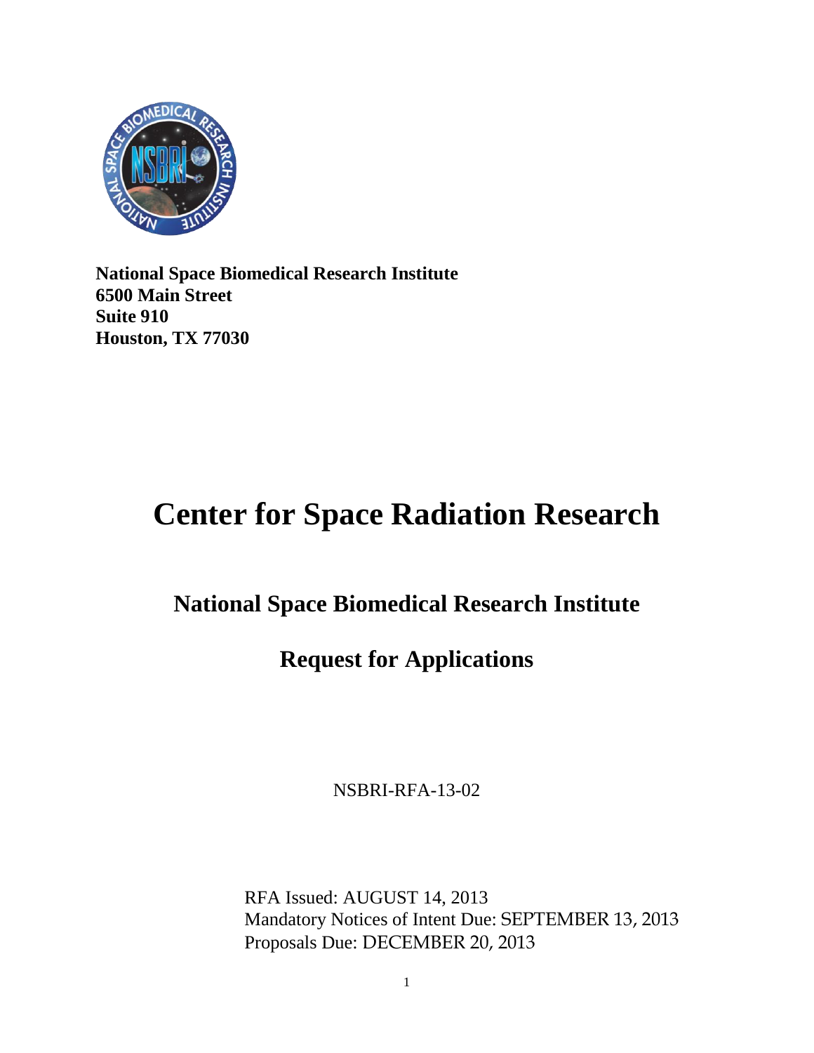**National Space Biomedical Research Institute**
**6500 Main Street**
**Suite 910**
**Houston, TX 77030**

# Center for Space Radiation Research

## National Space Biomedical Research Institute

## Request for Applications

NSBRI-RFA-13-02

RFA Issued: AUGUST 14, 2013
Mandatory Notices of Intent Due: SEPTEMBER 13, 2013
Proposals Due: DECEMBER 20, 2013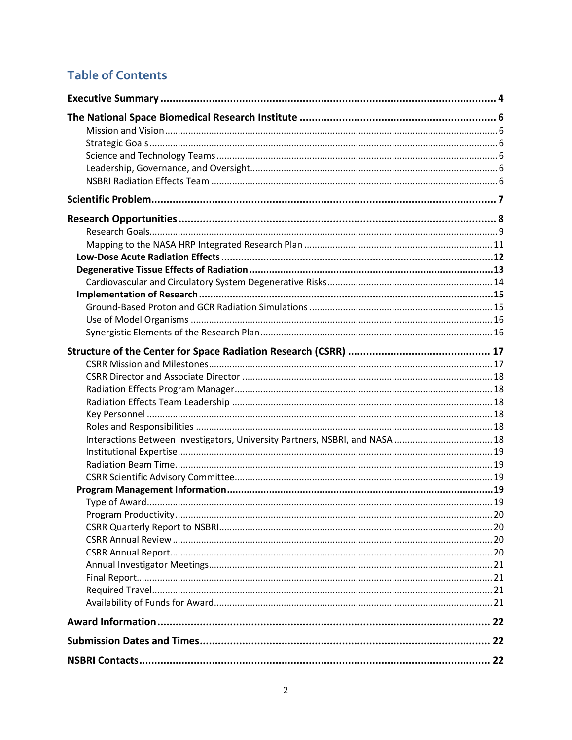# Table of Contents

**Executive Summary** ..... **4**

**The National Space Biomedical Research Institute** ..... **6**

- Mission and Vision ..... 6
- Strategic Goals ..... 6
- Science and Technology Teams ..... 6
- Leadership, Governance, and Oversight ..... 6
- NSBRI Radiation Effects Team ..... 6

**Scientific Problem** ..... **7**

**Research Opportunities** ..... **8**

- Research Goals ..... 9
- Mapping to the NASA HRP Integrated Research Plan ..... 11

**Low-Dose Acute Radiation Effects** ..... **12**

**Degenerative Tissue Effects of Radiation** ..... **13**

- Cardiovascular and Circulatory System Degenerative Risks ..... 14

**Implementation of Research** ..... **15**

- Ground-Based Proton and GCR Radiation Simulations ..... 15
- Use of Model Organisms ..... 16
- Synergistic Elements of the Research Plan ..... 16

**Structure of the Center for Space Radiation Research (CSRR)** ..... **17**

- CSRR Mission and Milestones ..... 17
- CSRR Director and Associate Director ..... 18
- Radiation Effects Program Manager ..... 18
- Radiation Effects Team Leadership ..... 18
- Key Personnel ..... 18
- Roles and Responsibilities ..... 18
- Interactions Between Investigators, University Partners, NSBRI, and NASA ..... 18
- Institutional Expertise ..... 19
- Radiation Beam Time ..... 19
- CSRR Scientific Advisory Committee ..... 19

**Program Management Information** ..... **19**

- Type of Award ..... 19
- Program Productivity ..... 20
- CSRR Quarterly Report to NSBRI ..... 20
- CSRR Annual Review ..... 20
- CSRR Annual Report ..... 20
- Annual Investigator Meetings ..... 21
- Final Report ..... 21
- Required Travel ..... 21
- Availability of Funds for Award ..... 21

**Award Information** ..... **22**

**Submission Dates and Times** ..... **22**

**NSBRI Contacts** ..... **22**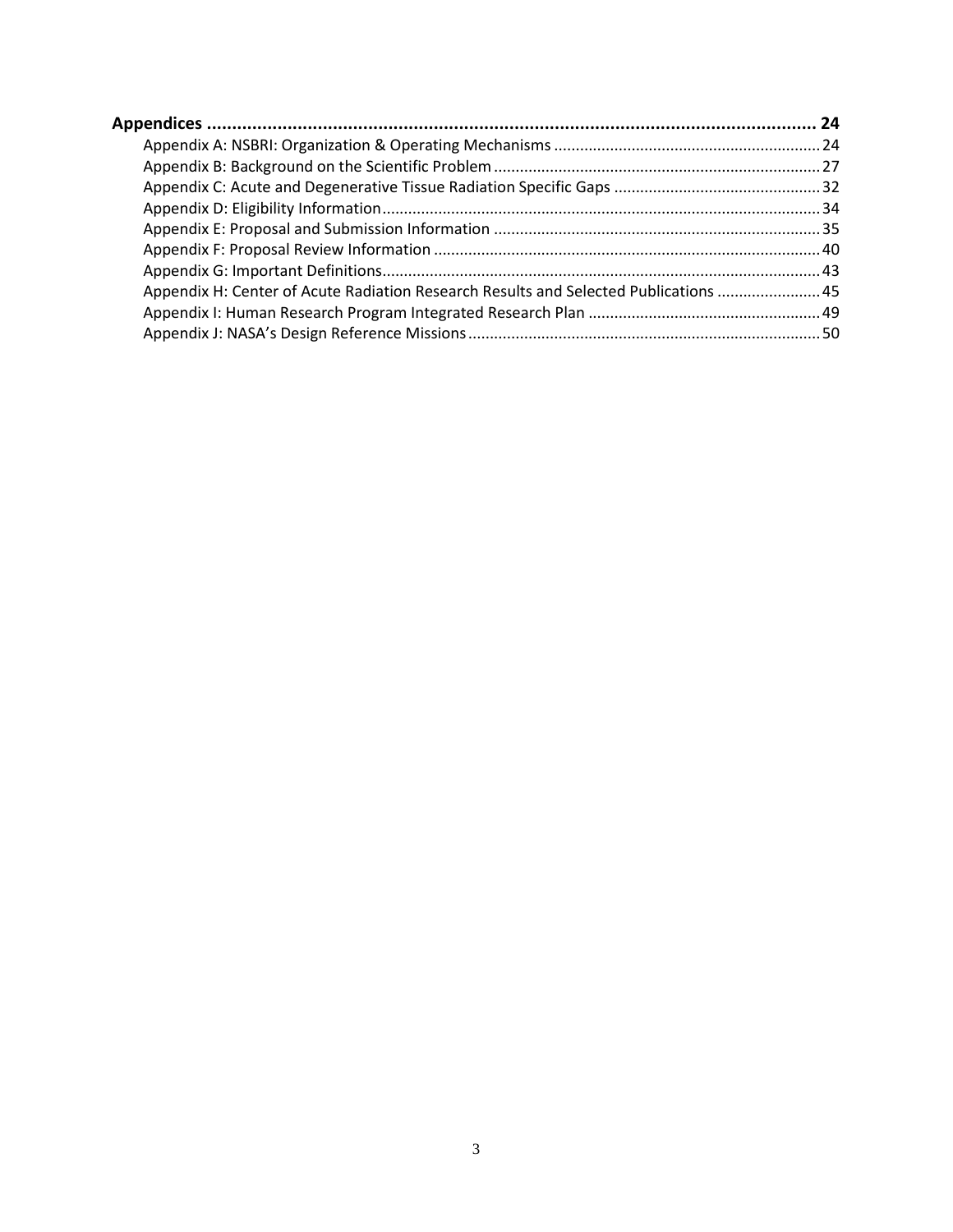**Appendices** .......................................................................................................................... 24

- Appendix A: NSBRI: Organization & Operating Mechanisms ............................................................. 24
- Appendix B: Background on the Scientific Problem ........................................................................... 27
- Appendix C: Acute and Degenerative Tissue Radiation Specific Gaps ................................................ 32
- Appendix D: Eligibility Information ..................................................................................................... 34
- Appendix E: Proposal and Submission Information ........................................................................... 35
- Appendix F: Proposal Review Information .......................................................................................... 40
- Appendix G: Important Definitions ..................................................................................................... 43
- Appendix H: Center of Acute Radiation Research Results and Selected Publications ........................ 45
- Appendix I: Human Research Program Integrated Research Plan ...................................................... 49
- Appendix J: NASA's Design Reference Missions ................................................................................. 50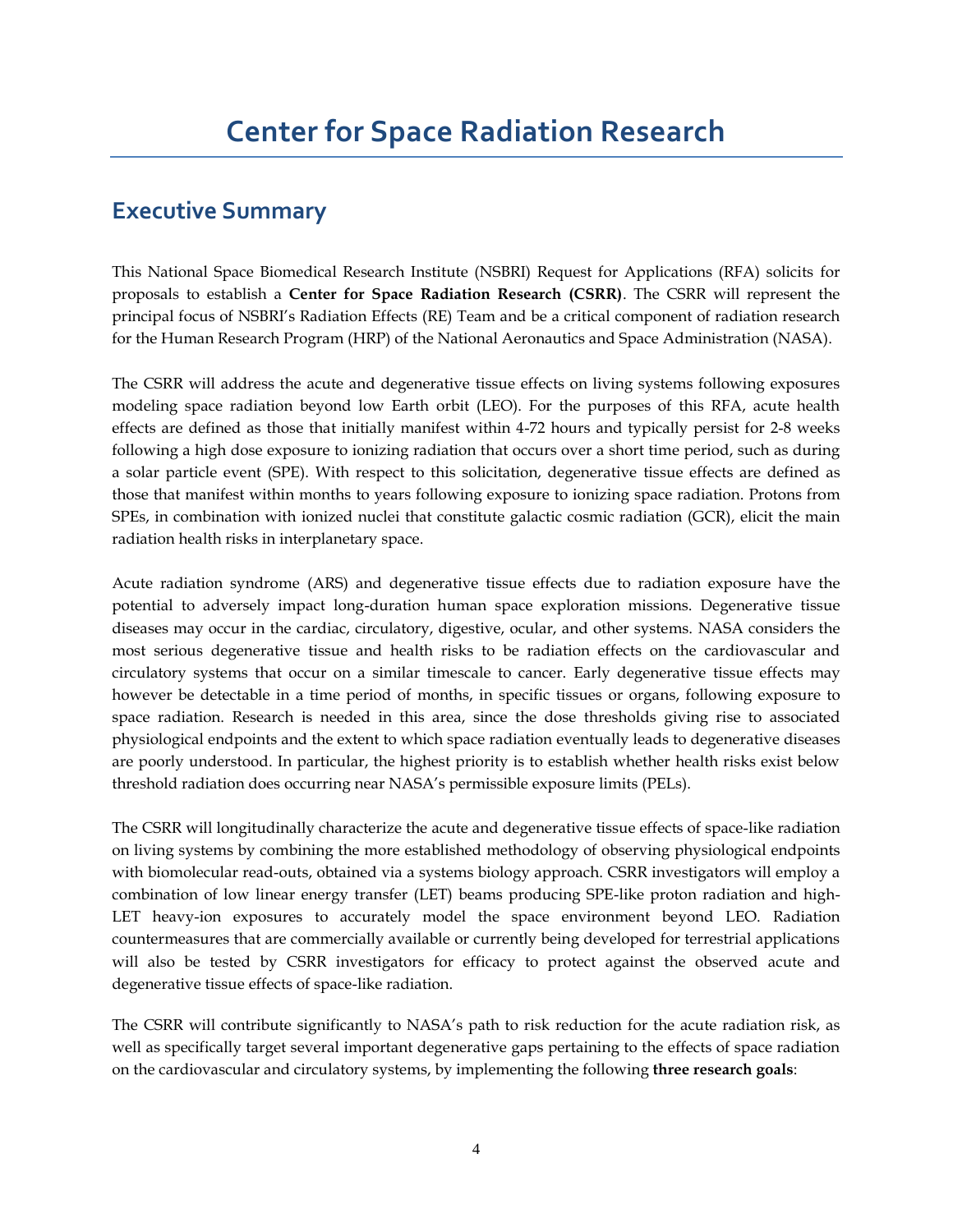# Center for Space Radiation Research

## Executive Summary

This National Space Biomedical Research Institute (NSBRI) Request for Applications (RFA) solicits for proposals to establish a **Center for Space Radiation Research (CSRR)**. The CSRR will represent the principal focus of NSBRI's Radiation Effects (RE) Team and be a critical component of radiation research for the Human Research Program (HRP) of the National Aeronautics and Space Administration (NASA).

The CSRR will address the acute and degenerative tissue effects on living systems following exposures modeling space radiation beyond low Earth orbit (LEO). For the purposes of this RFA, acute health effects are defined as those that initially manifest within 4-72 hours and typically persist for 2-8 weeks following a high dose exposure to ionizing radiation that occurs over a short time period, such as during a solar particle event (SPE). With respect to this solicitation, degenerative tissue effects are defined as those that manifest within months to years following exposure to ionizing space radiation. Protons from SPEs, in combination with ionized nuclei that constitute galactic cosmic radiation (GCR), elicit the main radiation health risks in interplanetary space.

Acute radiation syndrome (ARS) and degenerative tissue effects due to radiation exposure have the potential to adversely impact long-duration human space exploration missions. Degenerative tissue diseases may occur in the cardiac, circulatory, digestive, ocular, and other systems. NASA considers the most serious degenerative tissue and health risks to be radiation effects on the cardiovascular and circulatory systems that occur on a similar timescale to cancer. Early degenerative tissue effects may however be detectable in a time period of months, in specific tissues or organs, following exposure to space radiation. Research is needed in this area, since the dose thresholds giving rise to associated physiological endpoints and the extent to which space radiation eventually leads to degenerative diseases are poorly understood. In particular, the highest priority is to establish whether health risks exist below threshold radiation does occurring near NASA's permissible exposure limits (PELs).

The CSRR will longitudinally characterize the acute and degenerative tissue effects of space-like radiation on living systems by combining the more established methodology of observing physiological endpoints with biomolecular read-outs, obtained via a systems biology approach. CSRR investigators will employ a combination of low linear energy transfer (LET) beams producing SPE-like proton radiation and high-LET heavy-ion exposures to accurately model the space environment beyond LEO. Radiation countermeasures that are commercially available or currently being developed for terrestrial applications will also be tested by CSRR investigators for efficacy to protect against the observed acute and degenerative tissue effects of space-like radiation.

The CSRR will contribute significantly to NASA's path to risk reduction for the acute radiation risk, as well as specifically target several important degenerative gaps pertaining to the effects of space radiation on the cardiovascular and circulatory systems, by implementing the following **three research goals**: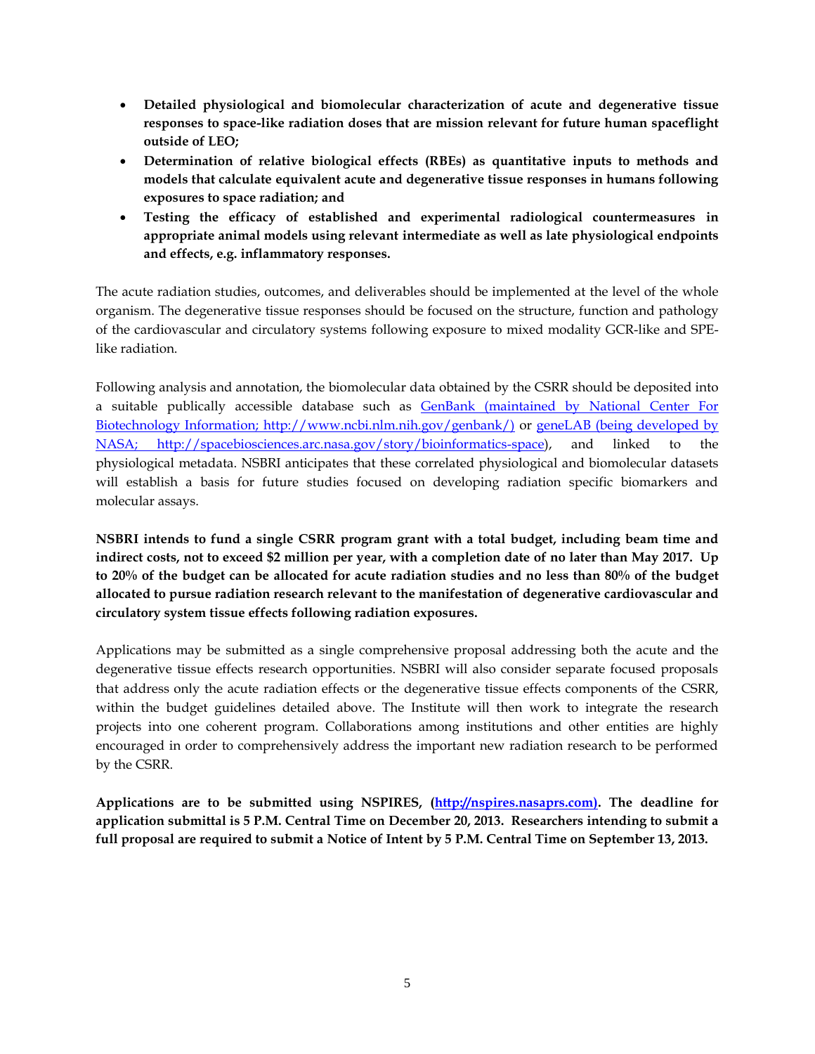- **Detailed physiological and biomolecular characterization of acute and degenerative tissue responses to space-like radiation doses that are mission relevant for future human spaceflight outside of LEO;**
- **Determination of relative biological effects (RBEs) as quantitative inputs to methods and models that calculate equivalent acute and degenerative tissue responses in humans following exposures to space radiation; and**
- **Testing the efficacy of established and experimental radiological countermeasures in appropriate animal models using relevant intermediate as well as late physiological endpoints and effects, e.g. inflammatory responses.**

The acute radiation studies, outcomes, and deliverables should be implemented at the level of the whole organism. The degenerative tissue responses should be focused on the structure, function and pathology of the cardiovascular and circulatory systems following exposure to mixed modality GCR-like and SPE-like radiation.

Following analysis and annotation, the biomolecular data obtained by the CSRR should be deposited into a suitable publically accessible database such as [GenBank (maintained by National Center For Biotechnology Information; http://www.ncbi.nlm.nih.gov/genbank/)](http://www.ncbi.nlm.nih.gov/genbank/) or [geneLAB (being developed by NASA; http://spacebiosciences.arc.nasa.gov/story/bioinformatics-space](http://spacebiosciences.arc.nasa.gov/story/bioinformatics-space)), and linked to the physiological metadata. NSBRI anticipates that these correlated physiological and biomolecular datasets will establish a basis for future studies focused on developing radiation specific biomarkers and molecular assays.

**NSBRI intends to fund a single CSRR program grant with a total budget, including beam time and indirect costs, not to exceed $2 million per year, with a completion date of no later than May 2017. Up to 20% of the budget can be allocated for acute radiation studies and no less than 80% of the budget allocated to pursue radiation research relevant to the manifestation of degenerative cardiovascular and circulatory system tissue effects following radiation exposures.**

Applications may be submitted as a single comprehensive proposal addressing both the acute and the degenerative tissue effects research opportunities. NSBRI will also consider separate focused proposals that address only the acute radiation effects or the degenerative tissue effects components of the CSRR, within the budget guidelines detailed above. The Institute will then work to integrate the research projects into one coherent program. Collaborations among institutions and other entities are highly encouraged in order to comprehensively address the important new radiation research to be performed by the CSRR.

**Applications are to be submitted using NSPIRES, ([http://nspires.nasaprs.com](http://nspires.nasaprs.com)). The deadline for application submittal is 5 P.M. Central Time on December 20, 2013. Researchers intending to submit a full proposal are required to submit a Notice of Intent by 5 P.M. Central Time on September 13, 2013.**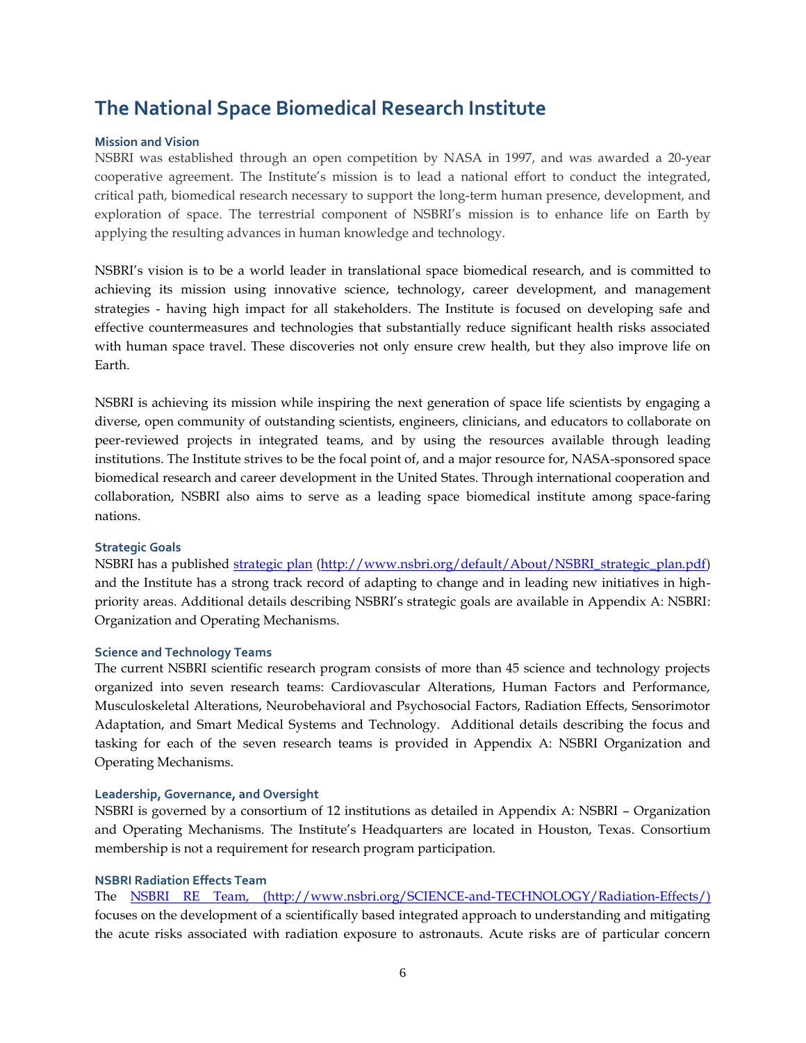# The National Space Biomedical Research Institute

### Mission and Vision

NSBRI was established through an open competition by NASA in 1997, and was awarded a 20-year cooperative agreement. The Institute's mission is to lead a national effort to conduct the integrated, critical path, biomedical research necessary to support the long-term human presence, development, and exploration of space. The terrestrial component of NSBRI's mission is to enhance life on Earth by applying the resulting advances in human knowledge and technology.

NSBRI's vision is to be a world leader in translational space biomedical research, and is committed to achieving its mission using innovative science, technology, career development, and management strategies - having high impact for all stakeholders. The Institute is focused on developing safe and effective countermeasures and technologies that substantially reduce significant health risks associated with human space travel. These discoveries not only ensure crew health, but they also improve life on Earth.

NSBRI is achieving its mission while inspiring the next generation of space life scientists by engaging a diverse, open community of outstanding scientists, engineers, clinicians, and educators to collaborate on peer-reviewed projects in integrated teams, and by using the resources available through leading institutions. The Institute strives to be the focal point of, and a major resource for, NASA-sponsored space biomedical research and career development in the United States. Through international cooperation and collaboration, NSBRI also aims to serve as a leading space biomedical institute among space-faring nations.

### Strategic Goals

NSBRI has a published strategic plan (http://www.nsbri.org/default/About/NSBRI_strategic_plan.pdf) and the Institute has a strong track record of adapting to change and in leading new initiatives in high-priority areas. Additional details describing NSBRI's strategic goals are available in Appendix A: NSBRI: Organization and Operating Mechanisms.

### Science and Technology Teams

The current NSBRI scientific research program consists of more than 45 science and technology projects organized into seven research teams: Cardiovascular Alterations, Human Factors and Performance, Musculoskeletal Alterations, Neurobehavioral and Psychosocial Factors, Radiation Effects, Sensorimotor Adaptation, and Smart Medical Systems and Technology. Additional details describing the focus and tasking for each of the seven research teams is provided in Appendix A: NSBRI Organization and Operating Mechanisms.

### Leadership, Governance, and Oversight

NSBRI is governed by a consortium of 12 institutions as detailed in Appendix A: NSBRI – Organization and Operating Mechanisms. The Institute's Headquarters are located in Houston, Texas. Consortium membership is not a requirement for research program participation.

### NSBRI Radiation Effects Team

The NSBRI RE Team, (http://www.nsbri.org/SCIENCE-and-TECHNOLOGY/Radiation-Effects/) focuses on the development of a scientifically based integrated approach to understanding and mitigating the acute risks associated with radiation exposure to astronauts. Acute risks are of particular concern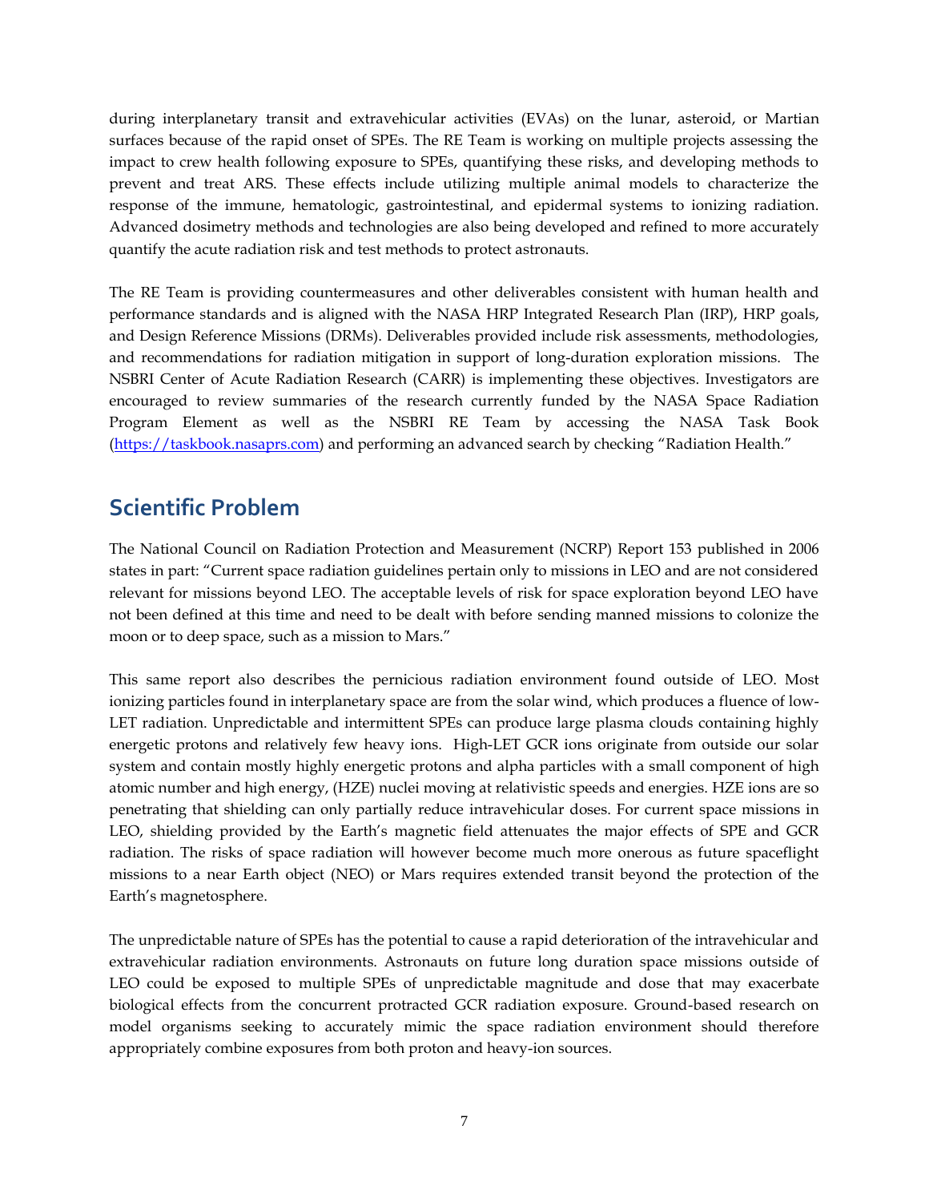during interplanetary transit and extravehicular activities (EVAs) on the lunar, asteroid, or Martian surfaces because of the rapid onset of SPEs. The RE Team is working on multiple projects assessing the impact to crew health following exposure to SPEs, quantifying these risks, and developing methods to prevent and treat ARS. These effects include utilizing multiple animal models to characterize the response of the immune, hematologic, gastrointestinal, and epidermal systems to ionizing radiation. Advanced dosimetry methods and technologies are also being developed and refined to more accurately quantify the acute radiation risk and test methods to protect astronauts.

The RE Team is providing countermeasures and other deliverables consistent with human health and performance standards and is aligned with the NASA HRP Integrated Research Plan (IRP), HRP goals, and Design Reference Missions (DRMs). Deliverables provided include risk assessments, methodologies, and recommendations for radiation mitigation in support of long-duration exploration missions. The NSBRI Center of Acute Radiation Research (CARR) is implementing these objectives. Investigators are encouraged to review summaries of the research currently funded by the NASA Space Radiation Program Element as well as the NSBRI RE Team by accessing the NASA Task Book (https://taskbook.nasaprs.com) and performing an advanced search by checking "Radiation Health."

## Scientific Problem

The National Council on Radiation Protection and Measurement (NCRP) Report 153 published in 2006 states in part: "Current space radiation guidelines pertain only to missions in LEO and are not considered relevant for missions beyond LEO. The acceptable levels of risk for space exploration beyond LEO have not been defined at this time and need to be dealt with before sending manned missions to colonize the moon or to deep space, such as a mission to Mars."

This same report also describes the pernicious radiation environment found outside of LEO. Most ionizing particles found in interplanetary space are from the solar wind, which produces a fluence of low-LET radiation. Unpredictable and intermittent SPEs can produce large plasma clouds containing highly energetic protons and relatively few heavy ions. High-LET GCR ions originate from outside our solar system and contain mostly highly energetic protons and alpha particles with a small component of high atomic number and high energy, (HZE) nuclei moving at relativistic speeds and energies. HZE ions are so penetrating that shielding can only partially reduce intravehicular doses. For current space missions in LEO, shielding provided by the Earth's magnetic field attenuates the major effects of SPE and GCR radiation. The risks of space radiation will however become much more onerous as future spaceflight missions to a near Earth object (NEO) or Mars requires extended transit beyond the protection of the Earth's magnetosphere.

The unpredictable nature of SPEs has the potential to cause a rapid deterioration of the intravehicular and extravehicular radiation environments. Astronauts on future long duration space missions outside of LEO could be exposed to multiple SPEs of unpredictable magnitude and dose that may exacerbate biological effects from the concurrent protracted GCR radiation exposure. Ground-based research on model organisms seeking to accurately mimic the space radiation environment should therefore appropriately combine exposures from both proton and heavy-ion sources.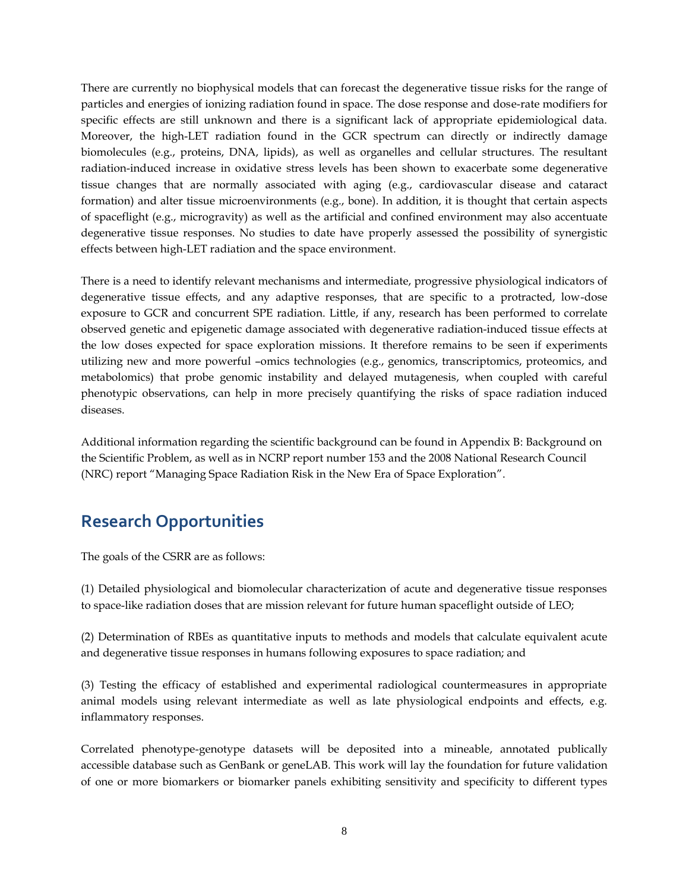There are currently no biophysical models that can forecast the degenerative tissue risks for the range of particles and energies of ionizing radiation found in space. The dose response and dose-rate modifiers for specific effects are still unknown and there is a significant lack of appropriate epidemiological data. Moreover, the high-LET radiation found in the GCR spectrum can directly or indirectly damage biomolecules (e.g., proteins, DNA, lipids), as well as organelles and cellular structures. The resultant radiation-induced increase in oxidative stress levels has been shown to exacerbate some degenerative tissue changes that are normally associated with aging (e.g., cardiovascular disease and cataract formation) and alter tissue microenvironments (e.g., bone). In addition, it is thought that certain aspects of spaceflight (e.g., microgravity) as well as the artificial and confined environment may also accentuate degenerative tissue responses. No studies to date have properly assessed the possibility of synergistic effects between high-LET radiation and the space environment.

There is a need to identify relevant mechanisms and intermediate, progressive physiological indicators of degenerative tissue effects, and any adaptive responses, that are specific to a protracted, low-dose exposure to GCR and concurrent SPE radiation. Little, if any, research has been performed to correlate observed genetic and epigenetic damage associated with degenerative radiation-induced tissue effects at the low doses expected for space exploration missions. It therefore remains to be seen if experiments utilizing new and more powerful –omics technologies (e.g., genomics, transcriptomics, proteomics, and metabolomics) that probe genomic instability and delayed mutagenesis, when coupled with careful phenotypic observations, can help in more precisely quantifying the risks of space radiation induced diseases.

Additional information regarding the scientific background can be found in Appendix B: Background on the Scientific Problem, as well as in NCRP report number 153 and the 2008 National Research Council (NRC) report "Managing Space Radiation Risk in the New Era of Space Exploration".

## Research Opportunities

The goals of the CSRR are as follows:

(1) Detailed physiological and biomolecular characterization of acute and degenerative tissue responses to space-like radiation doses that are mission relevant for future human spaceflight outside of LEO;

(2) Determination of RBEs as quantitative inputs to methods and models that calculate equivalent acute and degenerative tissue responses in humans following exposures to space radiation; and

(3) Testing the efficacy of established and experimental radiological countermeasures in appropriate animal models using relevant intermediate as well as late physiological endpoints and effects, e.g. inflammatory responses.

Correlated phenotype-genotype datasets will be deposited into a mineable, annotated publically accessible database such as GenBank or geneLAB. This work will lay the foundation for future validation of one or more biomarkers or biomarker panels exhibiting sensitivity and specificity to different types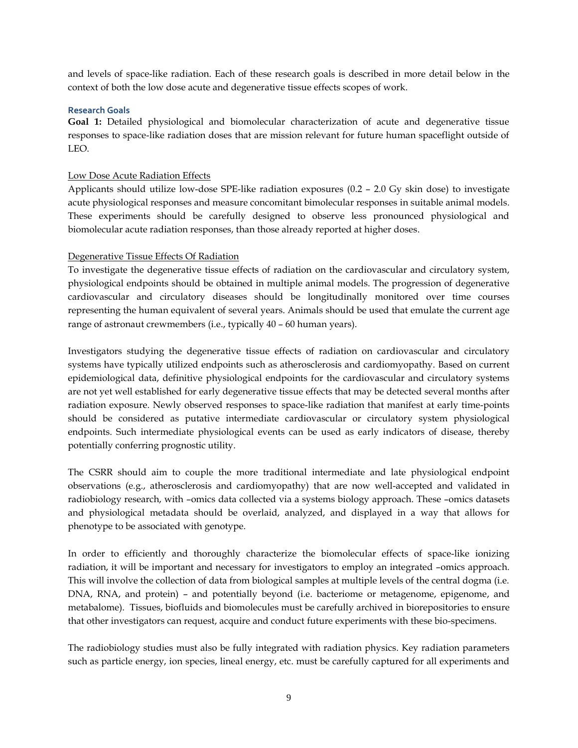and levels of space-like radiation. Each of these research goals is described in more detail below in the context of both the low dose acute and degenerative tissue effects scopes of work.

### Research Goals

**Goal 1:** Detailed physiological and biomolecular characterization of acute and degenerative tissue responses to space-like radiation doses that are mission relevant for future human spaceflight outside of LEO.

<u>Low Dose Acute Radiation Effects</u>

Applicants should utilize low-dose SPE-like radiation exposures (0.2 – 2.0 Gy skin dose) to investigate acute physiological responses and measure concomitant bimolecular responses in suitable animal models. These experiments should be carefully designed to observe less pronounced physiological and biomolecular acute radiation responses, than those already reported at higher doses.

<u>Degenerative Tissue Effects Of Radiation</u>

To investigate the degenerative tissue effects of radiation on the cardiovascular and circulatory system, physiological endpoints should be obtained in multiple animal models. The progression of degenerative cardiovascular and circulatory diseases should be longitudinally monitored over time courses representing the human equivalent of several years. Animals should be used that emulate the current age range of astronaut crewmembers (i.e., typically 40 – 60 human years).

Investigators studying the degenerative tissue effects of radiation on cardiovascular and circulatory systems have typically utilized endpoints such as atherosclerosis and cardiomyopathy. Based on current epidemiological data, definitive physiological endpoints for the cardiovascular and circulatory systems are not yet well established for early degenerative tissue effects that may be detected several months after radiation exposure. Newly observed responses to space-like radiation that manifest at early time-points should be considered as putative intermediate cardiovascular or circulatory system physiological endpoints. Such intermediate physiological events can be used as early indicators of disease, thereby potentially conferring prognostic utility.

The CSRR should aim to couple the more traditional intermediate and late physiological endpoint observations (e.g., atherosclerosis and cardiomyopathy) that are now well-accepted and validated in radiobiology research, with –omics data collected via a systems biology approach. These –omics datasets and physiological metadata should be overlaid, analyzed, and displayed in a way that allows for phenotype to be associated with genotype.

In order to efficiently and thoroughly characterize the biomolecular effects of space-like ionizing radiation, it will be important and necessary for investigators to employ an integrated –omics approach. This will involve the collection of data from biological samples at multiple levels of the central dogma (i.e. DNA, RNA, and protein) – and potentially beyond (i.e. bacteriome or metagenome, epigenome, and metabalome). Tissues, biofluids and biomolecules must be carefully archived in biorepositories to ensure that other investigators can request, acquire and conduct future experiments with these bio-specimens.

The radiobiology studies must also be fully integrated with radiation physics. Key radiation parameters such as particle energy, ion species, lineal energy, etc. must be carefully captured for all experiments and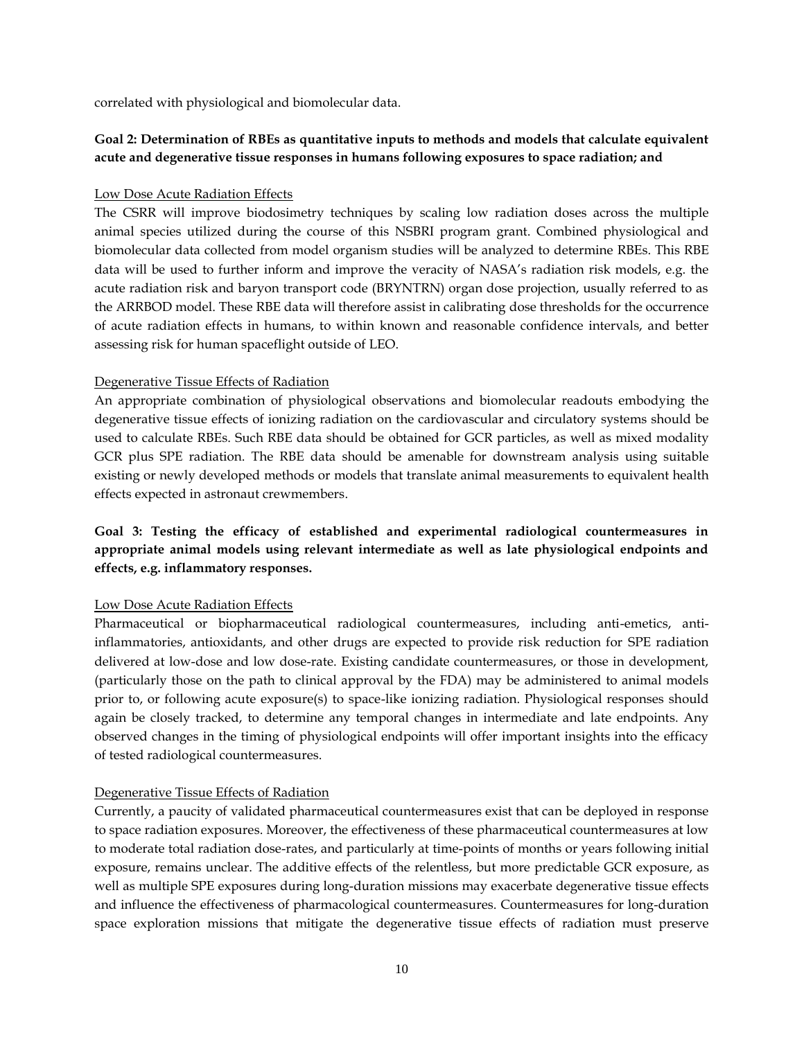correlated with physiological and biomolecular data.

**Goal 2: Determination of RBEs as quantitative inputs to methods and models that calculate equivalent acute and degenerative tissue responses in humans following exposures to space radiation; and**

Low Dose Acute Radiation Effects

The CSRR will improve biodosimetry techniques by scaling low radiation doses across the multiple animal species utilized during the course of this NSBRI program grant. Combined physiological and biomolecular data collected from model organism studies will be analyzed to determine RBEs. This RBE data will be used to further inform and improve the veracity of NASA's radiation risk models, e.g. the acute radiation risk and baryon transport code (BRYNTRN) organ dose projection, usually referred to as the ARRBOD model. These RBE data will therefore assist in calibrating dose thresholds for the occurrence of acute radiation effects in humans, to within known and reasonable confidence intervals, and better assessing risk for human spaceflight outside of LEO.

Degenerative Tissue Effects of Radiation

An appropriate combination of physiological observations and biomolecular readouts embodying the degenerative tissue effects of ionizing radiation on the cardiovascular and circulatory systems should be used to calculate RBEs. Such RBE data should be obtained for GCR particles, as well as mixed modality GCR plus SPE radiation. The RBE data should be amenable for downstream analysis using suitable existing or newly developed methods or models that translate animal measurements to equivalent health effects expected in astronaut crewmembers.

**Goal 3: Testing the efficacy of established and experimental radiological countermeasures in appropriate animal models using relevant intermediate as well as late physiological endpoints and effects, e.g. inflammatory responses.**

Low Dose Acute Radiation Effects

Pharmaceutical or biopharmaceutical radiological countermeasures, including anti-emetics, anti-inflammatories, antioxidants, and other drugs are expected to provide risk reduction for SPE radiation delivered at low-dose and low dose-rate. Existing candidate countermeasures, or those in development, (particularly those on the path to clinical approval by the FDA) may be administered to animal models prior to, or following acute exposure(s) to space-like ionizing radiation. Physiological responses should again be closely tracked, to determine any temporal changes in intermediate and late endpoints. Any observed changes in the timing of physiological endpoints will offer important insights into the efficacy of tested radiological countermeasures.

Degenerative Tissue Effects of Radiation

Currently, a paucity of validated pharmaceutical countermeasures exist that can be deployed in response to space radiation exposures. Moreover, the effectiveness of these pharmaceutical countermeasures at low to moderate total radiation dose-rates, and particularly at time-points of months or years following initial exposure, remains unclear. The additive effects of the relentless, but more predictable GCR exposure, as well as multiple SPE exposures during long-duration missions may exacerbate degenerative tissue effects and influence the effectiveness of pharmacological countermeasures. Countermeasures for long-duration space exploration missions that mitigate the degenerative tissue effects of radiation must preserve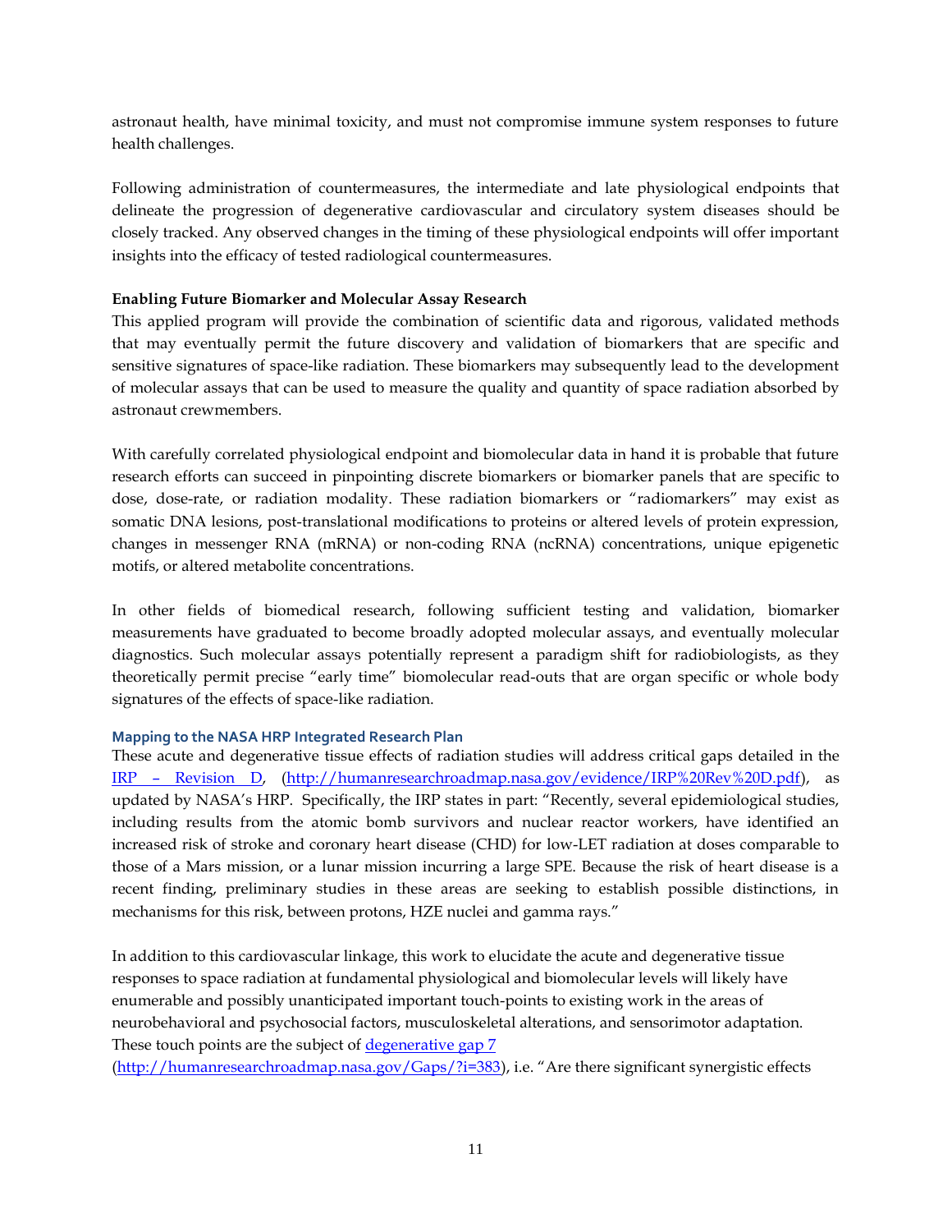astronaut health, have minimal toxicity, and must not compromise immune system responses to future health challenges.

Following administration of countermeasures, the intermediate and late physiological endpoints that delineate the progression of degenerative cardiovascular and circulatory system diseases should be closely tracked. Any observed changes in the timing of these physiological endpoints will offer important insights into the efficacy of tested radiological countermeasures.

**Enabling Future Biomarker and Molecular Assay Research**

This applied program will provide the combination of scientific data and rigorous, validated methods that may eventually permit the future discovery and validation of biomarkers that are specific and sensitive signatures of space-like radiation. These biomarkers may subsequently lead to the development of molecular assays that can be used to measure the quality and quantity of space radiation absorbed by astronaut crewmembers.

With carefully correlated physiological endpoint and biomolecular data in hand it is probable that future research efforts can succeed in pinpointing discrete biomarkers or biomarker panels that are specific to dose, dose-rate, or radiation modality. These radiation biomarkers or "radiomarkers" may exist as somatic DNA lesions, post-translational modifications to proteins or altered levels of protein expression, changes in messenger RNA (mRNA) or non-coding RNA (ncRNA) concentrations, unique epigenetic motifs, or altered metabolite concentrations.

In other fields of biomedical research, following sufficient testing and validation, biomarker measurements have graduated to become broadly adopted molecular assays, and eventually molecular diagnostics. Such molecular assays potentially represent a paradigm shift for radiobiologists, as they theoretically permit precise "early time" biomolecular read-outs that are organ specific or whole body signatures of the effects of space-like radiation.

### Mapping to the NASA HRP Integrated Research Plan

These acute and degenerative tissue effects of radiation studies will address critical gaps detailed in the [IRP – Revision D](http://humanresearchroadmap.nasa.gov/evidence/IRP%20Rev%20D.pdf), (http://humanresearchroadmap.nasa.gov/evidence/IRP%20Rev%20D.pdf), as updated by NASA's HRP. Specifically, the IRP states in part: "Recently, several epidemiological studies, including results from the atomic bomb survivors and nuclear reactor workers, have identified an increased risk of stroke and coronary heart disease (CHD) for low-LET radiation at doses comparable to those of a Mars mission, or a lunar mission incurring a large SPE. Because the risk of heart disease is a recent finding, preliminary studies in these areas are seeking to establish possible distinctions, in mechanisms for this risk, between protons, HZE nuclei and gamma rays."

In addition to this cardiovascular linkage, this work to elucidate the acute and degenerative tissue responses to space radiation at fundamental physiological and biomolecular levels will likely have enumerable and possibly unanticipated important touch-points to existing work in the areas of neurobehavioral and psychosocial factors, musculoskeletal alterations, and sensorimotor adaptation. These touch points are the subject of [degenerative gap 7](http://humanresearchroadmap.nasa.gov/Gaps/?i=383) (http://humanresearchroadmap.nasa.gov/Gaps/?i=383), i.e. "Are there significant synergistic effects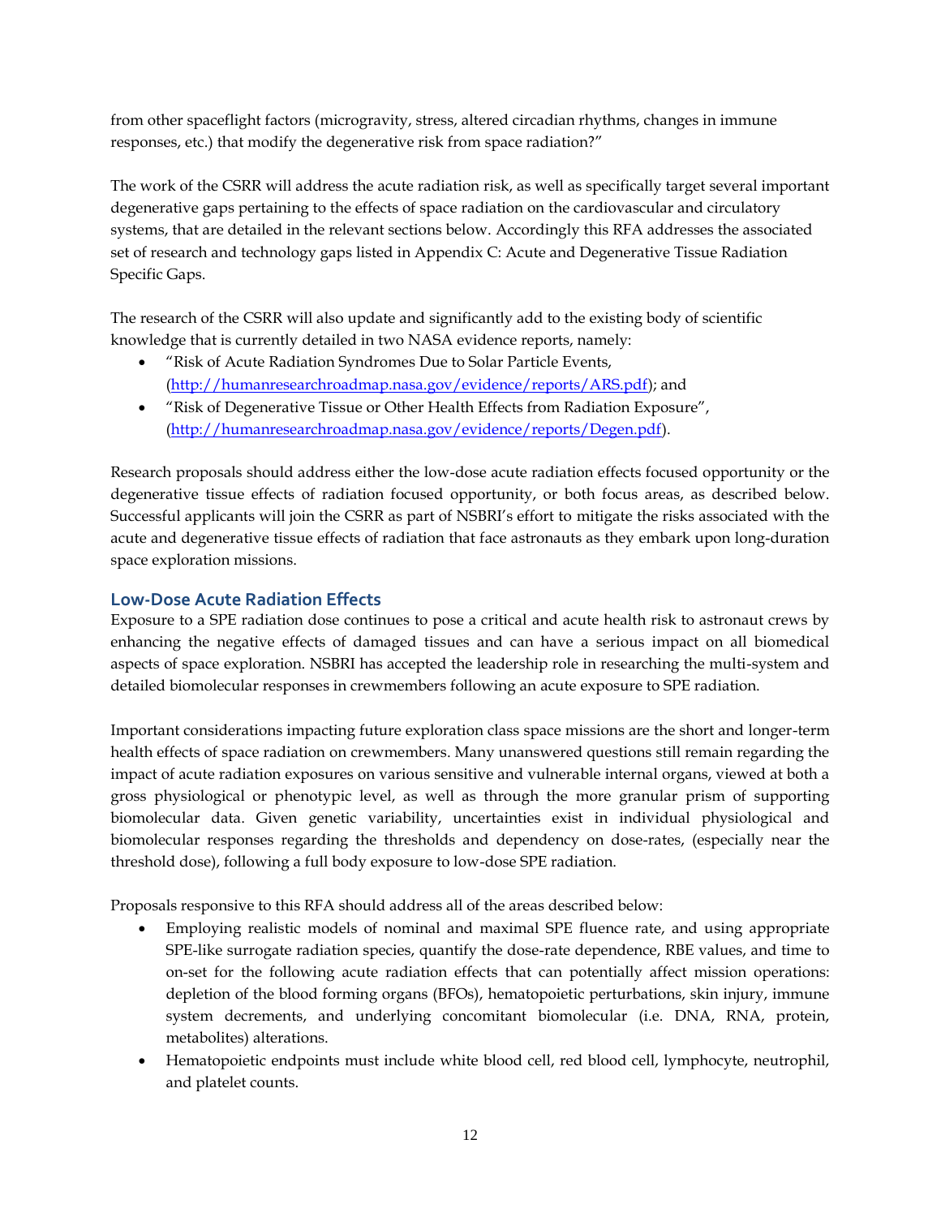from other spaceflight factors (microgravity, stress, altered circadian rhythms, changes in immune responses, etc.) that modify the degenerative risk from space radiation?"

The work of the CSRR will address the acute radiation risk, as well as specifically target several important degenerative gaps pertaining to the effects of space radiation on the cardiovascular and circulatory systems, that are detailed in the relevant sections below. Accordingly this RFA addresses the associated set of research and technology gaps listed in Appendix C: Acute and Degenerative Tissue Radiation Specific Gaps.

The research of the CSRR will also update and significantly add to the existing body of scientific knowledge that is currently detailed in two NASA evidence reports, namely:

- "Risk of Acute Radiation Syndromes Due to Solar Particle Events, (http://humanresearchroadmap.nasa.gov/evidence/reports/ARS.pdf); and
- "Risk of Degenerative Tissue or Other Health Effects from Radiation Exposure", (http://humanresearchroadmap.nasa.gov/evidence/reports/Degen.pdf).

Research proposals should address either the low-dose acute radiation effects focused opportunity or the degenerative tissue effects of radiation focused opportunity, or both focus areas, as described below. Successful applicants will join the CSRR as part of NSBRI's effort to mitigate the risks associated with the acute and degenerative tissue effects of radiation that face astronauts as they embark upon long-duration space exploration missions.

## Low-Dose Acute Radiation Effects

Exposure to a SPE radiation dose continues to pose a critical and acute health risk to astronaut crews by enhancing the negative effects of damaged tissues and can have a serious impact on all biomedical aspects of space exploration. NSBRI has accepted the leadership role in researching the multi-system and detailed biomolecular responses in crewmembers following an acute exposure to SPE radiation.

Important considerations impacting future exploration class space missions are the short and longer-term health effects of space radiation on crewmembers. Many unanswered questions still remain regarding the impact of acute radiation exposures on various sensitive and vulnerable internal organs, viewed at both a gross physiological or phenotypic level, as well as through the more granular prism of supporting biomolecular data. Given genetic variability, uncertainties exist in individual physiological and biomolecular responses regarding the thresholds and dependency on dose-rates, (especially near the threshold dose), following a full body exposure to low-dose SPE radiation.

Proposals responsive to this RFA should address all of the areas described below:

- Employing realistic models of nominal and maximal SPE fluence rate, and using appropriate SPE-like surrogate radiation species, quantify the dose-rate dependence, RBE values, and time to on-set for the following acute radiation effects that can potentially affect mission operations: depletion of the blood forming organs (BFOs), hematopoietic perturbations, skin injury, immune system decrements, and underlying concomitant biomolecular (i.e. DNA, RNA, protein, metabolites) alterations.
- Hematopoietic endpoints must include white blood cell, red blood cell, lymphocyte, neutrophil, and platelet counts.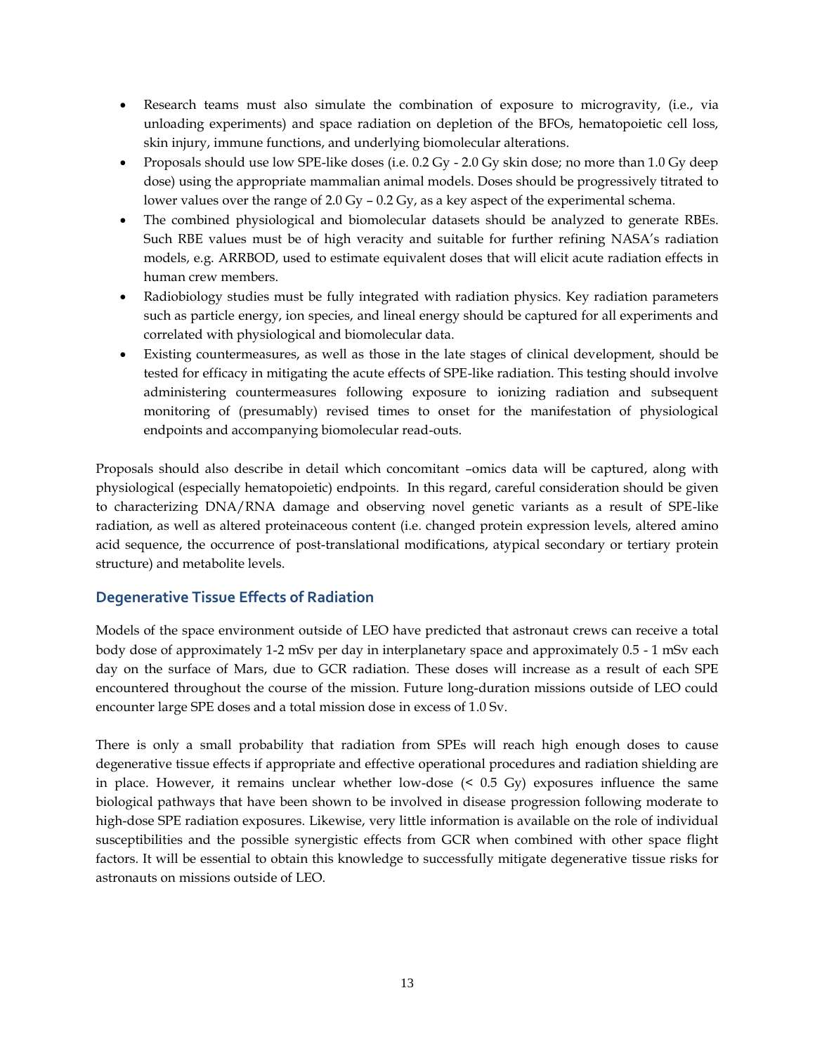- Research teams must also simulate the combination of exposure to microgravity, (i.e., via unloading experiments) and space radiation on depletion of the BFOs, hematopoietic cell loss, skin injury, immune functions, and underlying biomolecular alterations.
- Proposals should use low SPE-like doses (i.e. 0.2 Gy - 2.0 Gy skin dose; no more than 1.0 Gy deep dose) using the appropriate mammalian animal models. Doses should be progressively titrated to lower values over the range of 2.0 Gy – 0.2 Gy, as a key aspect of the experimental schema.
- The combined physiological and biomolecular datasets should be analyzed to generate RBEs. Such RBE values must be of high veracity and suitable for further refining NASA's radiation models, e.g. ARRBOD, used to estimate equivalent doses that will elicit acute radiation effects in human crew members.
- Radiobiology studies must be fully integrated with radiation physics. Key radiation parameters such as particle energy, ion species, and lineal energy should be captured for all experiments and correlated with physiological and biomolecular data.
- Existing countermeasures, as well as those in the late stages of clinical development, should be tested for efficacy in mitigating the acute effects of SPE-like radiation. This testing should involve administering countermeasures following exposure to ionizing radiation and subsequent monitoring of (presumably) revised times to onset for the manifestation of physiological endpoints and accompanying biomolecular read-outs.

Proposals should also describe in detail which concomitant –omics data will be captured, along with physiological (especially hematopoietic) endpoints. In this regard, careful consideration should be given to characterizing DNA/RNA damage and observing novel genetic variants as a result of SPE-like radiation, as well as altered proteinaceous content (i.e. changed protein expression levels, altered amino acid sequence, the occurrence of post-translational modifications, atypical secondary or tertiary protein structure) and metabolite levels.

### Degenerative Tissue Effects of Radiation

Models of the space environment outside of LEO have predicted that astronaut crews can receive a total body dose of approximately 1-2 mSv per day in interplanetary space and approximately 0.5 - 1 mSv each day on the surface of Mars, due to GCR radiation. These doses will increase as a result of each SPE encountered throughout the course of the mission. Future long-duration missions outside of LEO could encounter large SPE doses and a total mission dose in excess of 1.0 Sv.

There is only a small probability that radiation from SPEs will reach high enough doses to cause degenerative tissue effects if appropriate and effective operational procedures and radiation shielding are in place. However, it remains unclear whether low-dose (< 0.5 Gy) exposures influence the same biological pathways that have been shown to be involved in disease progression following moderate to high-dose SPE radiation exposures. Likewise, very little information is available on the role of individual susceptibilities and the possible synergistic effects from GCR when combined with other space flight factors. It will be essential to obtain this knowledge to successfully mitigate degenerative tissue risks for astronauts on missions outside of LEO.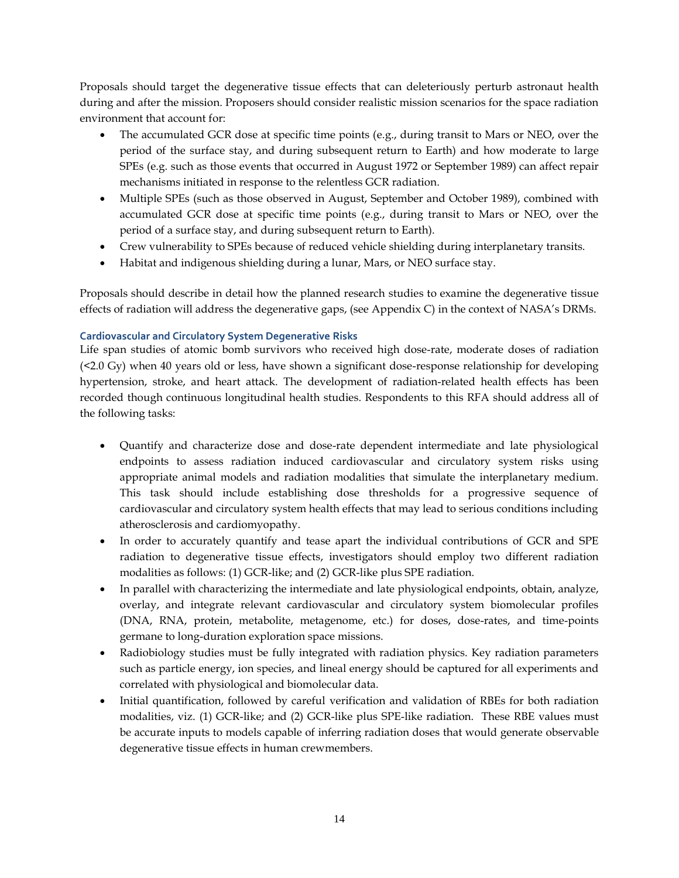Proposals should target the degenerative tissue effects that can deleteriously perturb astronaut health during and after the mission. Proposers should consider realistic mission scenarios for the space radiation environment that account for:

- The accumulated GCR dose at specific time points (e.g., during transit to Mars or NEO, over the period of the surface stay, and during subsequent return to Earth) and how moderate to large SPEs (e.g. such as those events that occurred in August 1972 or September 1989) can affect repair mechanisms initiated in response to the relentless GCR radiation.
- Multiple SPEs (such as those observed in August, September and October 1989), combined with accumulated GCR dose at specific time points (e.g., during transit to Mars or NEO, over the period of a surface stay, and during subsequent return to Earth).
- Crew vulnerability to SPEs because of reduced vehicle shielding during interplanetary transits.
- Habitat and indigenous shielding during a lunar, Mars, or NEO surface stay.

Proposals should describe in detail how the planned research studies to examine the degenerative tissue effects of radiation will address the degenerative gaps, (see Appendix C) in the context of NASA's DRMs.

### Cardiovascular and Circulatory System Degenerative Risks

Life span studies of atomic bomb survivors who received high dose-rate, moderate doses of radiation (<2.0 Gy) when 40 years old or less, have shown a significant dose-response relationship for developing hypertension, stroke, and heart attack. The development of radiation-related health effects has been recorded though continuous longitudinal health studies. Respondents to this RFA should address all of the following tasks:

- Quantify and characterize dose and dose-rate dependent intermediate and late physiological endpoints to assess radiation induced cardiovascular and circulatory system risks using appropriate animal models and radiation modalities that simulate the interplanetary medium. This task should include establishing dose thresholds for a progressive sequence of cardiovascular and circulatory system health effects that may lead to serious conditions including atherosclerosis and cardiomyopathy.
- In order to accurately quantify and tease apart the individual contributions of GCR and SPE radiation to degenerative tissue effects, investigators should employ two different radiation modalities as follows: (1) GCR-like; and (2) GCR-like plus SPE radiation.
- In parallel with characterizing the intermediate and late physiological endpoints, obtain, analyze, overlay, and integrate relevant cardiovascular and circulatory system biomolecular profiles (DNA, RNA, protein, metabolite, metagenome, etc.) for doses, dose-rates, and time-points germane to long-duration exploration space missions.
- Radiobiology studies must be fully integrated with radiation physics. Key radiation parameters such as particle energy, ion species, and lineal energy should be captured for all experiments and correlated with physiological and biomolecular data.
- Initial quantification, followed by careful verification and validation of RBEs for both radiation modalities, viz. (1) GCR-like; and (2) GCR-like plus SPE-like radiation. These RBE values must be accurate inputs to models capable of inferring radiation doses that would generate observable degenerative tissue effects in human crewmembers.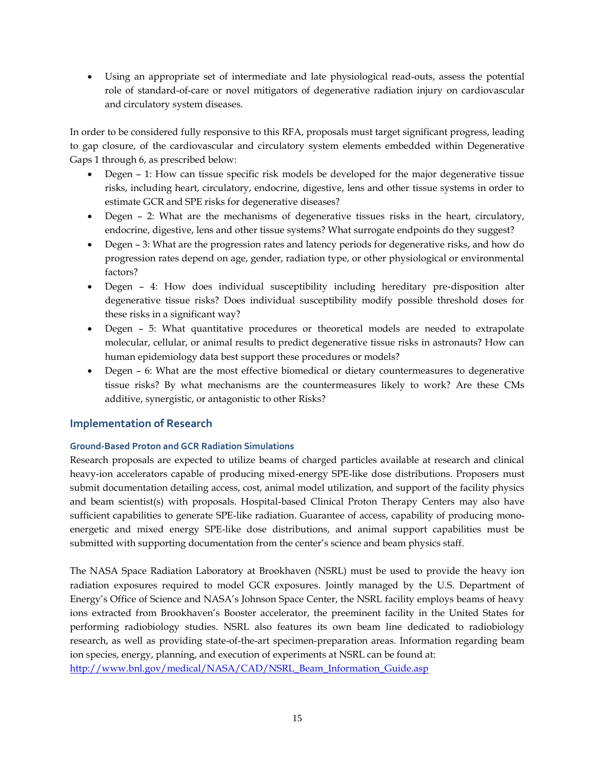- Using an appropriate set of intermediate and late physiological read-outs, assess the potential role of standard-of-care or novel mitigators of degenerative radiation injury on cardiovascular and circulatory system diseases.

In order to be considered fully responsive to this RFA, proposals must target significant progress, leading to gap closure, of the cardiovascular and circulatory system elements embedded within Degenerative Gaps 1 through 6, as prescribed below:

- Degen – 1: How can tissue specific risk models be developed for the major degenerative tissue risks, including heart, circulatory, endocrine, digestive, lens and other tissue systems in order to estimate GCR and SPE risks for degenerative diseases?
- Degen – 2: What are the mechanisms of degenerative tissues risks in the heart, circulatory, endocrine, digestive, lens and other tissue systems? What surrogate endpoints do they suggest?
- Degen – 3: What are the progression rates and latency periods for degenerative risks, and how do progression rates depend on age, gender, radiation type, or other physiological or environmental factors?
- Degen – 4: How does individual susceptibility including hereditary pre-disposition alter degenerative tissue risks? Does individual susceptibility modify possible threshold doses for these risks in a significant way?
- Degen – 5: What quantitative procedures or theoretical models are needed to extrapolate molecular, cellular, or animal results to predict degenerative tissue risks in astronauts? How can human epidemiology data best support these procedures or models?
- Degen – 6: What are the most effective biomedical or dietary countermeasures to degenerative tissue risks? By what mechanisms are the countermeasures likely to work? Are these CMs additive, synergistic, or antagonistic to other Risks?

## Implementation of Research

### Ground-Based Proton and GCR Radiation Simulations

Research proposals are expected to utilize beams of charged particles available at research and clinical heavy-ion accelerators capable of producing mixed-energy SPE-like dose distributions. Proposers must submit documentation detailing access, cost, animal model utilization, and support of the facility physics and beam scientist(s) with proposals. Hospital-based Clinical Proton Therapy Centers may also have sufficient capabilities to generate SPE-like radiation. Guarantee of access, capability of producing mono-energetic and mixed energy SPE-like dose distributions, and animal support capabilities must be submitted with supporting documentation from the center's science and beam physics staff.

The NASA Space Radiation Laboratory at Brookhaven (NSRL) must be used to provide the heavy ion radiation exposures required to model GCR exposures. Jointly managed by the U.S. Department of Energy's Office of Science and NASA's Johnson Space Center, the NSRL facility employs beams of heavy ions extracted from Brookhaven's Booster accelerator, the preeminent facility in the United States for performing radiobiology studies. NSRL also features its own beam line dedicated to radiobiology research, as well as providing state-of-the-art specimen-preparation areas. Information regarding beam ion species, energy, planning, and execution of experiments at NSRL can be found at: [http://www.bnl.gov/medical/NASA/CAD/NSRL_Beam_Information_Guide.asp](http://www.bnl.gov/medical/NASA/CAD/NSRL_Beam_Information_Guide.asp)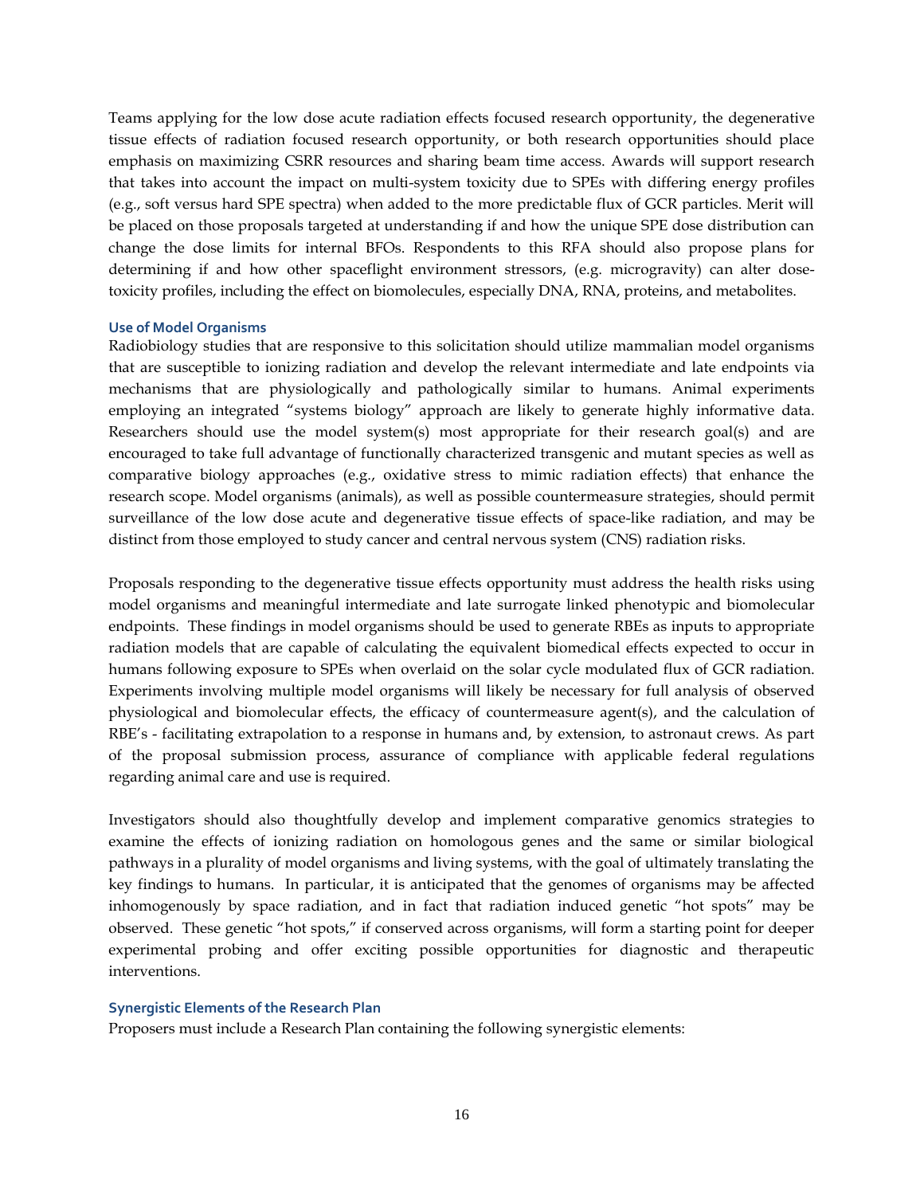Teams applying for the low dose acute radiation effects focused research opportunity, the degenerative tissue effects of radiation focused research opportunity, or both research opportunities should place emphasis on maximizing CSRR resources and sharing beam time access. Awards will support research that takes into account the impact on multi-system toxicity due to SPEs with differing energy profiles (e.g., soft versus hard SPE spectra) when added to the more predictable flux of GCR particles. Merit will be placed on those proposals targeted at understanding if and how the unique SPE dose distribution can change the dose limits for internal BFOs. Respondents to this RFA should also propose plans for determining if and how other spaceflight environment stressors, (e.g. microgravity) can alter dose-toxicity profiles, including the effect on biomolecules, especially DNA, RNA, proteins, and metabolites.

### Use of Model Organisms

Radiobiology studies that are responsive to this solicitation should utilize mammalian model organisms that are susceptible to ionizing radiation and develop the relevant intermediate and late endpoints via mechanisms that are physiologically and pathologically similar to humans. Animal experiments employing an integrated "systems biology" approach are likely to generate highly informative data. Researchers should use the model system(s) most appropriate for their research goal(s) and are encouraged to take full advantage of functionally characterized transgenic and mutant species as well as comparative biology approaches (e.g., oxidative stress to mimic radiation effects) that enhance the research scope. Model organisms (animals), as well as possible countermeasure strategies, should permit surveillance of the low dose acute and degenerative tissue effects of space-like radiation, and may be distinct from those employed to study cancer and central nervous system (CNS) radiation risks.

Proposals responding to the degenerative tissue effects opportunity must address the health risks using model organisms and meaningful intermediate and late surrogate linked phenotypic and biomolecular endpoints. These findings in model organisms should be used to generate RBEs as inputs to appropriate radiation models that are capable of calculating the equivalent biomedical effects expected to occur in humans following exposure to SPEs when overlaid on the solar cycle modulated flux of GCR radiation. Experiments involving multiple model organisms will likely be necessary for full analysis of observed physiological and biomolecular effects, the efficacy of countermeasure agent(s), and the calculation of RBE's - facilitating extrapolation to a response in humans and, by extension, to astronaut crews. As part of the proposal submission process, assurance of compliance with applicable federal regulations regarding animal care and use is required.

Investigators should also thoughtfully develop and implement comparative genomics strategies to examine the effects of ionizing radiation on homologous genes and the same or similar biological pathways in a plurality of model organisms and living systems, with the goal of ultimately translating the key findings to humans. In particular, it is anticipated that the genomes of organisms may be affected inhomogenously by space radiation, and in fact that radiation induced genetic "hot spots" may be observed. These genetic "hot spots," if conserved across organisms, will form a starting point for deeper experimental probing and offer exciting possible opportunities for diagnostic and therapeutic interventions.

### Synergistic Elements of the Research Plan

Proposers must include a Research Plan containing the following synergistic elements: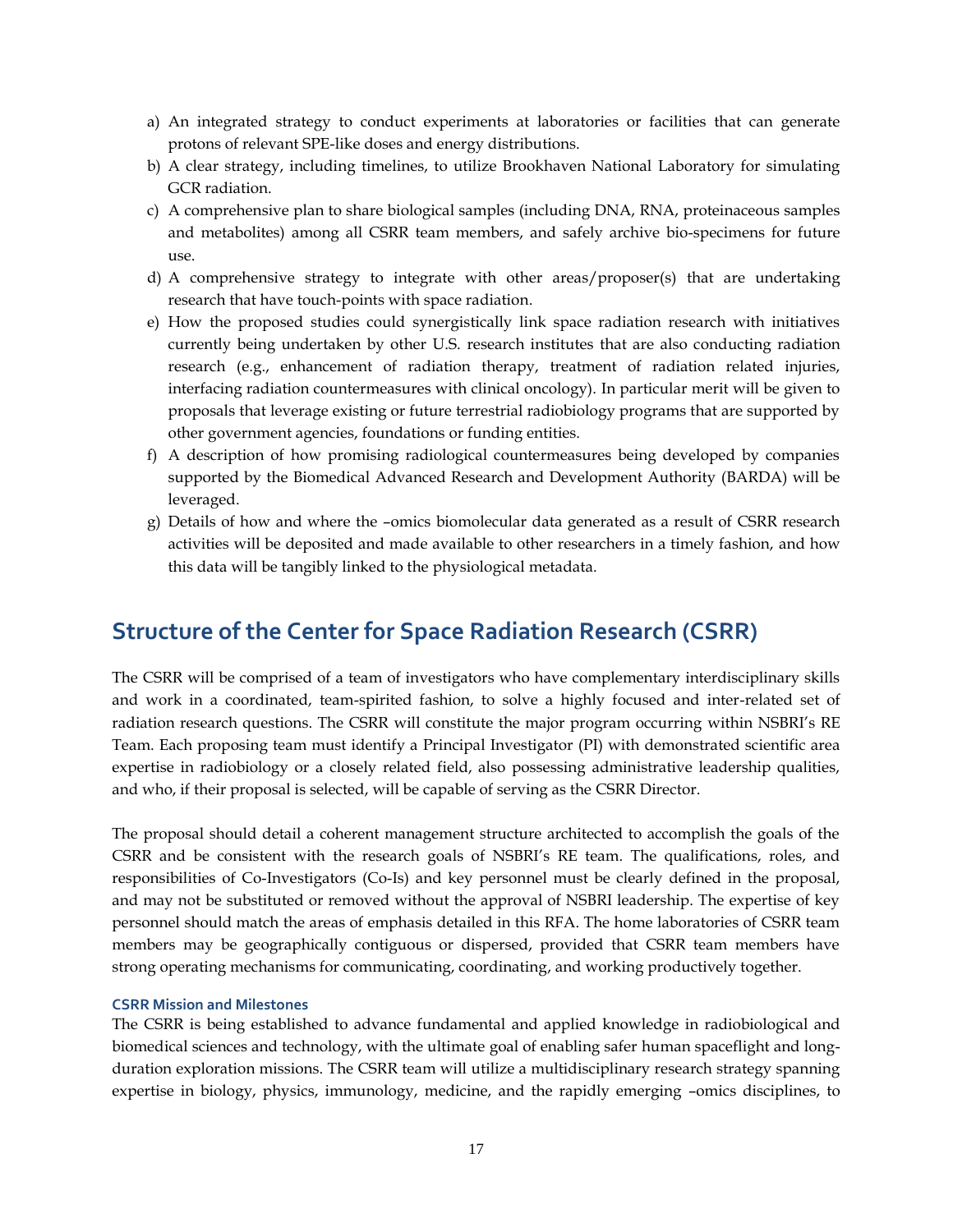a) An integrated strategy to conduct experiments at laboratories or facilities that can generate protons of relevant SPE-like doses and energy distributions.
b) A clear strategy, including timelines, to utilize Brookhaven National Laboratory for simulating GCR radiation.
c) A comprehensive plan to share biological samples (including DNA, RNA, proteinaceous samples and metabolites) among all CSRR team members, and safely archive bio-specimens for future use.
d) A comprehensive strategy to integrate with other areas/proposer(s) that are undertaking research that have touch-points with space radiation.
e) How the proposed studies could synergistically link space radiation research with initiatives currently being undertaken by other U.S. research institutes that are also conducting radiation research (e.g., enhancement of radiation therapy, treatment of radiation related injuries, interfacing radiation countermeasures with clinical oncology). In particular merit will be given to proposals that leverage existing or future terrestrial radiobiology programs that are supported by other government agencies, foundations or funding entities.
f) A description of how promising radiological countermeasures being developed by companies supported by the Biomedical Advanced Research and Development Authority (BARDA) will be leveraged.
g) Details of how and where the –omics biomolecular data generated as a result of CSRR research activities will be deposited and made available to other researchers in a timely fashion, and how this data will be tangibly linked to the physiological metadata.

## Structure of the Center for Space Radiation Research (CSRR)

The CSRR will be comprised of a team of investigators who have complementary interdisciplinary skills and work in a coordinated, team-spirited fashion, to solve a highly focused and inter-related set of radiation research questions. The CSRR will constitute the major program occurring within NSBRI's RE Team. Each proposing team must identify a Principal Investigator (PI) with demonstrated scientific area expertise in radiobiology or a closely related field, also possessing administrative leadership qualities, and who, if their proposal is selected, will be capable of serving as the CSRR Director.

The proposal should detail a coherent management structure architected to accomplish the goals of the CSRR and be consistent with the research goals of NSBRI's RE team. The qualifications, roles, and responsibilities of Co-Investigators (Co-Is) and key personnel must be clearly defined in the proposal, and may not be substituted or removed without the approval of NSBRI leadership. The expertise of key personnel should match the areas of emphasis detailed in this RFA. The home laboratories of CSRR team members may be geographically contiguous or dispersed, provided that CSRR team members have strong operating mechanisms for communicating, coordinating, and working productively together.

#### CSRR Mission and Milestones

The CSRR is being established to advance fundamental and applied knowledge in radiobiological and biomedical sciences and technology, with the ultimate goal of enabling safer human spaceflight and long-duration exploration missions. The CSRR team will utilize a multidisciplinary research strategy spanning expertise in biology, physics, immunology, medicine, and the rapidly emerging –omics disciplines, to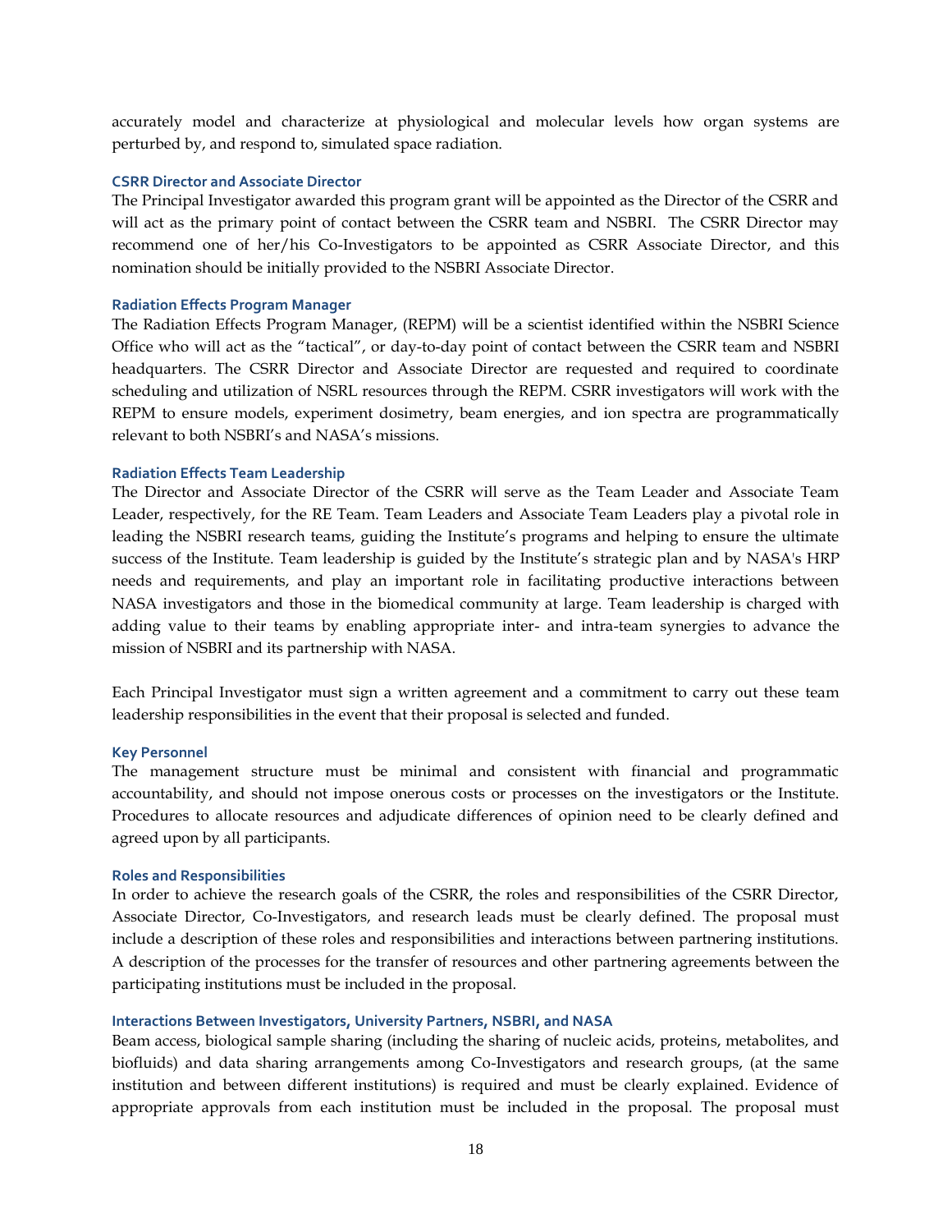accurately model and characterize at physiological and molecular levels how organ systems are perturbed by, and respond to, simulated space radiation.

### CSRR Director and Associate Director

The Principal Investigator awarded this program grant will be appointed as the Director of the CSRR and will act as the primary point of contact between the CSRR team and NSBRI. The CSRR Director may recommend one of her/his Co-Investigators to be appointed as CSRR Associate Director, and this nomination should be initially provided to the NSBRI Associate Director.

### Radiation Effects Program Manager

The Radiation Effects Program Manager, (REPM) will be a scientist identified within the NSBRI Science Office who will act as the "tactical", or day-to-day point of contact between the CSRR team and NSBRI headquarters. The CSRR Director and Associate Director are requested and required to coordinate scheduling and utilization of NSRL resources through the REPM. CSRR investigators will work with the REPM to ensure models, experiment dosimetry, beam energies, and ion spectra are programmatically relevant to both NSBRI's and NASA's missions.

### Radiation Effects Team Leadership

The Director and Associate Director of the CSRR will serve as the Team Leader and Associate Team Leader, respectively, for the RE Team. Team Leaders and Associate Team Leaders play a pivotal role in leading the NSBRI research teams, guiding the Institute's programs and helping to ensure the ultimate success of the Institute. Team leadership is guided by the Institute's strategic plan and by NASA's HRP needs and requirements, and play an important role in facilitating productive interactions between NASA investigators and those in the biomedical community at large. Team leadership is charged with adding value to their teams by enabling appropriate inter- and intra-team synergies to advance the mission of NSBRI and its partnership with NASA.

Each Principal Investigator must sign a written agreement and a commitment to carry out these team leadership responsibilities in the event that their proposal is selected and funded.

### Key Personnel

The management structure must be minimal and consistent with financial and programmatic accountability, and should not impose onerous costs or processes on the investigators or the Institute. Procedures to allocate resources and adjudicate differences of opinion need to be clearly defined and agreed upon by all participants.

### Roles and Responsibilities

In order to achieve the research goals of the CSRR, the roles and responsibilities of the CSRR Director, Associate Director, Co-Investigators, and research leads must be clearly defined. The proposal must include a description of these roles and responsibilities and interactions between partnering institutions. A description of the processes for the transfer of resources and other partnering agreements between the participating institutions must be included in the proposal.

### Interactions Between Investigators, University Partners, NSBRI, and NASA

Beam access, biological sample sharing (including the sharing of nucleic acids, proteins, metabolites, and biofluids) and data sharing arrangements among Co-Investigators and research groups, (at the same institution and between different institutions) is required and must be clearly explained. Evidence of appropriate approvals from each institution must be included in the proposal. The proposal must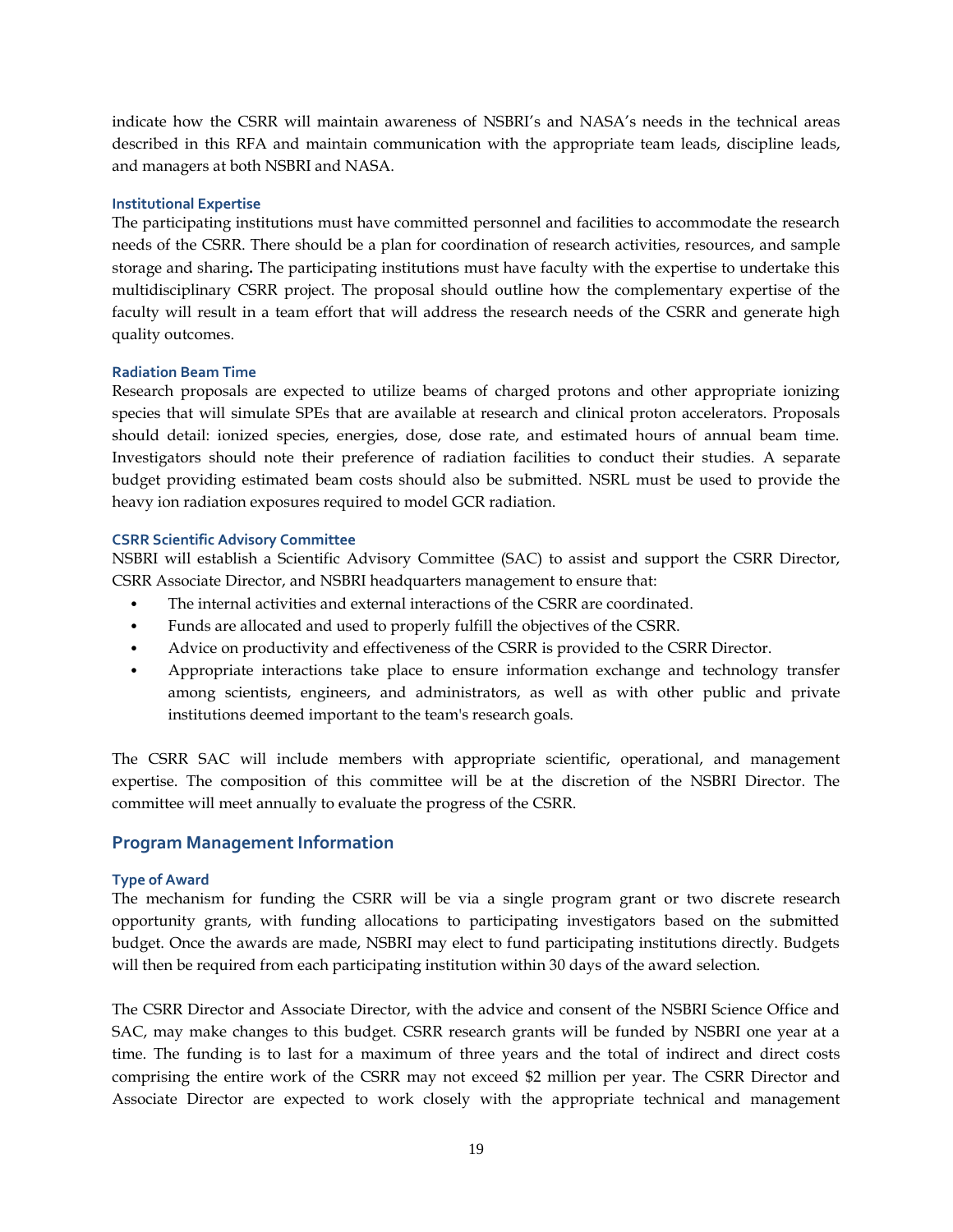indicate how the CSRR will maintain awareness of NSBRI's and NASA's needs in the technical areas described in this RFA and maintain communication with the appropriate team leads, discipline leads, and managers at both NSBRI and NASA.

#### Institutional Expertise

The participating institutions must have committed personnel and facilities to accommodate the research needs of the CSRR. There should be a plan for coordination of research activities, resources, and sample storage and sharing**.** The participating institutions must have faculty with the expertise to undertake this multidisciplinary CSRR project. The proposal should outline how the complementary expertise of the faculty will result in a team effort that will address the research needs of the CSRR and generate high quality outcomes.

#### Radiation Beam Time

Research proposals are expected to utilize beams of charged protons and other appropriate ionizing species that will simulate SPEs that are available at research and clinical proton accelerators. Proposals should detail: ionized species, energies, dose, dose rate, and estimated hours of annual beam time. Investigators should note their preference of radiation facilities to conduct their studies. A separate budget providing estimated beam costs should also be submitted. NSRL must be used to provide the heavy ion radiation exposures required to model GCR radiation.

#### CSRR Scientific Advisory Committee

NSBRI will establish a Scientific Advisory Committee (SAC) to assist and support the CSRR Director, CSRR Associate Director, and NSBRI headquarters management to ensure that:

- The internal activities and external interactions of the CSRR are coordinated.
- Funds are allocated and used to properly fulfill the objectives of the CSRR.
- Advice on productivity and effectiveness of the CSRR is provided to the CSRR Director.
- Appropriate interactions take place to ensure information exchange and technology transfer among scientists, engineers, and administrators, as well as with other public and private institutions deemed important to the team's research goals.

The CSRR SAC will include members with appropriate scientific, operational, and management expertise. The composition of this committee will be at the discretion of the NSBRI Director. The committee will meet annually to evaluate the progress of the CSRR.

### Program Management Information

#### Type of Award

The mechanism for funding the CSRR will be via a single program grant or two discrete research opportunity grants, with funding allocations to participating investigators based on the submitted budget. Once the awards are made, NSBRI may elect to fund participating institutions directly. Budgets will then be required from each participating institution within 30 days of the award selection.

The CSRR Director and Associate Director, with the advice and consent of the NSBRI Science Office and SAC, may make changes to this budget. CSRR research grants will be funded by NSBRI one year at a time. The funding is to last for a maximum of three years and the total of indirect and direct costs comprising the entire work of the CSRR may not exceed $2 million per year. The CSRR Director and Associate Director are expected to work closely with the appropriate technical and management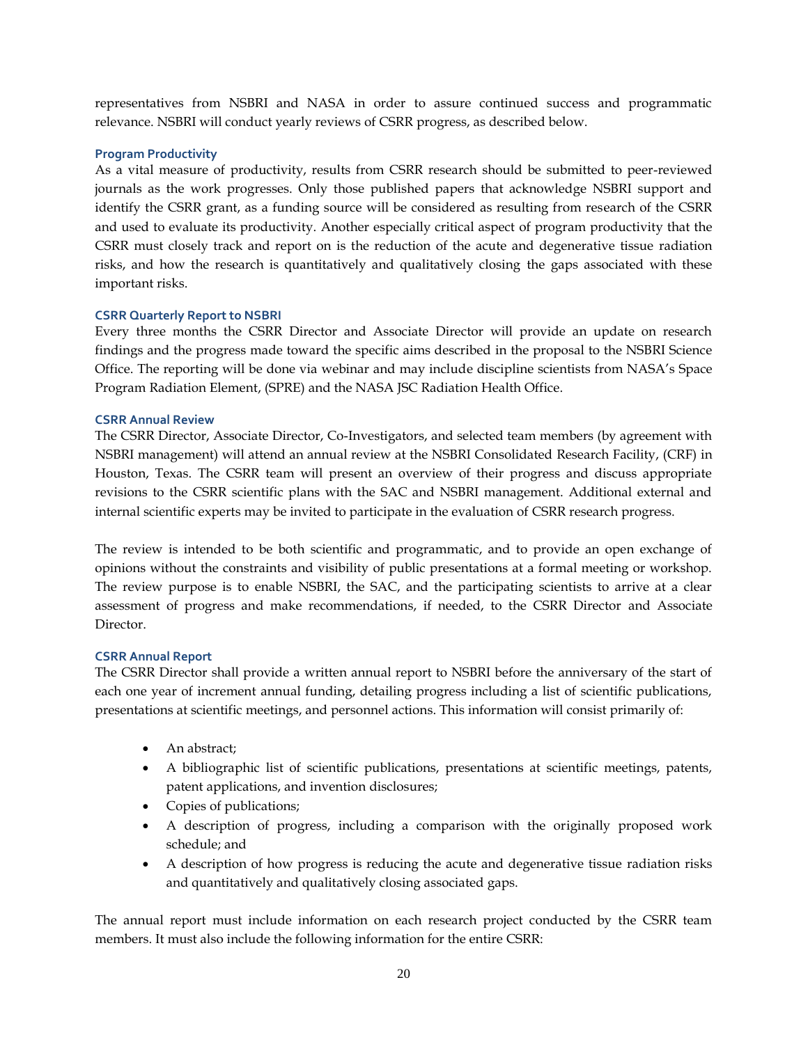representatives from NSBRI and NASA in order to assure continued success and programmatic relevance. NSBRI will conduct yearly reviews of CSRR progress, as described below.

#### Program Productivity

As a vital measure of productivity, results from CSRR research should be submitted to peer-reviewed journals as the work progresses. Only those published papers that acknowledge NSBRI support and identify the CSRR grant, as a funding source will be considered as resulting from research of the CSRR and used to evaluate its productivity. Another especially critical aspect of program productivity that the CSRR must closely track and report on is the reduction of the acute and degenerative tissue radiation risks, and how the research is quantitatively and qualitatively closing the gaps associated with these important risks.

#### CSRR Quarterly Report to NSBRI

Every three months the CSRR Director and Associate Director will provide an update on research findings and the progress made toward the specific aims described in the proposal to the NSBRI Science Office. The reporting will be done via webinar and may include discipline scientists from NASA's Space Program Radiation Element, (SPRE) and the NASA JSC Radiation Health Office.

#### CSRR Annual Review

The CSRR Director, Associate Director, Co-Investigators, and selected team members (by agreement with NSBRI management) will attend an annual review at the NSBRI Consolidated Research Facility, (CRF) in Houston, Texas. The CSRR team will present an overview of their progress and discuss appropriate revisions to the CSRR scientific plans with the SAC and NSBRI management. Additional external and internal scientific experts may be invited to participate in the evaluation of CSRR research progress.

The review is intended to be both scientific and programmatic, and to provide an open exchange of opinions without the constraints and visibility of public presentations at a formal meeting or workshop. The review purpose is to enable NSBRI, the SAC, and the participating scientists to arrive at a clear assessment of progress and make recommendations, if needed, to the CSRR Director and Associate Director.

#### CSRR Annual Report

The CSRR Director shall provide a written annual report to NSBRI before the anniversary of the start of each one year of increment annual funding, detailing progress including a list of scientific publications, presentations at scientific meetings, and personnel actions. This information will consist primarily of:

- An abstract;
- A bibliographic list of scientific publications, presentations at scientific meetings, patents, patent applications, and invention disclosures;
- Copies of publications;
- A description of progress, including a comparison with the originally proposed work schedule; and
- A description of how progress is reducing the acute and degenerative tissue radiation risks and quantitatively and qualitatively closing associated gaps.

The annual report must include information on each research project conducted by the CSRR team members. It must also include the following information for the entire CSRR: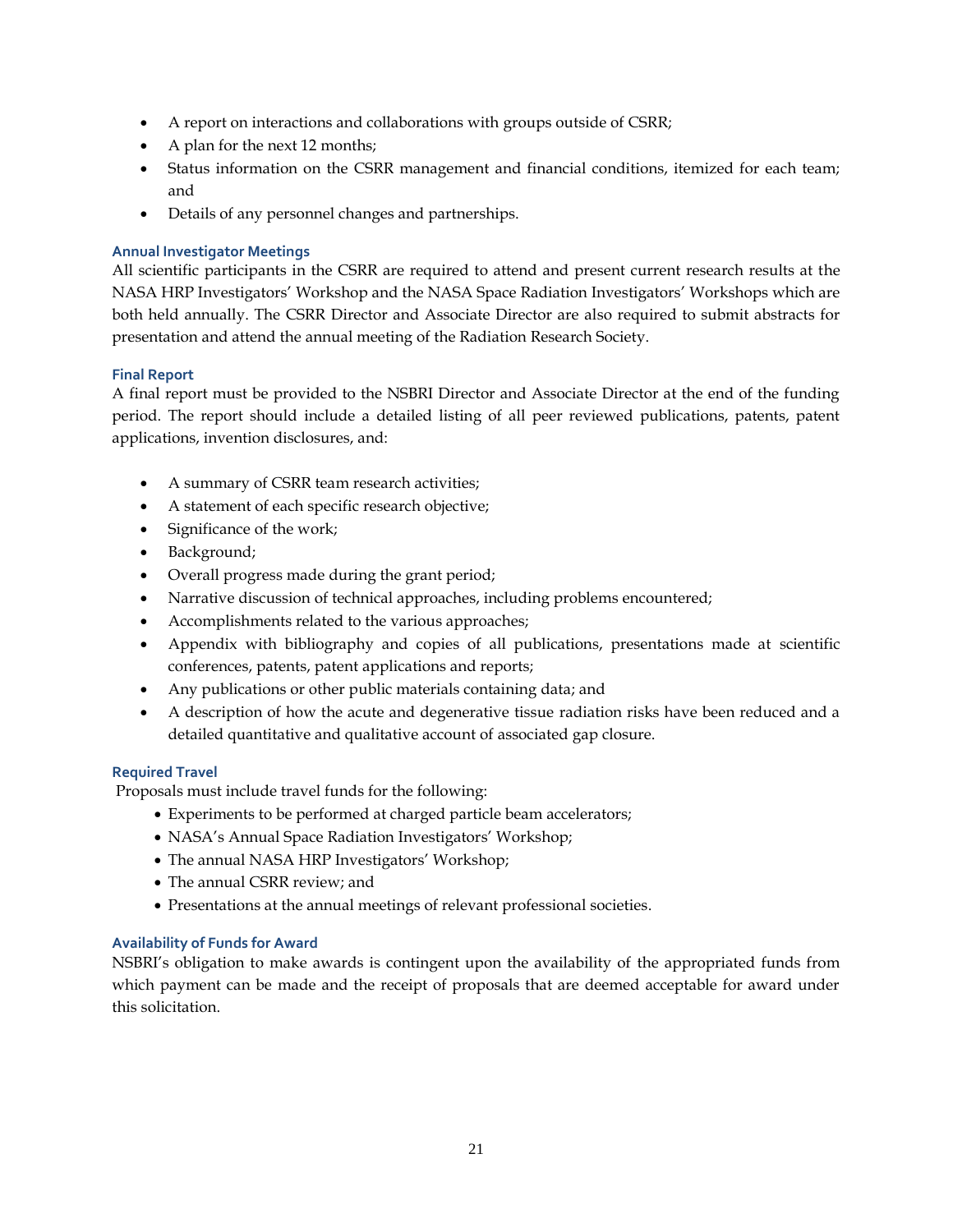- A report on interactions and collaborations with groups outside of CSRR;
- A plan for the next 12 months;
- Status information on the CSRR management and financial conditions, itemized for each team; and
- Details of any personnel changes and partnerships.

### Annual Investigator Meetings

All scientific participants in the CSRR are required to attend and present current research results at the NASA HRP Investigators' Workshop and the NASA Space Radiation Investigators' Workshops which are both held annually. The CSRR Director and Associate Director are also required to submit abstracts for presentation and attend the annual meeting of the Radiation Research Society.

### Final Report

A final report must be provided to the NSBRI Director and Associate Director at the end of the funding period. The report should include a detailed listing of all peer reviewed publications, patents, patent applications, invention disclosures, and:

- A summary of CSRR team research activities;
- A statement of each specific research objective;
- Significance of the work;
- Background;
- Overall progress made during the grant period;
- Narrative discussion of technical approaches, including problems encountered;
- Accomplishments related to the various approaches;
- Appendix with bibliography and copies of all publications, presentations made at scientific conferences, patents, patent applications and reports;
- Any publications or other public materials containing data; and
- A description of how the acute and degenerative tissue radiation risks have been reduced and a detailed quantitative and qualitative account of associated gap closure.

### Required Travel

Proposals must include travel funds for the following:

- Experiments to be performed at charged particle beam accelerators;
- NASA's Annual Space Radiation Investigators' Workshop;
- The annual NASA HRP Investigators' Workshop;
- The annual CSRR review; and
- Presentations at the annual meetings of relevant professional societies.

### Availability of Funds for Award

NSBRI's obligation to make awards is contingent upon the availability of the appropriated funds from which payment can be made and the receipt of proposals that are deemed acceptable for award under this solicitation.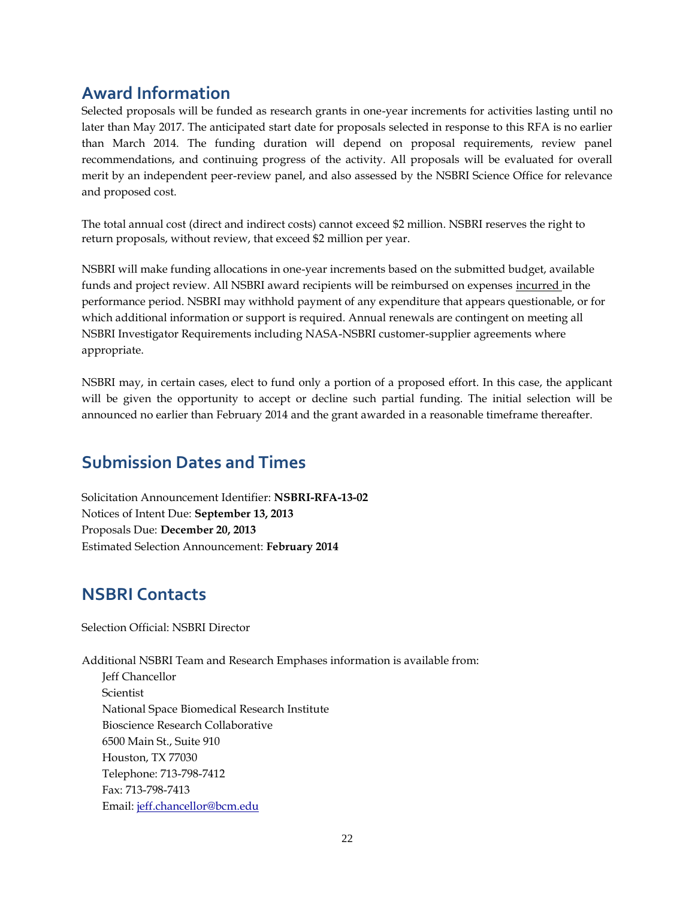## Award Information

Selected proposals will be funded as research grants in one-year increments for activities lasting until no later than May 2017. The anticipated start date for proposals selected in response to this RFA is no earlier than March 2014. The funding duration will depend on proposal requirements, review panel recommendations, and continuing progress of the activity. All proposals will be evaluated for overall merit by an independent peer-review panel, and also assessed by the NSBRI Science Office for relevance and proposed cost.

The total annual cost (direct and indirect costs) cannot exceed $2 million. NSBRI reserves the right to return proposals, without review, that exceed $2 million per year.

NSBRI will make funding allocations in one-year increments based on the submitted budget, available funds and project review. All NSBRI award recipients will be reimbursed on expenses incurred in the performance period. NSBRI may withhold payment of any expenditure that appears questionable, or for which additional information or support is required. Annual renewals are contingent on meeting all NSBRI Investigator Requirements including NASA-NSBRI customer-supplier agreements where appropriate.

NSBRI may, in certain cases, elect to fund only a portion of a proposed effort. In this case, the applicant will be given the opportunity to accept or decline such partial funding. The initial selection will be announced no earlier than February 2014 and the grant awarded in a reasonable timeframe thereafter.

## Submission Dates and Times

Solicitation Announcement Identifier: **NSBRI-RFA-13-02**
Notices of Intent Due: **September 13, 2013**
Proposals Due: **December 20, 2013**
Estimated Selection Announcement: **February 2014**

## NSBRI Contacts

Selection Official: NSBRI Director

Additional NSBRI Team and Research Emphases information is available from:

Jeff Chancellor
Scientist
National Space Biomedical Research Institute
Bioscience Research Collaborative
6500 Main St., Suite 910
Houston, TX 77030
Telephone: 713-798-7412
Fax: 713-798-7413
Email: jeff.chancellor@bcm.edu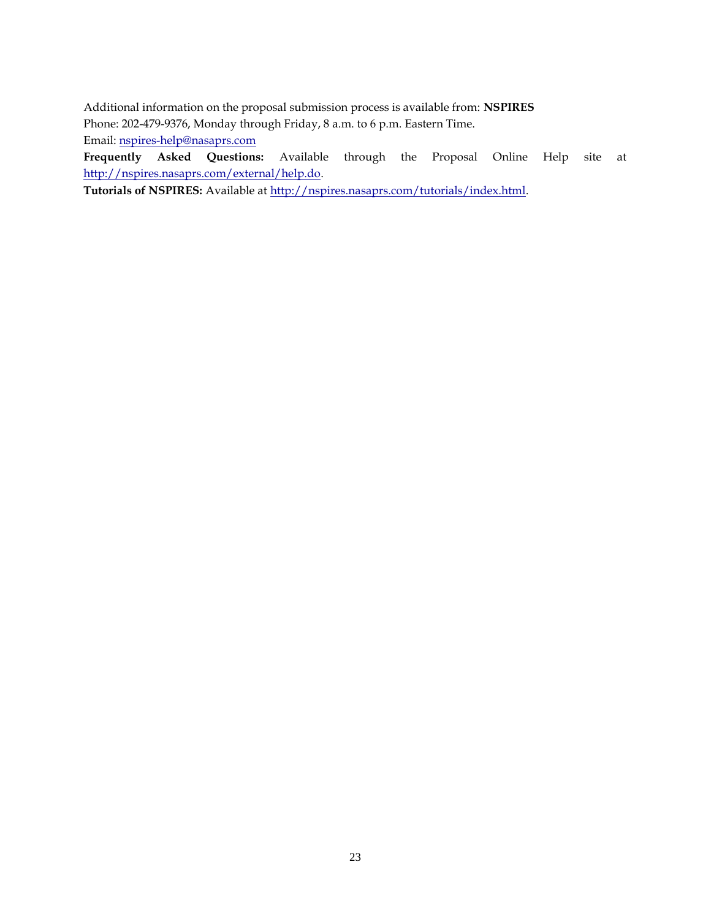Additional information on the proposal submission process is available from: **NSPIRES**
Phone: 202-479-9376, Monday through Friday, 8 a.m. to 6 p.m. Eastern Time.
Email: nspires-help@nasaprs.com
**Frequently Asked Questions:** Available through the Proposal Online Help site at http://nspires.nasaprs.com/external/help.do.
**Tutorials of NSPIRES:** Available at http://nspires.nasaprs.com/tutorials/index.html.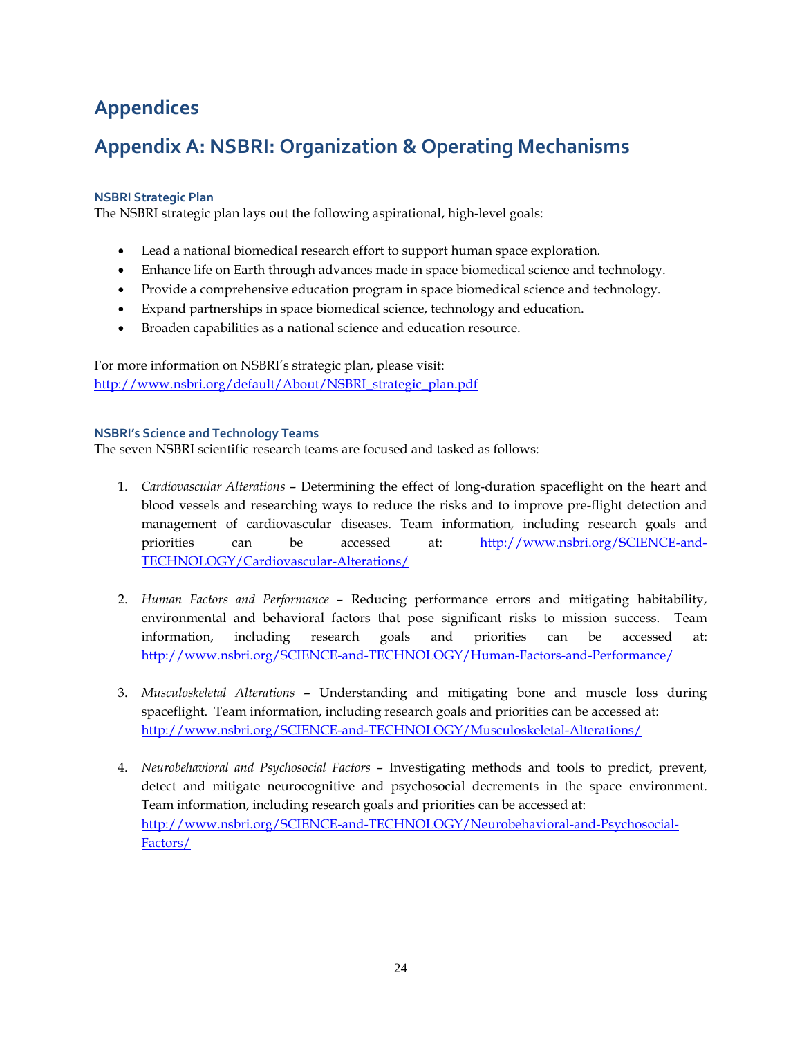# Appendices

## Appendix A: NSBRI: Organization & Operating Mechanisms

#### NSBRI Strategic Plan

The NSBRI strategic plan lays out the following aspirational, high-level goals:

- Lead a national biomedical research effort to support human space exploration.
- Enhance life on Earth through advances made in space biomedical science and technology.
- Provide a comprehensive education program in space biomedical science and technology.
- Expand partnerships in space biomedical science, technology and education.
- Broaden capabilities as a national science and education resource.

For more information on NSBRI's strategic plan, please visit:
http://www.nsbri.org/default/About/NSBRI_strategic_plan.pdf

#### NSBRI's Science and Technology Teams

The seven NSBRI scientific research teams are focused and tasked as follows:

1. *Cardiovascular Alterations* – Determining the effect of long-duration spaceflight on the heart and blood vessels and researching ways to reduce the risks and to improve pre-flight detection and management of cardiovascular diseases. Team information, including research goals and priorities can be accessed at: http://www.nsbri.org/SCIENCE-and-TECHNOLOGY/Cardiovascular-Alterations/

2. *Human Factors and Performance* – Reducing performance errors and mitigating habitability, environmental and behavioral factors that pose significant risks to mission success. Team information, including research goals and priorities can be accessed at: http://www.nsbri.org/SCIENCE-and-TECHNOLOGY/Human-Factors-and-Performance/

3. *Musculoskeletal Alterations* – Understanding and mitigating bone and muscle loss during spaceflight. Team information, including research goals and priorities can be accessed at: http://www.nsbri.org/SCIENCE-and-TECHNOLOGY/Musculoskeletal-Alterations/

4. *Neurobehavioral and Psychosocial Factors* – Investigating methods and tools to predict, prevent, detect and mitigate neurocognitive and psychosocial decrements in the space environment. Team information, including research goals and priorities can be accessed at: http://www.nsbri.org/SCIENCE-and-TECHNOLOGY/Neurobehavioral-and-Psychosocial-Factors/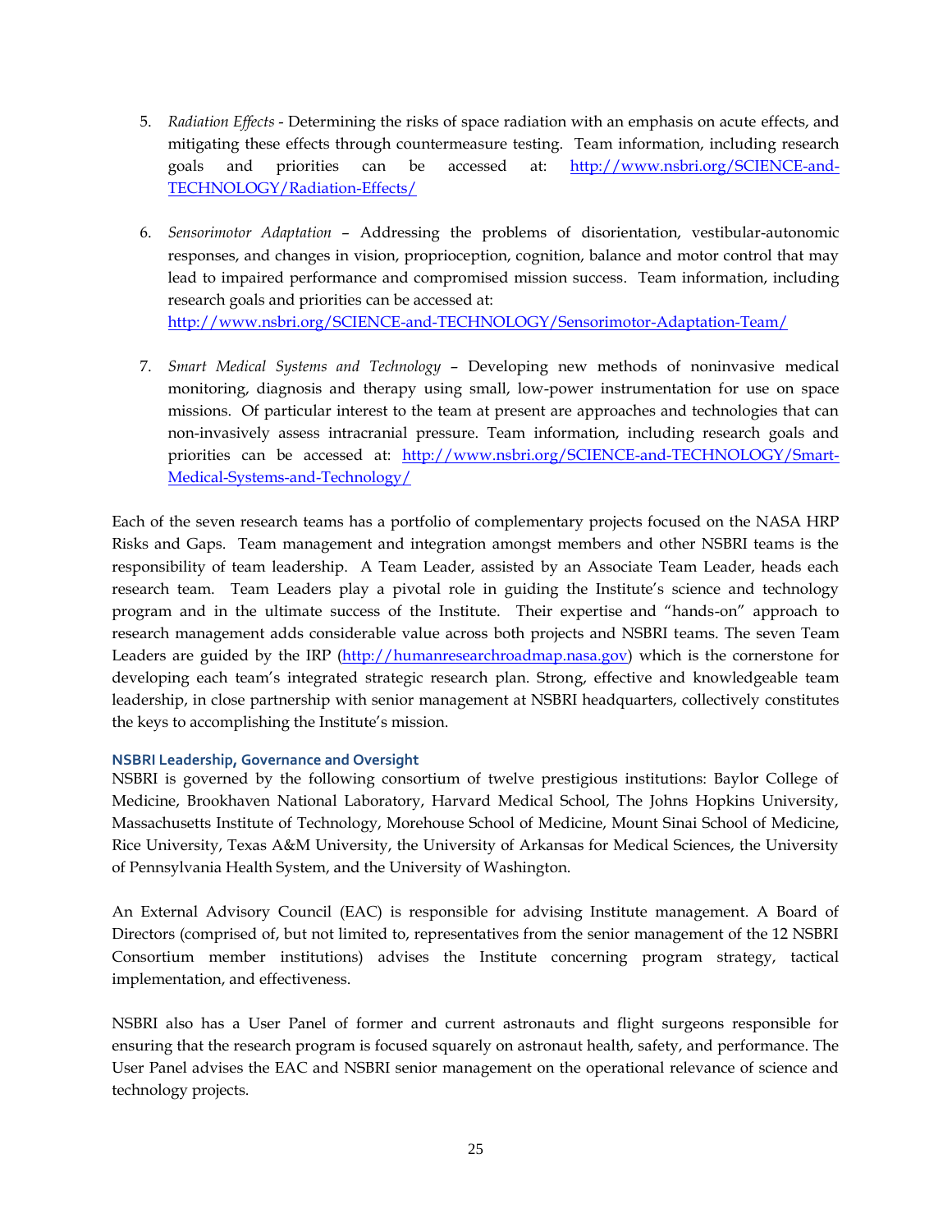5. *Radiation Effects* - Determining the risks of space radiation with an emphasis on acute effects, and mitigating these effects through countermeasure testing. Team information, including research goals and priorities can be accessed at: [http://www.nsbri.org/SCIENCE-and-TECHNOLOGY/Radiation-Effects/](http://www.nsbri.org/SCIENCE-and-TECHNOLOGY/Radiation-Effects/)

6. *Sensorimotor Adaptation* – Addressing the problems of disorientation, vestibular-autonomic responses, and changes in vision, proprioception, cognition, balance and motor control that may lead to impaired performance and compromised mission success. Team information, including research goals and priorities can be accessed at: [http://www.nsbri.org/SCIENCE-and-TECHNOLOGY/Sensorimotor-Adaptation-Team/](http://www.nsbri.org/SCIENCE-and-TECHNOLOGY/Sensorimotor-Adaptation-Team/)

7. *Smart Medical Systems and Technology* – Developing new methods of noninvasive medical monitoring, diagnosis and therapy using small, low-power instrumentation for use on space missions. Of particular interest to the team at present are approaches and technologies that can non-invasively assess intracranial pressure. Team information, including research goals and priorities can be accessed at: [http://www.nsbri.org/SCIENCE-and-TECHNOLOGY/Smart-Medical-Systems-and-Technology/](http://www.nsbri.org/SCIENCE-and-TECHNOLOGY/Smart-Medical-Systems-and-Technology/)

Each of the seven research teams has a portfolio of complementary projects focused on the NASA HRP Risks and Gaps. Team management and integration amongst members and other NSBRI teams is the responsibility of team leadership. A Team Leader, assisted by an Associate Team Leader, heads each research team. Team Leaders play a pivotal role in guiding the Institute's science and technology program and in the ultimate success of the Institute. Their expertise and "hands-on" approach to research management adds considerable value across both projects and NSBRI teams. The seven Team Leaders are guided by the IRP ([http://humanresearchroadmap.nasa.gov](http://humanresearchroadmap.nasa.gov)) which is the cornerstone for developing each team's integrated strategic research plan. Strong, effective and knowledgeable team leadership, in close partnership with senior management at NSBRI headquarters, collectively constitutes the keys to accomplishing the Institute's mission.

#### NSBRI Leadership, Governance and Oversight

NSBRI is governed by the following consortium of twelve prestigious institutions: Baylor College of Medicine, Brookhaven National Laboratory, Harvard Medical School, The Johns Hopkins University, Massachusetts Institute of Technology, Morehouse School of Medicine, Mount Sinai School of Medicine, Rice University, Texas A&M University, the University of Arkansas for Medical Sciences, the University of Pennsylvania Health System, and the University of Washington.

An External Advisory Council (EAC) is responsible for advising Institute management. A Board of Directors (comprised of, but not limited to, representatives from the senior management of the 12 NSBRI Consortium member institutions) advises the Institute concerning program strategy, tactical implementation, and effectiveness.

NSBRI also has a User Panel of former and current astronauts and flight surgeons responsible for ensuring that the research program is focused squarely on astronaut health, safety, and performance. The User Panel advises the EAC and NSBRI senior management on the operational relevance of science and technology projects.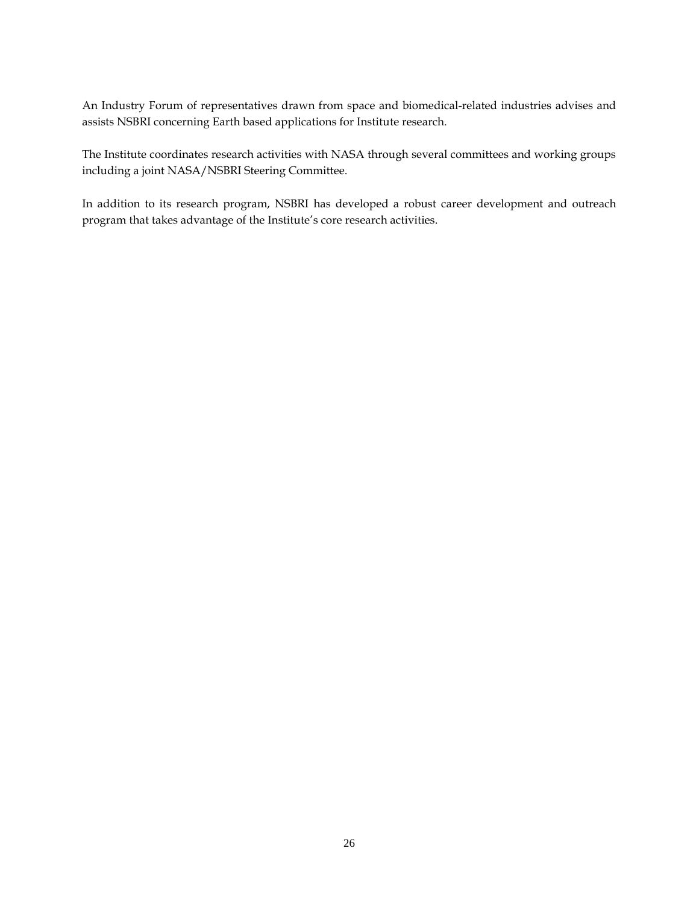An Industry Forum of representatives drawn from space and biomedical-related industries advises and assists NSBRI concerning Earth based applications for Institute research.

The Institute coordinates research activities with NASA through several committees and working groups including a joint NASA/NSBRI Steering Committee.

In addition to its research program, NSBRI has developed a robust career development and outreach program that takes advantage of the Institute's core research activities.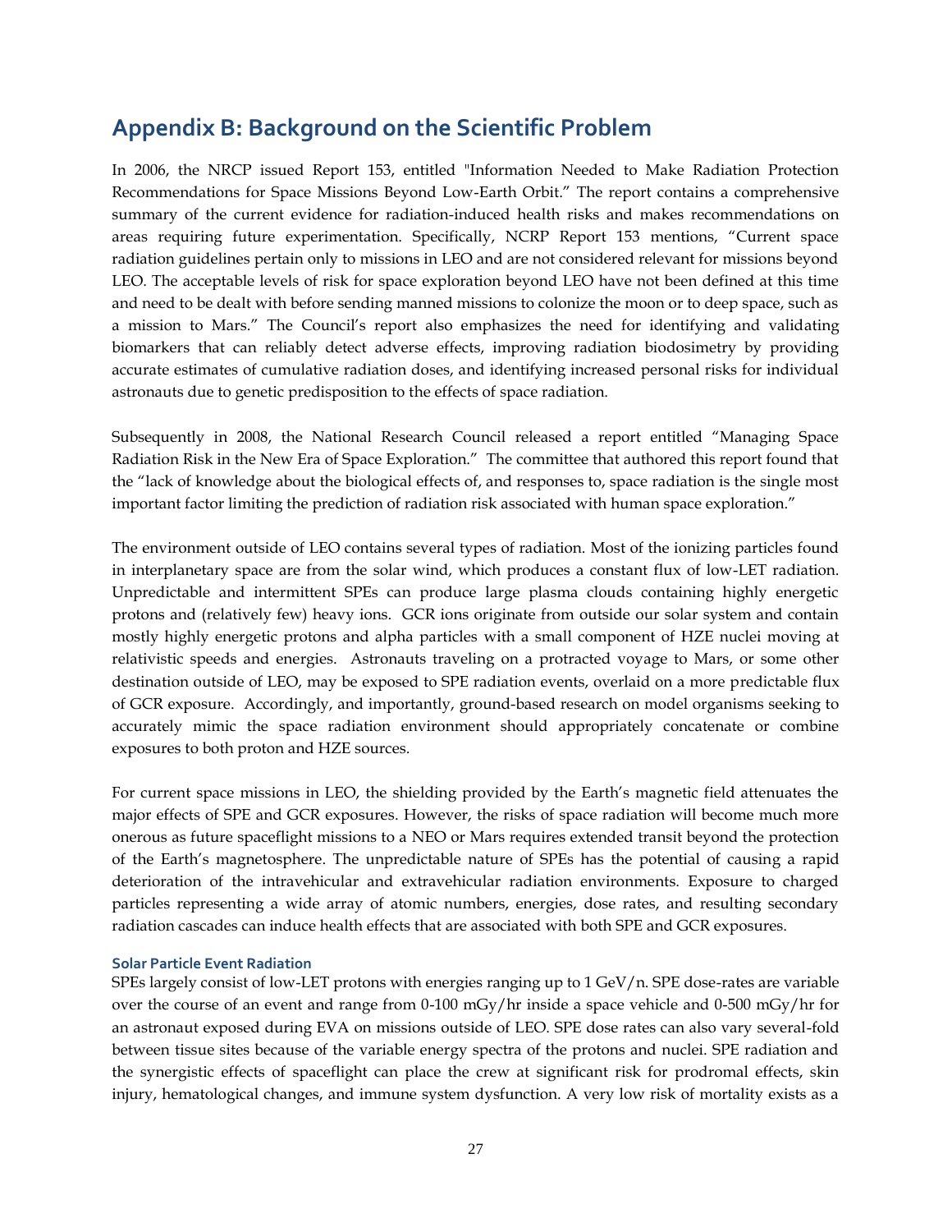## Appendix B: Background on the Scientific Problem

In 2006, the NRCP issued Report 153, entitled "Information Needed to Make Radiation Protection Recommendations for Space Missions Beyond Low-Earth Orbit." The report contains a comprehensive summary of the current evidence for radiation-induced health risks and makes recommendations on areas requiring future experimentation. Specifically, NCRP Report 153 mentions, "Current space radiation guidelines pertain only to missions in LEO and are not considered relevant for missions beyond LEO. The acceptable levels of risk for space exploration beyond LEO have not been defined at this time and need to be dealt with before sending manned missions to colonize the moon or to deep space, such as a mission to Mars." The Council's report also emphasizes the need for identifying and validating biomarkers that can reliably detect adverse effects, improving radiation biodosimetry by providing accurate estimates of cumulative radiation doses, and identifying increased personal risks for individual astronauts due to genetic predisposition to the effects of space radiation.

Subsequently in 2008, the National Research Council released a report entitled "Managing Space Radiation Risk in the New Era of Space Exploration." The committee that authored this report found that the "lack of knowledge about the biological effects of, and responses to, space radiation is the single most important factor limiting the prediction of radiation risk associated with human space exploration."

The environment outside of LEO contains several types of radiation. Most of the ionizing particles found in interplanetary space are from the solar wind, which produces a constant flux of low-LET radiation. Unpredictable and intermittent SPEs can produce large plasma clouds containing highly energetic protons and (relatively few) heavy ions. GCR ions originate from outside our solar system and contain mostly highly energetic protons and alpha particles with a small component of HZE nuclei moving at relativistic speeds and energies. Astronauts traveling on a protracted voyage to Mars, or some other destination outside of LEO, may be exposed to SPE radiation events, overlaid on a more predictable flux of GCR exposure. Accordingly, and importantly, ground-based research on model organisms seeking to accurately mimic the space radiation environment should appropriately concatenate or combine exposures to both proton and HZE sources.

For current space missions in LEO, the shielding provided by the Earth's magnetic field attenuates the major effects of SPE and GCR exposures. However, the risks of space radiation will become much more onerous as future spaceflight missions to a NEO or Mars requires extended transit beyond the protection of the Earth's magnetosphere. The unpredictable nature of SPEs has the potential of causing a rapid deterioration of the intravehicular and extravehicular radiation environments. Exposure to charged particles representing a wide array of atomic numbers, energies, dose rates, and resulting secondary radiation cascades can induce health effects that are associated with both SPE and GCR exposures.

#### Solar Particle Event Radiation

SPEs largely consist of low-LET protons with energies ranging up to 1 GeV/n. SPE dose-rates are variable over the course of an event and range from 0-100 mGy/hr inside a space vehicle and 0-500 mGy/hr for an astronaut exposed during EVA on missions outside of LEO. SPE dose rates can also vary several-fold between tissue sites because of the variable energy spectra of the protons and nuclei. SPE radiation and the synergistic effects of spaceflight can place the crew at significant risk for prodromal effects, skin injury, hematological changes, and immune system dysfunction. A very low risk of mortality exists as a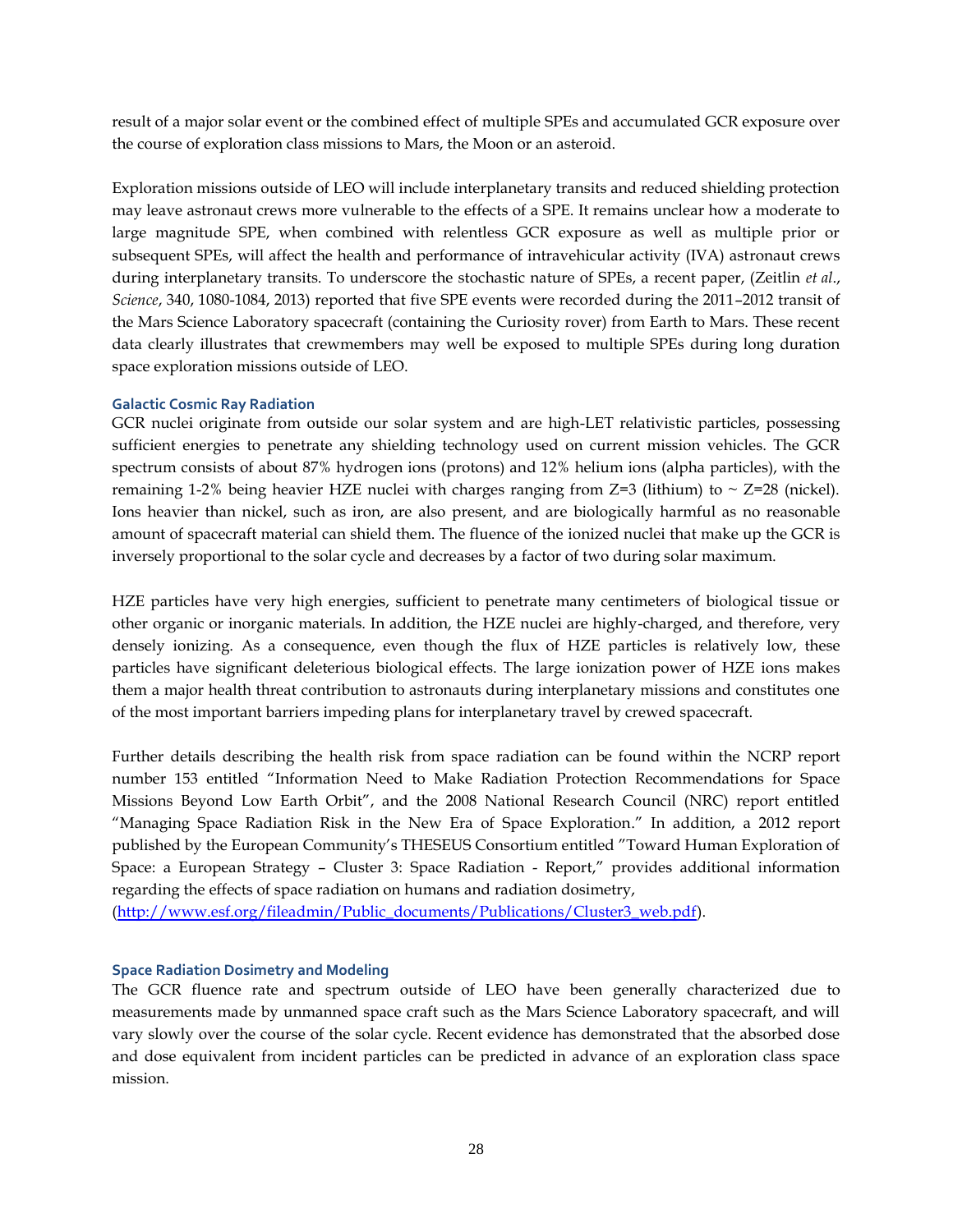result of a major solar event or the combined effect of multiple SPEs and accumulated GCR exposure over the course of exploration class missions to Mars, the Moon or an asteroid.

Exploration missions outside of LEO will include interplanetary transits and reduced shielding protection may leave astronaut crews more vulnerable to the effects of a SPE. It remains unclear how a moderate to large magnitude SPE, when combined with relentless GCR exposure as well as multiple prior or subsequent SPEs, will affect the health and performance of intravehicular activity (IVA) astronaut crews during interplanetary transits. To underscore the stochastic nature of SPEs, a recent paper, (Zeitlin *et al.*, *Science*, 340, 1080-1084, 2013) reported that five SPE events were recorded during the 2011–2012 transit of the Mars Science Laboratory spacecraft (containing the Curiosity rover) from Earth to Mars. These recent data clearly illustrates that crewmembers may well be exposed to multiple SPEs during long duration space exploration missions outside of LEO.

### Galactic Cosmic Ray Radiation

GCR nuclei originate from outside our solar system and are high-LET relativistic particles, possessing sufficient energies to penetrate any shielding technology used on current mission vehicles. The GCR spectrum consists of about 87% hydrogen ions (protons) and 12% helium ions (alpha particles), with the remaining 1-2% being heavier HZE nuclei with charges ranging from Z=3 (lithium) to ~ Z=28 (nickel). Ions heavier than nickel, such as iron, are also present, and are biologically harmful as no reasonable amount of spacecraft material can shield them. The fluence of the ionized nuclei that make up the GCR is inversely proportional to the solar cycle and decreases by a factor of two during solar maximum.

HZE particles have very high energies, sufficient to penetrate many centimeters of biological tissue or other organic or inorganic materials. In addition, the HZE nuclei are highly-charged, and therefore, very densely ionizing. As a consequence, even though the flux of HZE particles is relatively low, these particles have significant deleterious biological effects. The large ionization power of HZE ions makes them a major health threat contribution to astronauts during interplanetary missions and constitutes one of the most important barriers impeding plans for interplanetary travel by crewed spacecraft.

Further details describing the health risk from space radiation can be found within the NCRP report number 153 entitled "Information Need to Make Radiation Protection Recommendations for Space Missions Beyond Low Earth Orbit", and the 2008 National Research Council (NRC) report entitled "Managing Space Radiation Risk in the New Era of Space Exploration." In addition, a 2012 report published by the European Community's THESEUS Consortium entitled "Toward Human Exploration of Space: a European Strategy – Cluster 3: Space Radiation - Report," provides additional information regarding the effects of space radiation on humans and radiation dosimetry, (http://www.esf.org/fileadmin/Public_documents/Publications/Cluster3_web.pdf).

### Space Radiation Dosimetry and Modeling

The GCR fluence rate and spectrum outside of LEO have been generally characterized due to measurements made by unmanned space craft such as the Mars Science Laboratory spacecraft, and will vary slowly over the course of the solar cycle. Recent evidence has demonstrated that the absorbed dose and dose equivalent from incident particles can be predicted in advance of an exploration class space mission.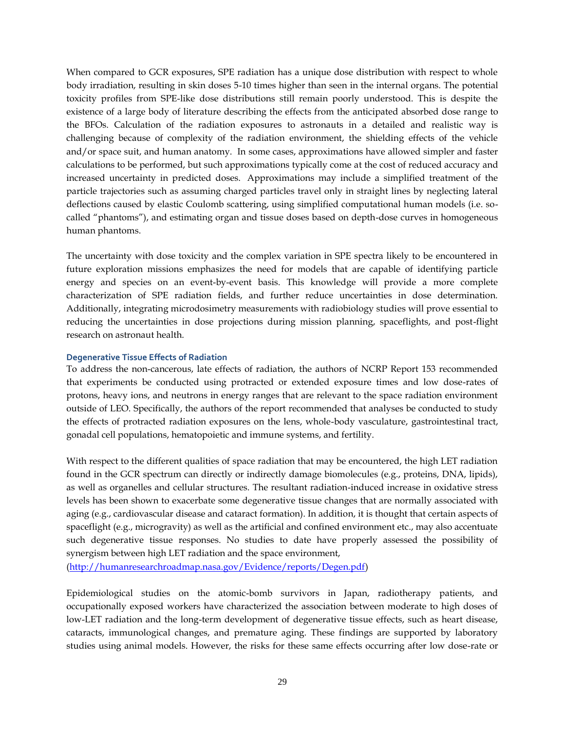When compared to GCR exposures, SPE radiation has a unique dose distribution with respect to whole body irradiation, resulting in skin doses 5-10 times higher than seen in the internal organs. The potential toxicity profiles from SPE-like dose distributions still remain poorly understood. This is despite the existence of a large body of literature describing the effects from the anticipated absorbed dose range to the BFOs. Calculation of the radiation exposures to astronauts in a detailed and realistic way is challenging because of complexity of the radiation environment, the shielding effects of the vehicle and/or space suit, and human anatomy. In some cases, approximations have allowed simpler and faster calculations to be performed, but such approximations typically come at the cost of reduced accuracy and increased uncertainty in predicted doses. Approximations may include a simplified treatment of the particle trajectories such as assuming charged particles travel only in straight lines by neglecting lateral deflections caused by elastic Coulomb scattering, using simplified computational human models (i.e. so-called "phantoms"), and estimating organ and tissue doses based on depth-dose curves in homogeneous human phantoms.

The uncertainty with dose toxicity and the complex variation in SPE spectra likely to be encountered in future exploration missions emphasizes the need for models that are capable of identifying particle energy and species on an event-by-event basis. This knowledge will provide a more complete characterization of SPE radiation fields, and further reduce uncertainties in dose determination. Additionally, integrating microdosimetry measurements with radiobiology studies will prove essential to reducing the uncertainties in dose projections during mission planning, spaceflights, and post-flight research on astronaut health.

### Degenerative Tissue Effects of Radiation

To address the non-cancerous, late effects of radiation, the authors of NCRP Report 153 recommended that experiments be conducted using protracted or extended exposure times and low dose-rates of protons, heavy ions, and neutrons in energy ranges that are relevant to the space radiation environment outside of LEO. Specifically, the authors of the report recommended that analyses be conducted to study the effects of protracted radiation exposures on the lens, whole-body vasculature, gastrointestinal tract, gonadal cell populations, hematopoietic and immune systems, and fertility.

With respect to the different qualities of space radiation that may be encountered, the high LET radiation found in the GCR spectrum can directly or indirectly damage biomolecules (e.g., proteins, DNA, lipids), as well as organelles and cellular structures. The resultant radiation-induced increase in oxidative stress levels has been shown to exacerbate some degenerative tissue changes that are normally associated with aging (e.g., cardiovascular disease and cataract formation). In addition, it is thought that certain aspects of spaceflight (e.g., microgravity) as well as the artificial and confined environment etc., may also accentuate such degenerative tissue responses. No studies to date have properly assessed the possibility of synergism between high LET radiation and the space environment, (http://humanresearchroadmap.nasa.gov/Evidence/reports/Degen.pdf)

Epidemiological studies on the atomic-bomb survivors in Japan, radiotherapy patients, and occupationally exposed workers have characterized the association between moderate to high doses of low-LET radiation and the long-term development of degenerative tissue effects, such as heart disease, cataracts, immunological changes, and premature aging. These findings are supported by laboratory studies using animal models. However, the risks for these same effects occurring after low dose-rate or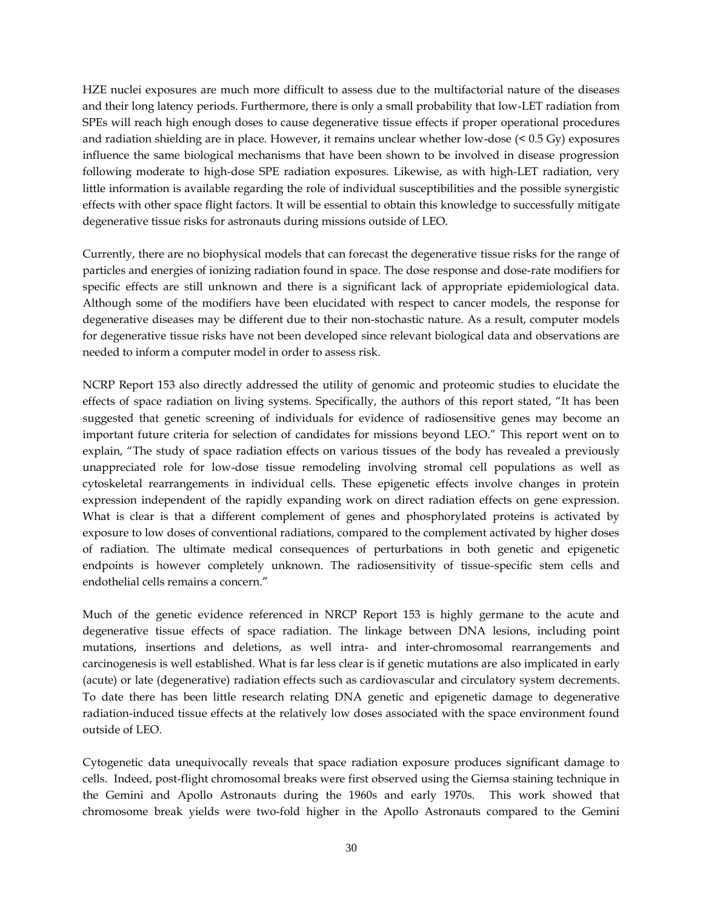HZE nuclei exposures are much more difficult to assess due to the multifactorial nature of the diseases and their long latency periods. Furthermore, there is only a small probability that low-LET radiation from SPEs will reach high enough doses to cause degenerative tissue effects if proper operational procedures and radiation shielding are in place. However, it remains unclear whether low-dose (< 0.5 Gy) exposures influence the same biological mechanisms that have been shown to be involved in disease progression following moderate to high-dose SPE radiation exposures. Likewise, as with high-LET radiation, very little information is available regarding the role of individual susceptibilities and the possible synergistic effects with other space flight factors. It will be essential to obtain this knowledge to successfully mitigate degenerative tissue risks for astronauts during missions outside of LEO.

Currently, there are no biophysical models that can forecast the degenerative tissue risks for the range of particles and energies of ionizing radiation found in space. The dose response and dose-rate modifiers for specific effects are still unknown and there is a significant lack of appropriate epidemiological data. Although some of the modifiers have been elucidated with respect to cancer models, the response for degenerative diseases may be different due to their non-stochastic nature. As a result, computer models for degenerative tissue risks have not been developed since relevant biological data and observations are needed to inform a computer model in order to assess risk.

NCRP Report 153 also directly addressed the utility of genomic and proteomic studies to elucidate the effects of space radiation on living systems. Specifically, the authors of this report stated, "It has been suggested that genetic screening of individuals for evidence of radiosensitive genes may become an important future criteria for selection of candidates for missions beyond LEO." This report went on to explain, "The study of space radiation effects on various tissues of the body has revealed a previously unappreciated role for low-dose tissue remodeling involving stromal cell populations as well as cytoskeletal rearrangements in individual cells. These epigenetic effects involve changes in protein expression independent of the rapidly expanding work on direct radiation effects on gene expression. What is clear is that a different complement of genes and phosphorylated proteins is activated by exposure to low doses of conventional radiations, compared to the complement activated by higher doses of radiation. The ultimate medical consequences of perturbations in both genetic and epigenetic endpoints is however completely unknown. The radiosensitivity of tissue-specific stem cells and endothelial cells remains a concern."

Much of the genetic evidence referenced in NRCP Report 153 is highly germane to the acute and degenerative tissue effects of space radiation. The linkage between DNA lesions, including point mutations, insertions and deletions, as well intra- and inter-chromosomal rearrangements and carcinogenesis is well established. What is far less clear is if genetic mutations are also implicated in early (acute) or late (degenerative) radiation effects such as cardiovascular and circulatory system decrements. To date there has been little research relating DNA genetic and epigenetic damage to degenerative radiation-induced tissue effects at the relatively low doses associated with the space environment found outside of LEO.

Cytogenetic data unequivocally reveals that space radiation exposure produces significant damage to cells. Indeed, post-flight chromosomal breaks were first observed using the Giemsa staining technique in the Gemini and Apollo Astronauts during the 1960s and early 1970s. This work showed that chromosome break yields were two-fold higher in the Apollo Astronauts compared to the Gemini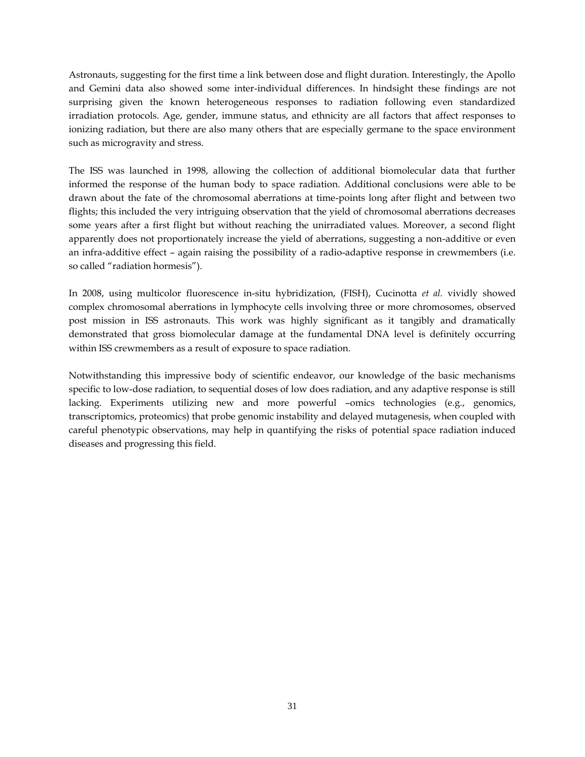Astronauts, suggesting for the first time a link between dose and flight duration. Interestingly, the Apollo and Gemini data also showed some inter-individual differences. In hindsight these findings are not surprising given the known heterogeneous responses to radiation following even standardized irradiation protocols. Age, gender, immune status, and ethnicity are all factors that affect responses to ionizing radiation, but there are also many others that are especially germane to the space environment such as microgravity and stress.

The ISS was launched in 1998, allowing the collection of additional biomolecular data that further informed the response of the human body to space radiation. Additional conclusions were able to be drawn about the fate of the chromosomal aberrations at time-points long after flight and between two flights; this included the very intriguing observation that the yield of chromosomal aberrations decreases some years after a first flight but without reaching the unirradiated values. Moreover, a second flight apparently does not proportionately increase the yield of aberrations, suggesting a non-additive or even an infra-additive effect – again raising the possibility of a radio-adaptive response in crewmembers (i.e. so called "radiation hormesis").

In 2008, using multicolor fluorescence in-situ hybridization, (FISH), Cucinotta *et al.* vividly showed complex chromosomal aberrations in lymphocyte cells involving three or more chromosomes, observed post mission in ISS astronauts. This work was highly significant as it tangibly and dramatically demonstrated that gross biomolecular damage at the fundamental DNA level is definitely occurring within ISS crewmembers as a result of exposure to space radiation.

Notwithstanding this impressive body of scientific endeavor, our knowledge of the basic mechanisms specific to low-dose radiation, to sequential doses of low does radiation, and any adaptive response is still lacking. Experiments utilizing new and more powerful –omics technologies (e.g., genomics, transcriptomics, proteomics) that probe genomic instability and delayed mutagenesis, when coupled with careful phenotypic observations, may help in quantifying the risks of potential space radiation induced diseases and progressing this field.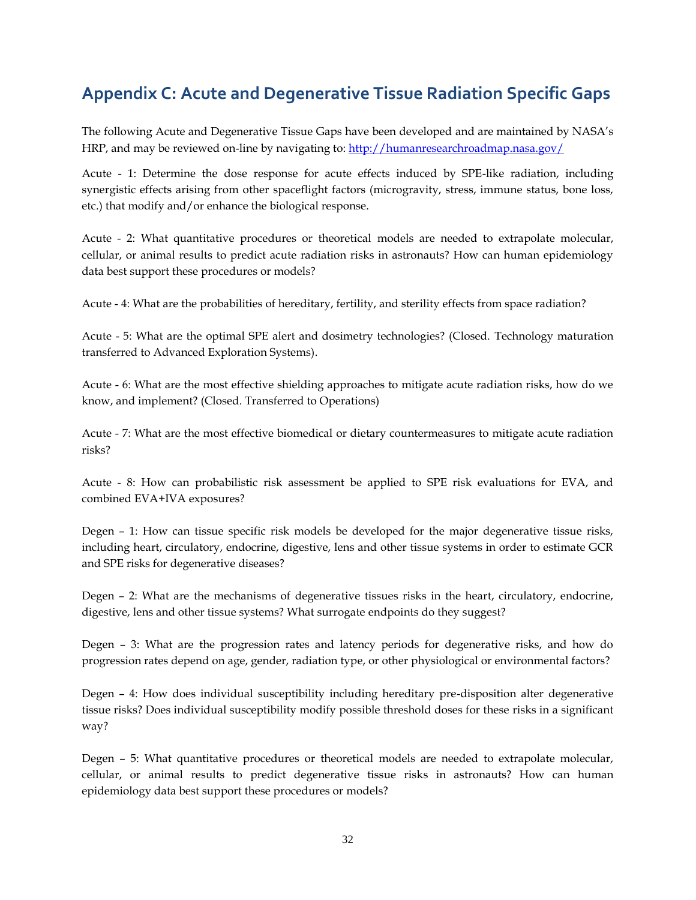## Appendix C: Acute and Degenerative Tissue Radiation Specific Gaps

The following Acute and Degenerative Tissue Gaps have been developed and are maintained by NASA's HRP, and may be reviewed on-line by navigating to: [http://humanresearchroadmap.nasa.gov/](http://humanresearchroadmap.nasa.gov/)

Acute - 1: Determine the dose response for acute effects induced by SPE-like radiation, including synergistic effects arising from other spaceflight factors (microgravity, stress, immune status, bone loss, etc.) that modify and/or enhance the biological response.

Acute - 2: What quantitative procedures or theoretical models are needed to extrapolate molecular, cellular, or animal results to predict acute radiation risks in astronauts? How can human epidemiology data best support these procedures or models?

Acute - 4: What are the probabilities of hereditary, fertility, and sterility effects from space radiation?

Acute - 5: What are the optimal SPE alert and dosimetry technologies? (Closed. Technology maturation transferred to Advanced Exploration Systems).

Acute - 6: What are the most effective shielding approaches to mitigate acute radiation risks, how do we know, and implement? (Closed. Transferred to Operations)

Acute - 7: What are the most effective biomedical or dietary countermeasures to mitigate acute radiation risks?

Acute - 8: How can probabilistic risk assessment be applied to SPE risk evaluations for EVA, and combined EVA+IVA exposures?

Degen – 1: How can tissue specific risk models be developed for the major degenerative tissue risks, including heart, circulatory, endocrine, digestive, lens and other tissue systems in order to estimate GCR and SPE risks for degenerative diseases?

Degen – 2: What are the mechanisms of degenerative tissues risks in the heart, circulatory, endocrine, digestive, lens and other tissue systems? What surrogate endpoints do they suggest?

Degen – 3: What are the progression rates and latency periods for degenerative risks, and how do progression rates depend on age, gender, radiation type, or other physiological or environmental factors?

Degen – 4: How does individual susceptibility including hereditary pre-disposition alter degenerative tissue risks? Does individual susceptibility modify possible threshold doses for these risks in a significant way?

Degen – 5: What quantitative procedures or theoretical models are needed to extrapolate molecular, cellular, or animal results to predict degenerative tissue risks in astronauts? How can human epidemiology data best support these procedures or models?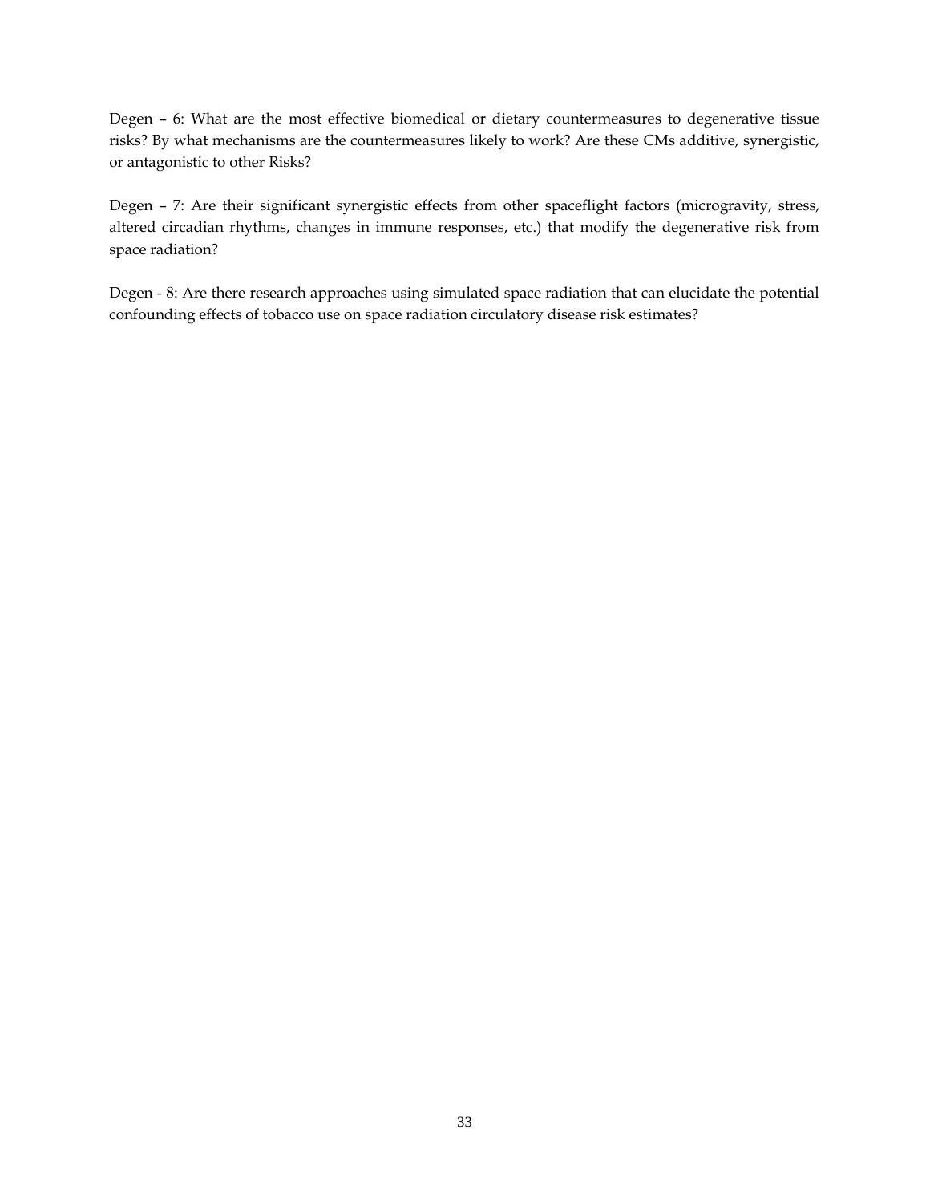Degen – 6: What are the most effective biomedical or dietary countermeasures to degenerative tissue risks? By what mechanisms are the countermeasures likely to work? Are these CMs additive, synergistic, or antagonistic to other Risks?

Degen – 7: Are their significant synergistic effects from other spaceflight factors (microgravity, stress, altered circadian rhythms, changes in immune responses, etc.) that modify the degenerative risk from space radiation?

Degen - 8: Are there research approaches using simulated space radiation that can elucidate the potential confounding effects of tobacco use on space radiation circulatory disease risk estimates?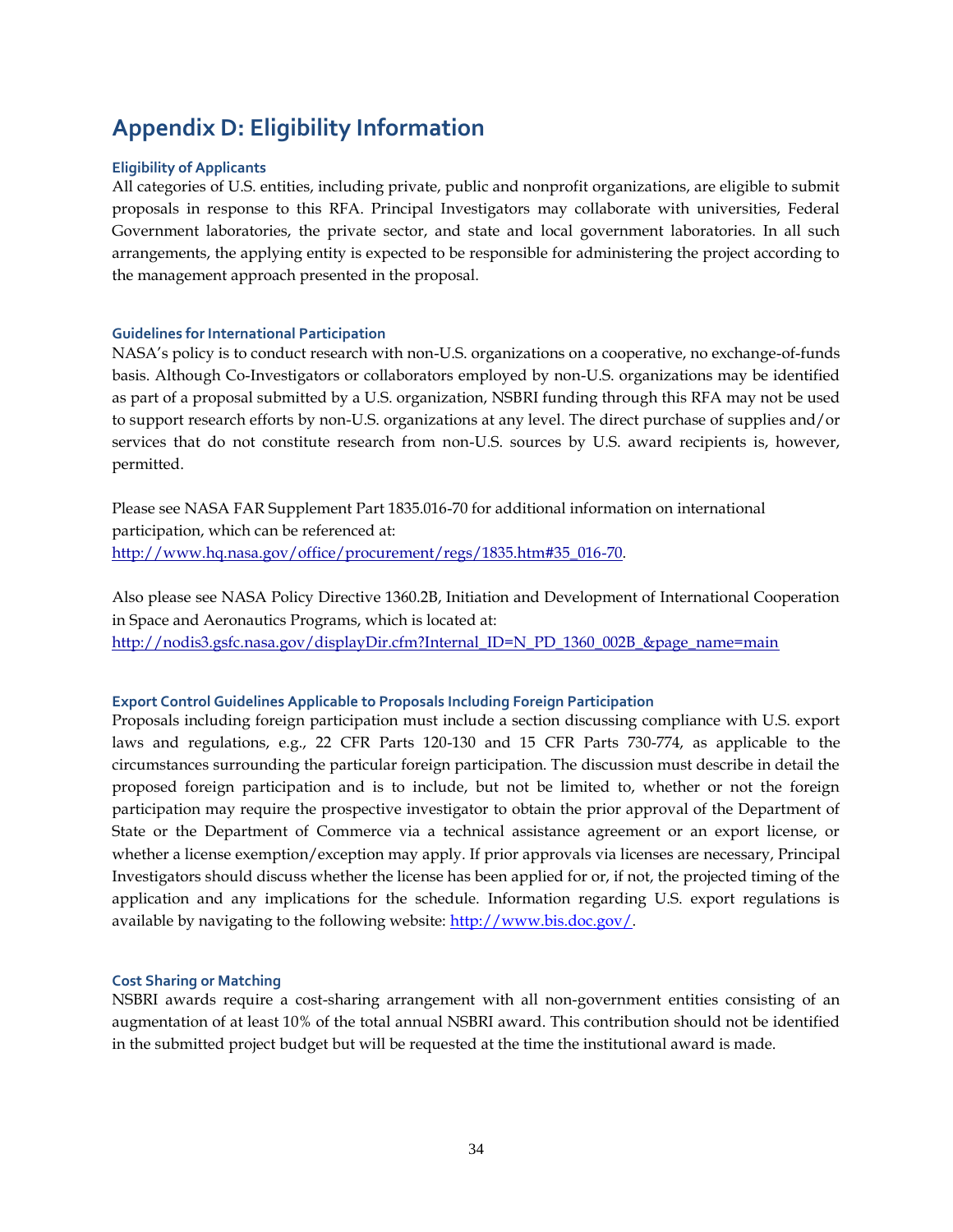# Appendix D: Eligibility Information

### Eligibility of Applicants

All categories of U.S. entities, including private, public and nonprofit organizations, are eligible to submit proposals in response to this RFA. Principal Investigators may collaborate with universities, Federal Government laboratories, the private sector, and state and local government laboratories. In all such arrangements, the applying entity is expected to be responsible for administering the project according to the management approach presented in the proposal.

### Guidelines for International Participation

NASA's policy is to conduct research with non-U.S. organizations on a cooperative, no exchange-of-funds basis. Although Co-Investigators or collaborators employed by non-U.S. organizations may be identified as part of a proposal submitted by a U.S. organization, NSBRI funding through this RFA may not be used to support research efforts by non-U.S. organizations at any level. The direct purchase of supplies and/or services that do not constitute research from non-U.S. sources by U.S. award recipients is, however, permitted.

Please see NASA FAR Supplement Part 1835.016-70 for additional information on international participation, which can be referenced at:
http://www.hq.nasa.gov/office/procurement/regs/1835.htm#35_016-70.

Also please see NASA Policy Directive 1360.2B, Initiation and Development of International Cooperation in Space and Aeronautics Programs, which is located at:
http://nodis3.gsfc.nasa.gov/displayDir.cfm?Internal_ID=N_PD_1360_002B_&page_name=main

### Export Control Guidelines Applicable to Proposals Including Foreign Participation

Proposals including foreign participation must include a section discussing compliance with U.S. export laws and regulations, e.g., 22 CFR Parts 120-130 and 15 CFR Parts 730-774, as applicable to the circumstances surrounding the particular foreign participation. The discussion must describe in detail the proposed foreign participation and is to include, but not be limited to, whether or not the foreign participation may require the prospective investigator to obtain the prior approval of the Department of State or the Department of Commerce via a technical assistance agreement or an export license, or whether a license exemption/exception may apply. If prior approvals via licenses are necessary, Principal Investigators should discuss whether the license has been applied for or, if not, the projected timing of the application and any implications for the schedule. Information regarding U.S. export regulations is available by navigating to the following website: http://www.bis.doc.gov/.

### Cost Sharing or Matching

NSBRI awards require a cost-sharing arrangement with all non-government entities consisting of an augmentation of at least 10% of the total annual NSBRI award. This contribution should not be identified in the submitted project budget but will be requested at the time the institutional award is made.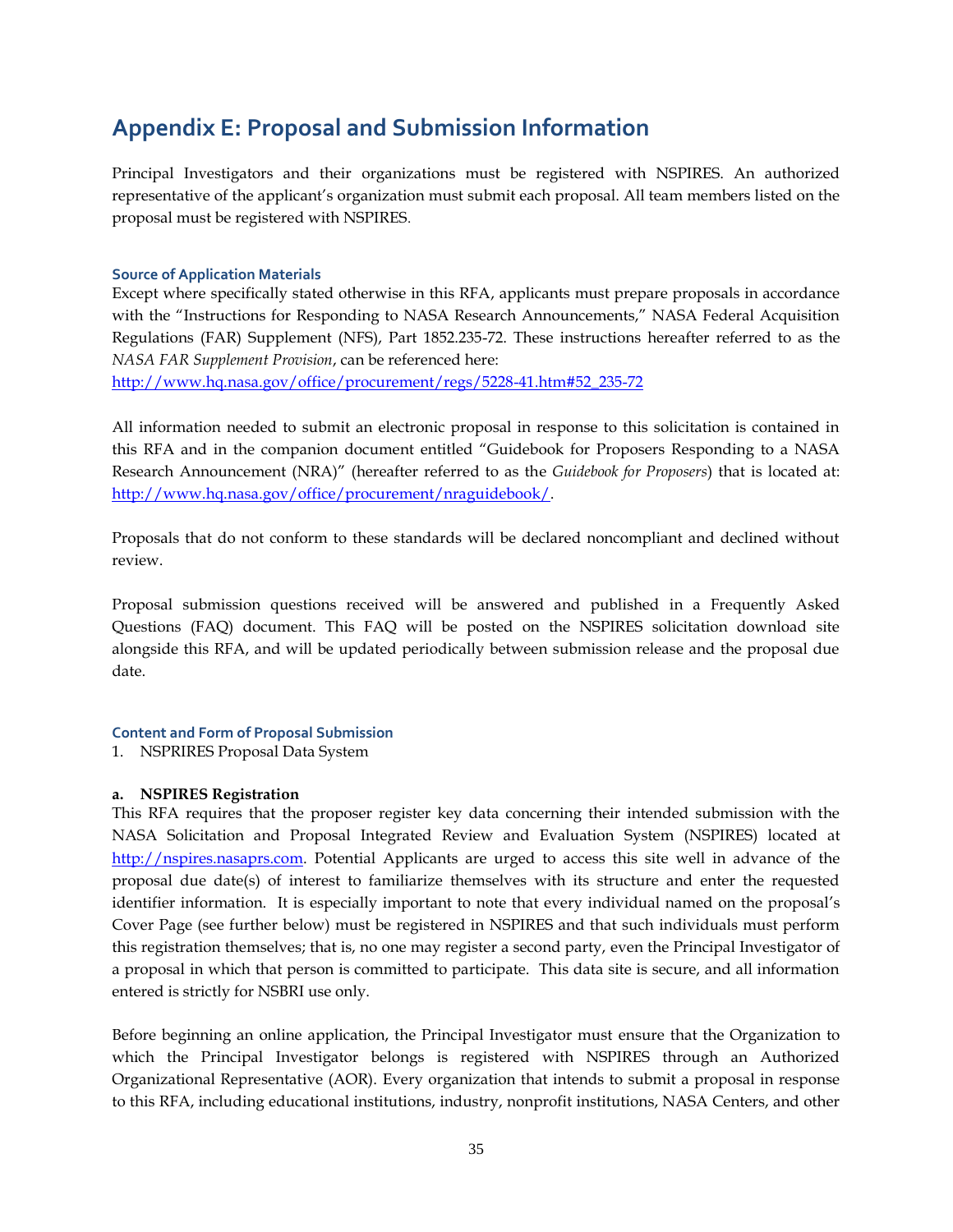# Appendix E: Proposal and Submission Information

Principal Investigators and their organizations must be registered with NSPIRES. An authorized representative of the applicant's organization must submit each proposal. All team members listed on the proposal must be registered with NSPIRES.

### Source of Application Materials

Except where specifically stated otherwise in this RFA, applicants must prepare proposals in accordance with the "Instructions for Responding to NASA Research Announcements," NASA Federal Acquisition Regulations (FAR) Supplement (NFS), Part 1852.235-72. These instructions hereafter referred to as the *NASA FAR Supplement Provision*, can be referenced here:
http://www.hq.nasa.gov/office/procurement/regs/5228-41.htm#52_235-72

All information needed to submit an electronic proposal in response to this solicitation is contained in this RFA and in the companion document entitled "Guidebook for Proposers Responding to a NASA Research Announcement (NRA)" (hereafter referred to as the *Guidebook for Proposers*) that is located at: http://www.hq.nasa.gov/office/procurement/nraguidebook/.

Proposals that do not conform to these standards will be declared noncompliant and declined without review.

Proposal submission questions received will be answered and published in a Frequently Asked Questions (FAQ) document. This FAQ will be posted on the NSPIRES solicitation download site alongside this RFA, and will be updated periodically between submission release and the proposal due date.

### Content and Form of Proposal Submission

1. NSPRIRES Proposal Data System

**a. NSPIRES Registration**

This RFA requires that the proposer register key data concerning their intended submission with the NASA Solicitation and Proposal Integrated Review and Evaluation System (NSPIRES) located at http://nspires.nasaprs.com. Potential Applicants are urged to access this site well in advance of the proposal due date(s) of interest to familiarize themselves with its structure and enter the requested identifier information. It is especially important to note that every individual named on the proposal's Cover Page (see further below) must be registered in NSPIRES and that such individuals must perform this registration themselves; that is, no one may register a second party, even the Principal Investigator of a proposal in which that person is committed to participate. This data site is secure, and all information entered is strictly for NSBRI use only.

Before beginning an online application, the Principal Investigator must ensure that the Organization to which the Principal Investigator belongs is registered with NSPIRES through an Authorized Organizational Representative (AOR). Every organization that intends to submit a proposal in response to this RFA, including educational institutions, industry, nonprofit institutions, NASA Centers, and other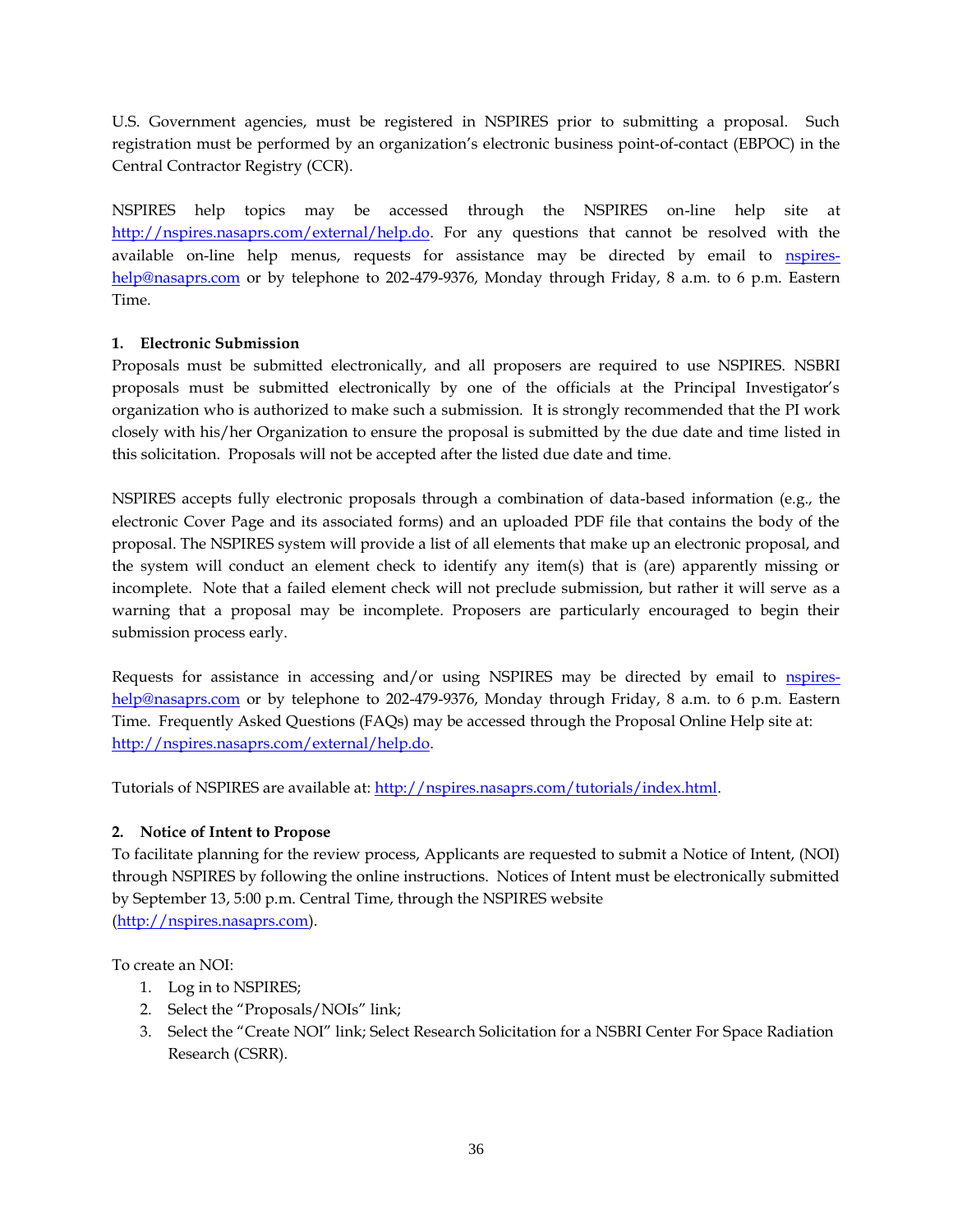U.S. Government agencies, must be registered in NSPIRES prior to submitting a proposal. Such registration must be performed by an organization's electronic business point-of-contact (EBPOC) in the Central Contractor Registry (CCR).

NSPIRES help topics may be accessed through the NSPIRES on-line help site at http://nspires.nasaprs.com/external/help.do. For any questions that cannot be resolved with the available on-line help menus, requests for assistance may be directed by email to nspires-help@nasaprs.com or by telephone to 202-479-9376, Monday through Friday, 8 a.m. to 6 p.m. Eastern Time.

**1. Electronic Submission**

Proposals must be submitted electronically, and all proposers are required to use NSPIRES. NSBRI proposals must be submitted electronically by one of the officials at the Principal Investigator's organization who is authorized to make such a submission. It is strongly recommended that the PI work closely with his/her Organization to ensure the proposal is submitted by the due date and time listed in this solicitation. Proposals will not be accepted after the listed due date and time.

NSPIRES accepts fully electronic proposals through a combination of data-based information (e.g., the electronic Cover Page and its associated forms) and an uploaded PDF file that contains the body of the proposal. The NSPIRES system will provide a list of all elements that make up an electronic proposal, and the system will conduct an element check to identify any item(s) that is (are) apparently missing or incomplete. Note that a failed element check will not preclude submission, but rather it will serve as a warning that a proposal may be incomplete. Proposers are particularly encouraged to begin their submission process early.

Requests for assistance in accessing and/or using NSPIRES may be directed by email to nspires-help@nasaprs.com or by telephone to 202-479-9376, Monday through Friday, 8 a.m. to 6 p.m. Eastern Time. Frequently Asked Questions (FAQs) may be accessed through the Proposal Online Help site at: http://nspires.nasaprs.com/external/help.do.

Tutorials of NSPIRES are available at: http://nspires.nasaprs.com/tutorials/index.html.

**2. Notice of Intent to Propose**

To facilitate planning for the review process, Applicants are requested to submit a Notice of Intent, (NOI) through NSPIRES by following the online instructions. Notices of Intent must be electronically submitted by September 13, 5:00 p.m. Central Time, through the NSPIRES website (http://nspires.nasaprs.com).

To create an NOI:

1. Log in to NSPIRES;
2. Select the "Proposals/NOIs" link;
3. Select the "Create NOI" link; Select Research Solicitation for a NSBRI Center For Space Radiation Research (CSRR).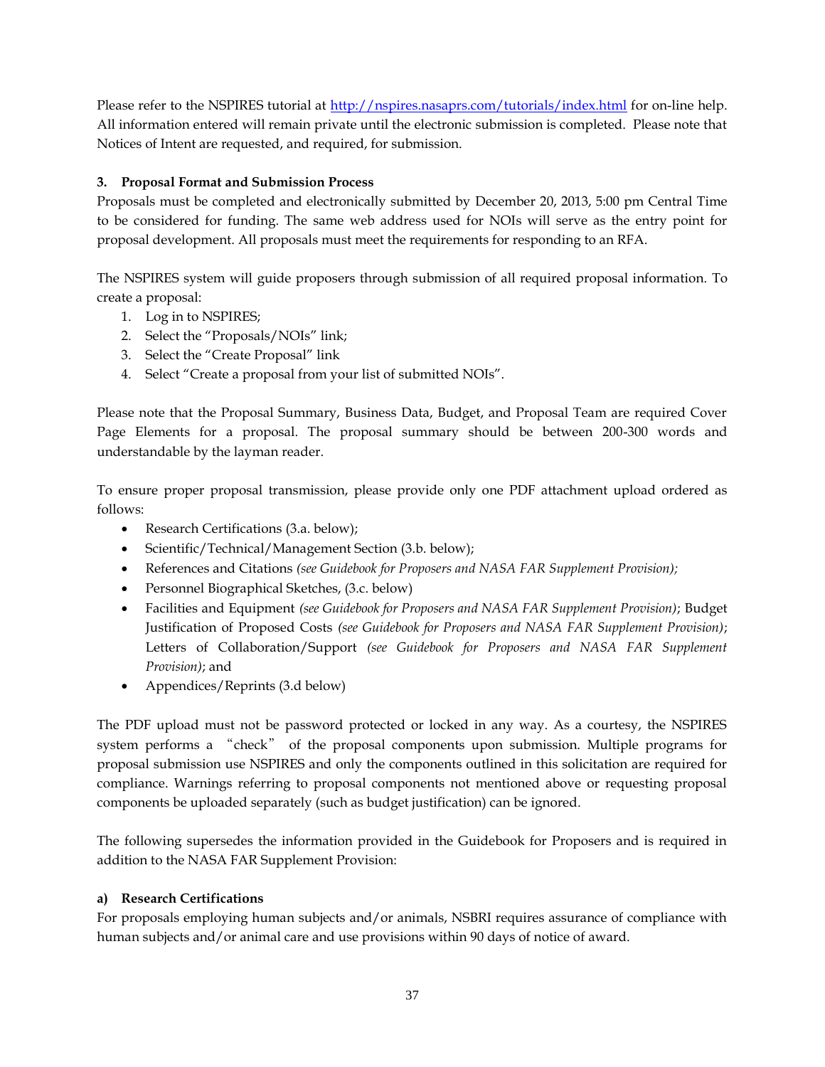Please refer to the NSPIRES tutorial at http://nspires.nasaprs.com/tutorials/index.html for on-line help. All information entered will remain private until the electronic submission is completed. Please note that Notices of Intent are requested, and required, for submission.

**3. Proposal Format and Submission Process**

Proposals must be completed and electronically submitted by December 20, 2013, 5:00 pm Central Time to be considered for funding. The same web address used for NOIs will serve as the entry point for proposal development. All proposals must meet the requirements for responding to an RFA.

The NSPIRES system will guide proposers through submission of all required proposal information. To create a proposal:

1. Log in to NSPIRES;
2. Select the "Proposals/NOIs" link;
3. Select the "Create Proposal" link
4. Select "Create a proposal from your list of submitted NOIs".

Please note that the Proposal Summary, Business Data, Budget, and Proposal Team are required Cover Page Elements for a proposal. The proposal summary should be between 200-300 words and understandable by the layman reader.

To ensure proper proposal transmission, please provide only one PDF attachment upload ordered as follows:

- Research Certifications (3.a. below);
- Scientific/Technical/Management Section (3.b. below);
- References and Citations *(see Guidebook for Proposers and NASA FAR Supplement Provision);*
- Personnel Biographical Sketches, (3.c. below)
- Facilities and Equipment *(see Guidebook for Proposers and NASA FAR Supplement Provision)*; Budget Justification of Proposed Costs *(see Guidebook for Proposers and NASA FAR Supplement Provision)*; Letters of Collaboration/Support *(see Guidebook for Proposers and NASA FAR Supplement Provision)*; and
- Appendices/Reprints (3.d below)

The PDF upload must not be password protected or locked in any way. As a courtesy, the NSPIRES system performs a "check" of the proposal components upon submission. Multiple programs for proposal submission use NSPIRES and only the components outlined in this solicitation are required for compliance. Warnings referring to proposal components not mentioned above or requesting proposal components be uploaded separately (such as budget justification) can be ignored.

The following supersedes the information provided in the Guidebook for Proposers and is required in addition to the NASA FAR Supplement Provision:

**a) Research Certifications**

For proposals employing human subjects and/or animals, NSBRI requires assurance of compliance with human subjects and/or animal care and use provisions within 90 days of notice of award.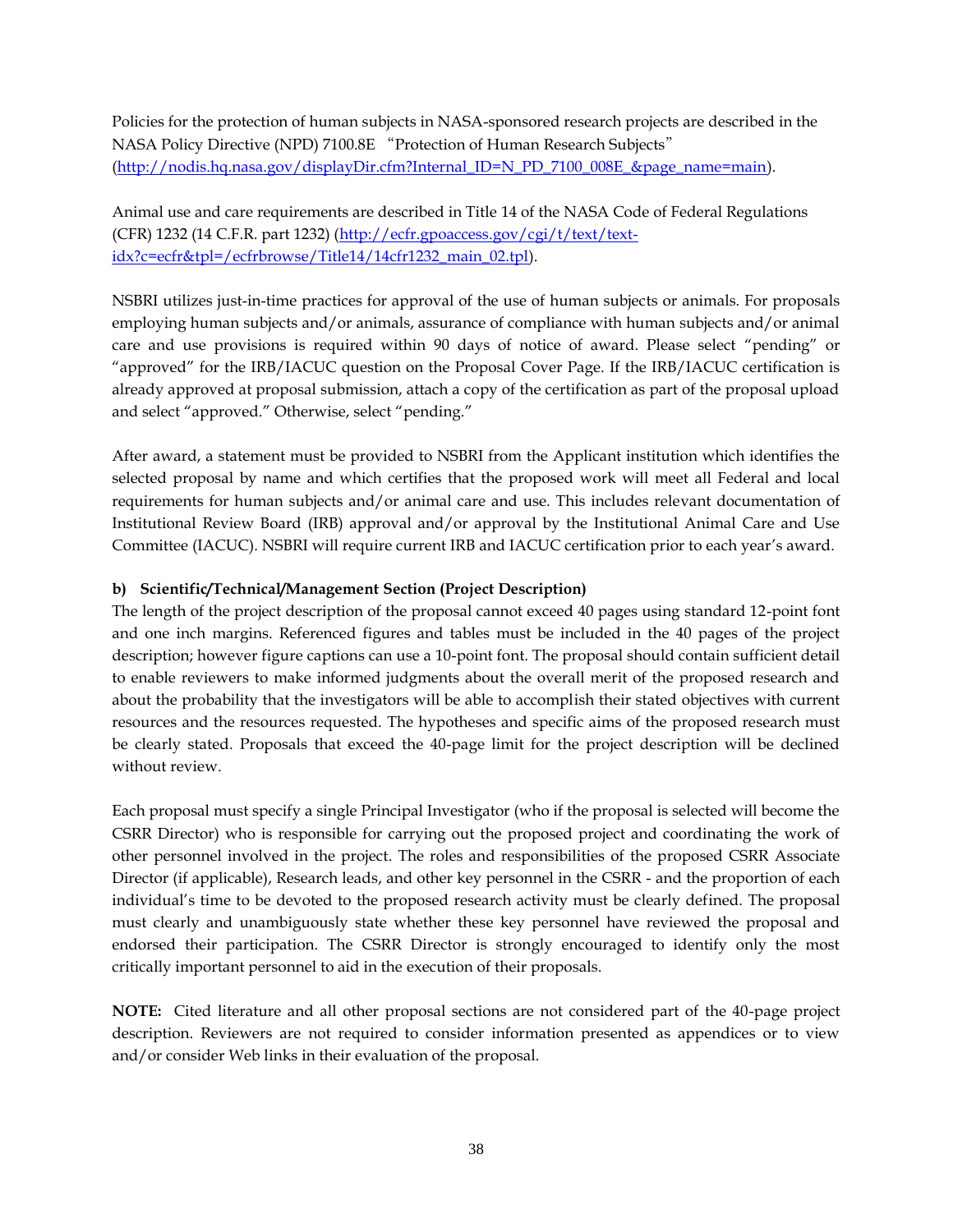Policies for the protection of human subjects in NASA-sponsored research projects are described in the NASA Policy Directive (NPD) 7100.8E "Protection of Human Research Subjects" (http://nodis.hq.nasa.gov/displayDir.cfm?Internal_ID=N_PD_7100_008E_&page_name=main).

Animal use and care requirements are described in Title 14 of the NASA Code of Federal Regulations (CFR) 1232 (14 C.F.R. part 1232) (http://ecfr.gpoaccess.gov/cgi/t/text/text-idx?c=ecfr&tpl=/ecfrbrowse/Title14/14cfr1232_main_02.tpl).

NSBRI utilizes just-in-time practices for approval of the use of human subjects or animals. For proposals employing human subjects and/or animals, assurance of compliance with human subjects and/or animal care and use provisions is required within 90 days of notice of award. Please select "pending" or "approved" for the IRB/IACUC question on the Proposal Cover Page. If the IRB/IACUC certification is already approved at proposal submission, attach a copy of the certification as part of the proposal upload and select "approved." Otherwise, select "pending."

After award, a statement must be provided to NSBRI from the Applicant institution which identifies the selected proposal by name and which certifies that the proposed work will meet all Federal and local requirements for human subjects and/or animal care and use. This includes relevant documentation of Institutional Review Board (IRB) approval and/or approval by the Institutional Animal Care and Use Committee (IACUC). NSBRI will require current IRB and IACUC certification prior to each year's award.

**b) Scientific/Technical/Management Section (Project Description)**

The length of the project description of the proposal cannot exceed 40 pages using standard 12-point font and one inch margins. Referenced figures and tables must be included in the 40 pages of the project description; however figure captions can use a 10-point font. The proposal should contain sufficient detail to enable reviewers to make informed judgments about the overall merit of the proposed research and about the probability that the investigators will be able to accomplish their stated objectives with current resources and the resources requested. The hypotheses and specific aims of the proposed research must be clearly stated. Proposals that exceed the 40-page limit for the project description will be declined without review.

Each proposal must specify a single Principal Investigator (who if the proposal is selected will become the CSRR Director) who is responsible for carrying out the proposed project and coordinating the work of other personnel involved in the project. The roles and responsibilities of the proposed CSRR Associate Director (if applicable), Research leads, and other key personnel in the CSRR - and the proportion of each individual's time to be devoted to the proposed research activity must be clearly defined. The proposal must clearly and unambiguously state whether these key personnel have reviewed the proposal and endorsed their participation. The CSRR Director is strongly encouraged to identify only the most critically important personnel to aid in the execution of their proposals.

**NOTE:** Cited literature and all other proposal sections are not considered part of the 40-page project description. Reviewers are not required to consider information presented as appendices or to view and/or consider Web links in their evaluation of the proposal.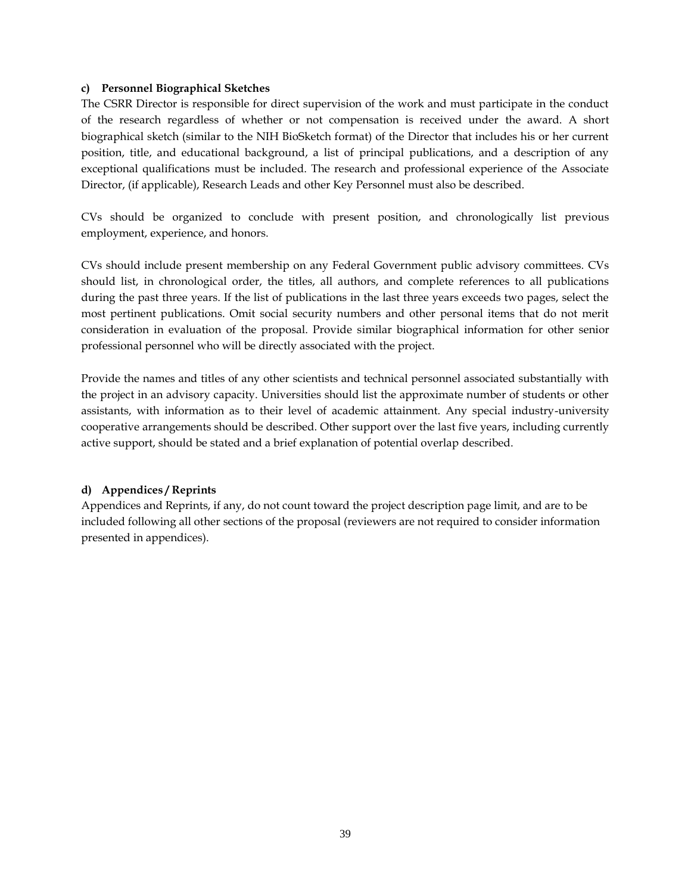**c) Personnel Biographical Sketches**

The CSRR Director is responsible for direct supervision of the work and must participate in the conduct of the research regardless of whether or not compensation is received under the award. A short biographical sketch (similar to the NIH BioSketch format) of the Director that includes his or her current position, title, and educational background, a list of principal publications, and a description of any exceptional qualifications must be included. The research and professional experience of the Associate Director, (if applicable), Research Leads and other Key Personnel must also be described.

CVs should be organized to conclude with present position, and chronologically list previous employment, experience, and honors.

CVs should include present membership on any Federal Government public advisory committees. CVs should list, in chronological order, the titles, all authors, and complete references to all publications during the past three years. If the list of publications in the last three years exceeds two pages, select the most pertinent publications. Omit social security numbers and other personal items that do not merit consideration in evaluation of the proposal. Provide similar biographical information for other senior professional personnel who will be directly associated with the project.

Provide the names and titles of any other scientists and technical personnel associated substantially with the project in an advisory capacity. Universities should list the approximate number of students or other assistants, with information as to their level of academic attainment. Any special industry-university cooperative arrangements should be described. Other support over the last five years, including currently active support, should be stated and a brief explanation of potential overlap described.

**d) Appendices / Reprints**

Appendices and Reprints, if any, do not count toward the project description page limit, and are to be included following all other sections of the proposal (reviewers are not required to consider information presented in appendices).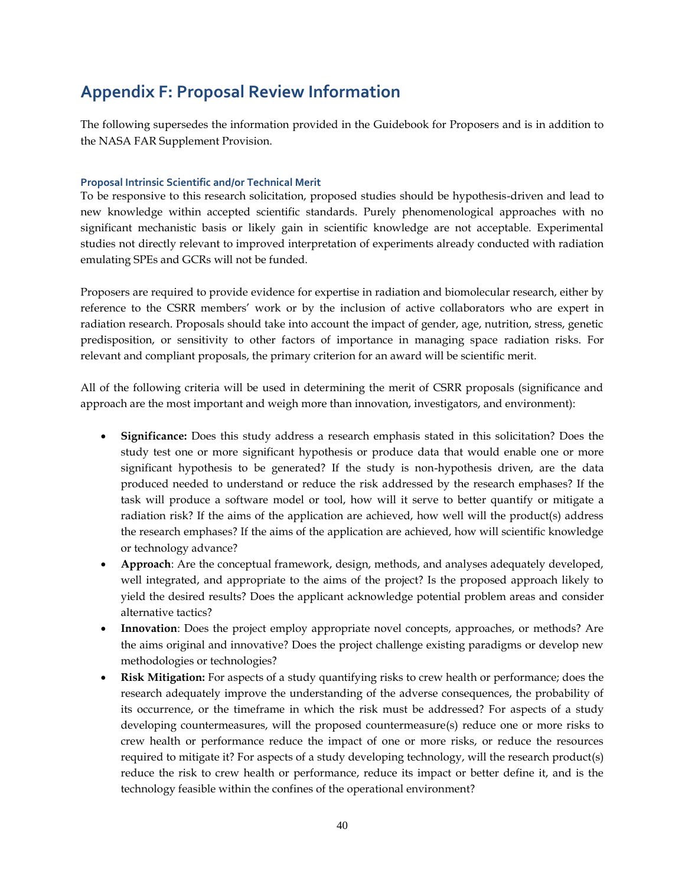# Appendix F: Proposal Review Information

The following supersedes the information provided in the Guidebook for Proposers and is in addition to the NASA FAR Supplement Provision.

### Proposal Intrinsic Scientific and/or Technical Merit

To be responsive to this research solicitation, proposed studies should be hypothesis-driven and lead to new knowledge within accepted scientific standards. Purely phenomenological approaches with no significant mechanistic basis or likely gain in scientific knowledge are not acceptable. Experimental studies not directly relevant to improved interpretation of experiments already conducted with radiation emulating SPEs and GCRs will not be funded.

Proposers are required to provide evidence for expertise in radiation and biomolecular research, either by reference to the CSRR members' work or by the inclusion of active collaborators who are expert in radiation research. Proposals should take into account the impact of gender, age, nutrition, stress, genetic predisposition, or sensitivity to other factors of importance in managing space radiation risks. For relevant and compliant proposals, the primary criterion for an award will be scientific merit.

All of the following criteria will be used in determining the merit of CSRR proposals (significance and approach are the most important and weigh more than innovation, investigators, and environment):

- **Significance:** Does this study address a research emphasis stated in this solicitation? Does the study test one or more significant hypothesis or produce data that would enable one or more significant hypothesis to be generated? If the study is non-hypothesis driven, are the data produced needed to understand or reduce the risk addressed by the research emphases? If the task will produce a software model or tool, how will it serve to better quantify or mitigate a radiation risk? If the aims of the application are achieved, how well will the product(s) address the research emphases? If the aims of the application are achieved, how will scientific knowledge or technology advance?
- **Approach**: Are the conceptual framework, design, methods, and analyses adequately developed, well integrated, and appropriate to the aims of the project? Is the proposed approach likely to yield the desired results? Does the applicant acknowledge potential problem areas and consider alternative tactics?
- **Innovation**: Does the project employ appropriate novel concepts, approaches, or methods? Are the aims original and innovative? Does the project challenge existing paradigms or develop new methodologies or technologies?
- **Risk Mitigation:** For aspects of a study quantifying risks to crew health or performance; does the research adequately improve the understanding of the adverse consequences, the probability of its occurrence, or the timeframe in which the risk must be addressed? For aspects of a study developing countermeasures, will the proposed countermeasure(s) reduce one or more risks to crew health or performance reduce the impact of one or more risks, or reduce the resources required to mitigate it? For aspects of a study developing technology, will the research product(s) reduce the risk to crew health or performance, reduce its impact or better define it, and is the technology feasible within the confines of the operational environment?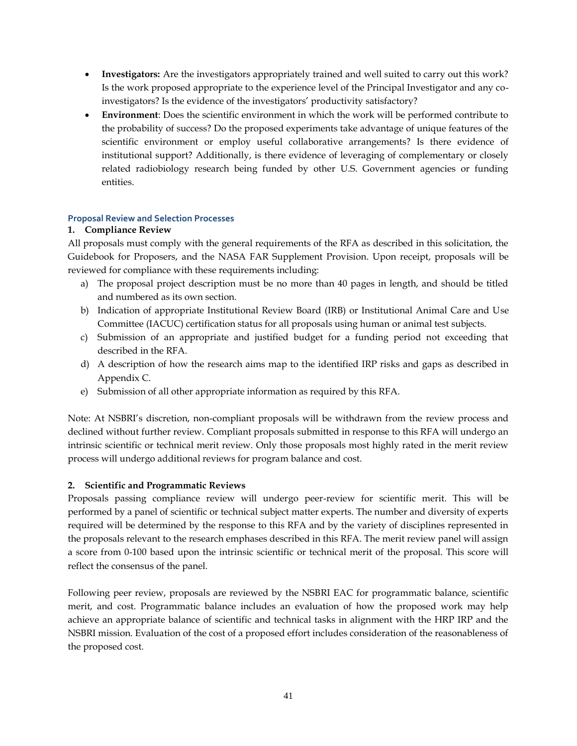- **Investigators:** Are the investigators appropriately trained and well suited to carry out this work? Is the work proposed appropriate to the experience level of the Principal Investigator and any co-investigators? Is the evidence of the investigators' productivity satisfactory?
- **Environment**: Does the scientific environment in which the work will be performed contribute to the probability of success? Do the proposed experiments take advantage of unique features of the scientific environment or employ useful collaborative arrangements? Is there evidence of institutional support? Additionally, is there evidence of leveraging of complementary or closely related radiobiology research being funded by other U.S. Government agencies or funding entities.

## Proposal Review and Selection Processes

**1. Compliance Review**

All proposals must comply with the general requirements of the RFA as described in this solicitation, the Guidebook for Proposers, and the NASA FAR Supplement Provision. Upon receipt, proposals will be reviewed for compliance with these requirements including:

a) The proposal project description must be no more than 40 pages in length, and should be titled and numbered as its own section.
b) Indication of appropriate Institutional Review Board (IRB) or Institutional Animal Care and Use Committee (IACUC) certification status for all proposals using human or animal test subjects.
c) Submission of an appropriate and justified budget for a funding period not exceeding that described in the RFA.
d) A description of how the research aims map to the identified IRP risks and gaps as described in Appendix C.
e) Submission of all other appropriate information as required by this RFA.

Note: At NSBRI's discretion, non-compliant proposals will be withdrawn from the review process and declined without further review. Compliant proposals submitted in response to this RFA will undergo an intrinsic scientific or technical merit review. Only those proposals most highly rated in the merit review process will undergo additional reviews for program balance and cost.

**2. Scientific and Programmatic Reviews**

Proposals passing compliance review will undergo peer-review for scientific merit. This will be performed by a panel of scientific or technical subject matter experts. The number and diversity of experts required will be determined by the response to this RFA and by the variety of disciplines represented in the proposals relevant to the research emphases described in this RFA. The merit review panel will assign a score from 0-100 based upon the intrinsic scientific or technical merit of the proposal. This score will reflect the consensus of the panel.

Following peer review, proposals are reviewed by the NSBRI EAC for programmatic balance, scientific merit, and cost. Programmatic balance includes an evaluation of how the proposed work may help achieve an appropriate balance of scientific and technical tasks in alignment with the HRP IRP and the NSBRI mission. Evaluation of the cost of a proposed effort includes consideration of the reasonableness of the proposed cost.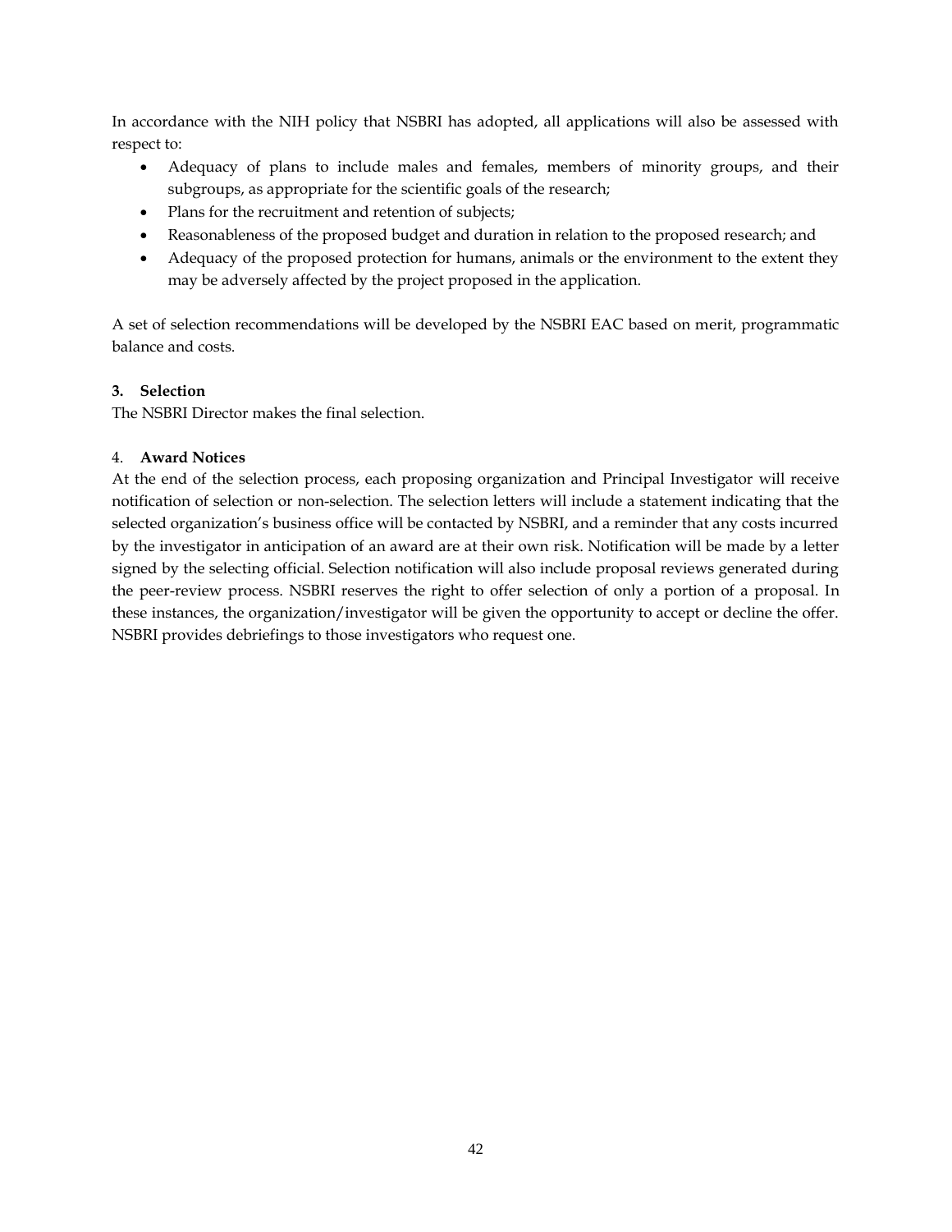In accordance with the NIH policy that NSBRI has adopted, all applications will also be assessed with respect to:

- Adequacy of plans to include males and females, members of minority groups, and their subgroups, as appropriate for the scientific goals of the research;
- Plans for the recruitment and retention of subjects;
- Reasonableness of the proposed budget and duration in relation to the proposed research; and
- Adequacy of the proposed protection for humans, animals or the environment to the extent they may be adversely affected by the project proposed in the application.

A set of selection recommendations will be developed by the NSBRI EAC based on merit, programmatic balance and costs.

**3. Selection**

The NSBRI Director makes the final selection.

4. **Award Notices**

At the end of the selection process, each proposing organization and Principal Investigator will receive notification of selection or non-selection. The selection letters will include a statement indicating that the selected organization's business office will be contacted by NSBRI, and a reminder that any costs incurred by the investigator in anticipation of an award are at their own risk. Notification will be made by a letter signed by the selecting official. Selection notification will also include proposal reviews generated during the peer-review process. NSBRI reserves the right to offer selection of only a portion of a proposal. In these instances, the organization/investigator will be given the opportunity to accept or decline the offer. NSBRI provides debriefings to those investigators who request one.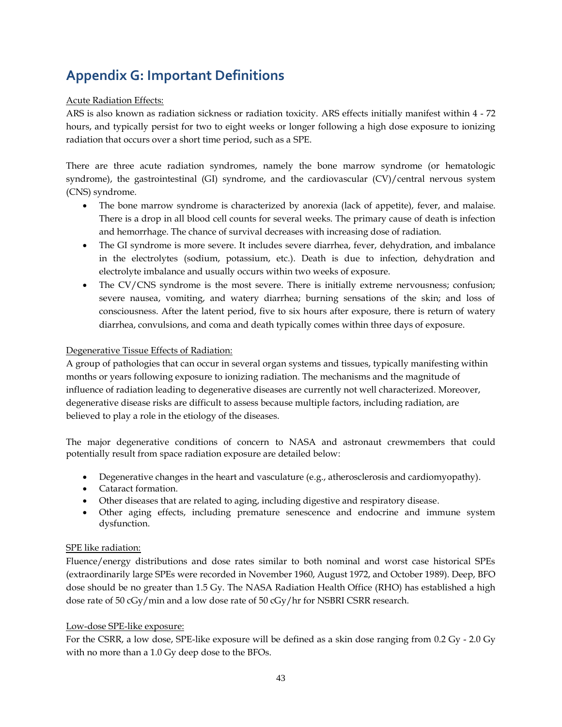# Appendix G: Important Definitions

Acute Radiation Effects:

ARS is also known as radiation sickness or radiation toxicity. ARS effects initially manifest within 4 - 72 hours, and typically persist for two to eight weeks or longer following a high dose exposure to ionizing radiation that occurs over a short time period, such as a SPE.

There are three acute radiation syndromes, namely the bone marrow syndrome (or hematologic syndrome), the gastrointestinal (GI) syndrome, and the cardiovascular (CV)/central nervous system (CNS) syndrome.

- The bone marrow syndrome is characterized by anorexia (lack of appetite), fever, and malaise. There is a drop in all blood cell counts for several weeks. The primary cause of death is infection and hemorrhage. The chance of survival decreases with increasing dose of radiation.
- The GI syndrome is more severe. It includes severe diarrhea, fever, dehydration, and imbalance in the electrolytes (sodium, potassium, etc.). Death is due to infection, dehydration and electrolyte imbalance and usually occurs within two weeks of exposure.
- The CV/CNS syndrome is the most severe. There is initially extreme nervousness; confusion; severe nausea, vomiting, and watery diarrhea; burning sensations of the skin; and loss of consciousness. After the latent period, five to six hours after exposure, there is return of watery diarrhea, convulsions, and coma and death typically comes within three days of exposure.

Degenerative Tissue Effects of Radiation:

A group of pathologies that can occur in several organ systems and tissues, typically manifesting within months or years following exposure to ionizing radiation. The mechanisms and the magnitude of influence of radiation leading to degenerative diseases are currently not well characterized. Moreover, degenerative disease risks are difficult to assess because multiple factors, including radiation, are believed to play a role in the etiology of the diseases.

The major degenerative conditions of concern to NASA and astronaut crewmembers that could potentially result from space radiation exposure are detailed below:

- Degenerative changes in the heart and vasculature (e.g., atherosclerosis and cardiomyopathy).
- Cataract formation.
- Other diseases that are related to aging, including digestive and respiratory disease.
- Other aging effects, including premature senescence and endocrine and immune system dysfunction.

SPE like radiation:

Fluence/energy distributions and dose rates similar to both nominal and worst case historical SPEs (extraordinarily large SPEs were recorded in November 1960, August 1972, and October 1989). Deep, BFO dose should be no greater than 1.5 Gy. The NASA Radiation Health Office (RHO) has established a high dose rate of 50 cGy/min and a low dose rate of 50 cGy/hr for NSBRI CSRR research.

Low-dose SPE-like exposure:

For the CSRR, a low dose, SPE-like exposure will be defined as a skin dose ranging from 0.2 Gy - 2.0 Gy with no more than a 1.0 Gy deep dose to the BFOs.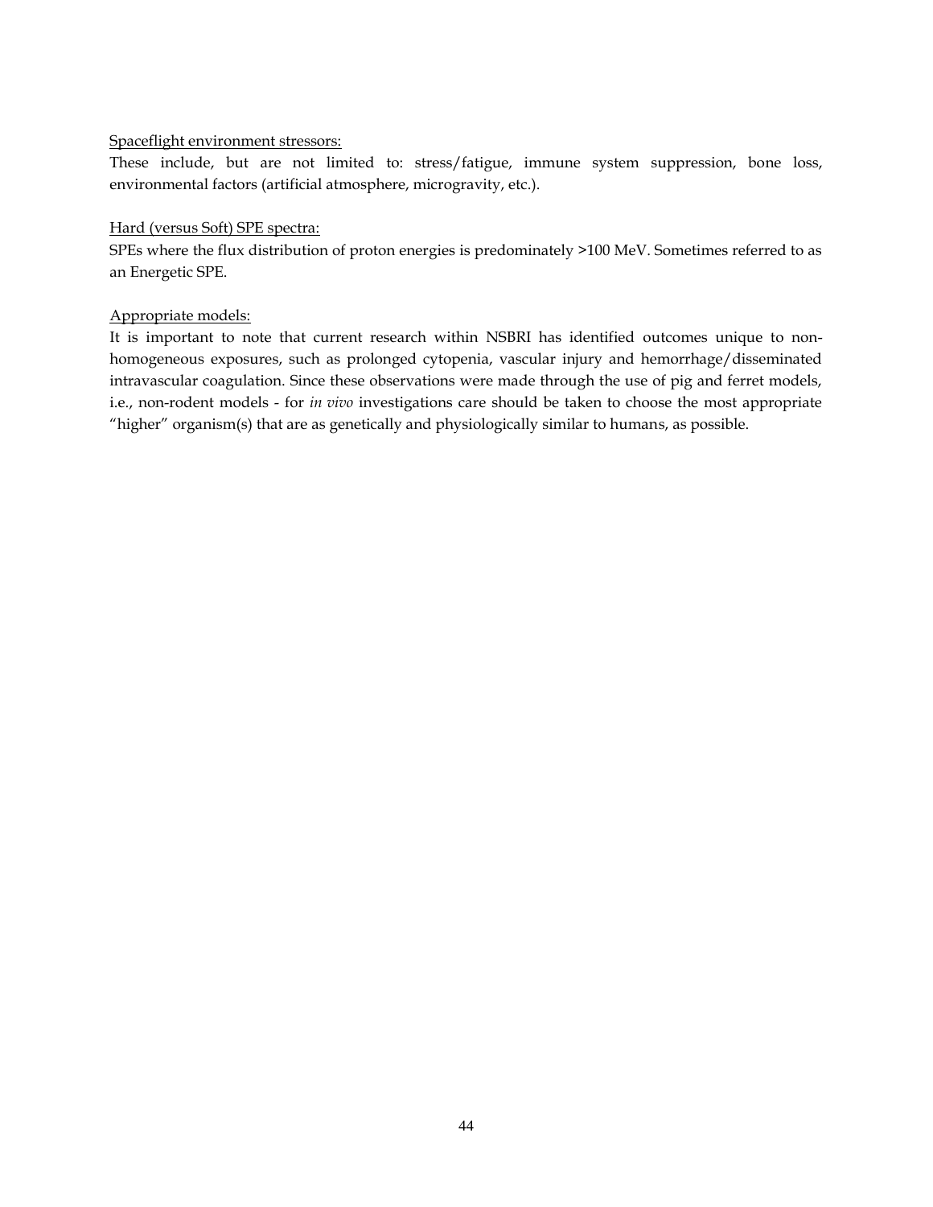<u>Spaceflight environment stressors:</u>

These include, but are not limited to: stress/fatigue, immune system suppression, bone loss, environmental factors (artificial atmosphere, microgravity, etc.).

<u>Hard (versus Soft) SPE spectra:</u>

SPEs where the flux distribution of proton energies is predominately >100 MeV. Sometimes referred to as an Energetic SPE.

<u>Appropriate models:</u>

It is important to note that current research within NSBRI has identified outcomes unique to non-homogeneous exposures, such as prolonged cytopenia, vascular injury and hemorrhage/disseminated intravascular coagulation. Since these observations were made through the use of pig and ferret models, i.e., non-rodent models - for *in vivo* investigations care should be taken to choose the most appropriate "higher" organism(s) that are as genetically and physiologically similar to humans, as possible.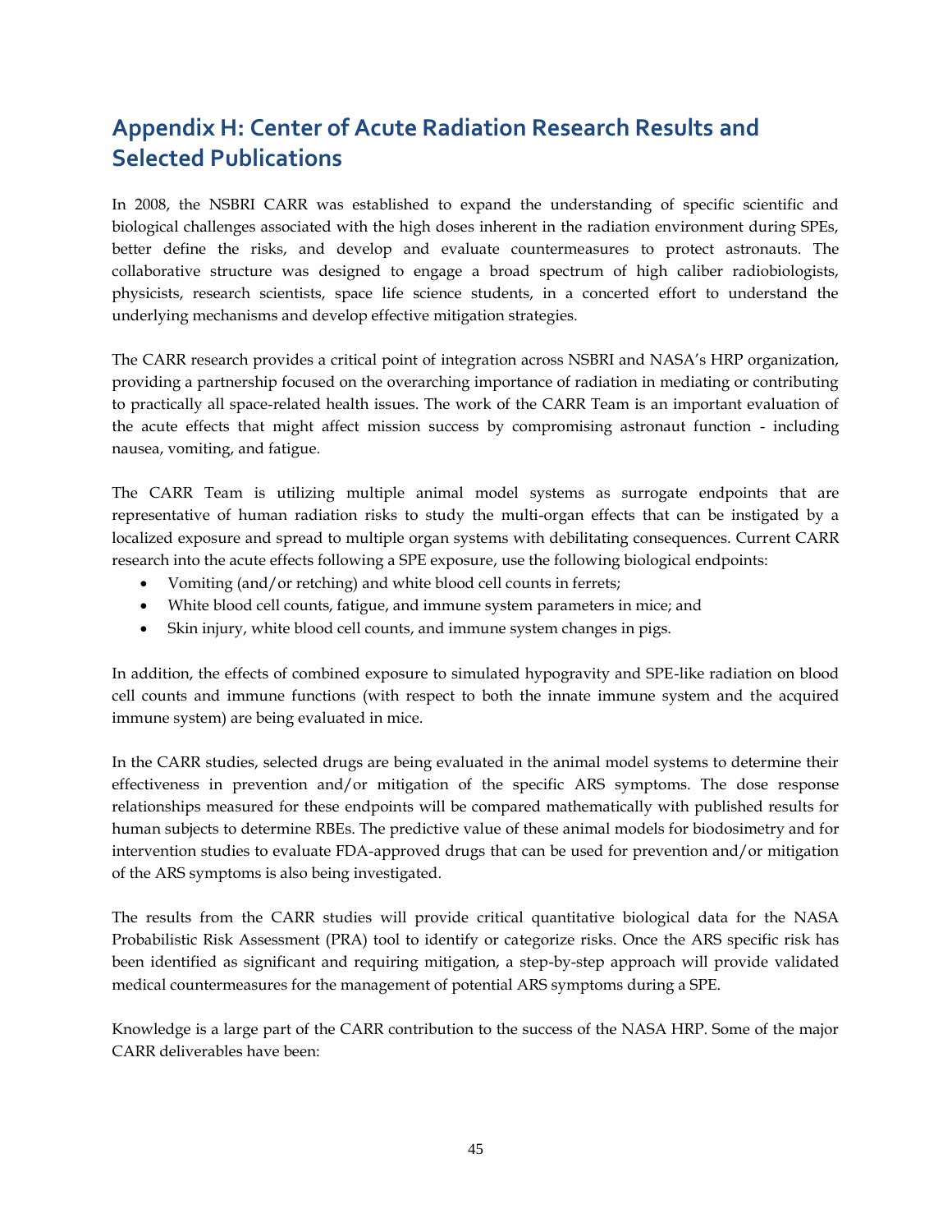# Appendix H: Center of Acute Radiation Research Results and Selected Publications

In 2008, the NSBRI CARR was established to expand the understanding of specific scientific and biological challenges associated with the high doses inherent in the radiation environment during SPEs, better define the risks, and develop and evaluate countermeasures to protect astronauts. The collaborative structure was designed to engage a broad spectrum of high caliber radiobiologists, physicists, research scientists, space life science students, in a concerted effort to understand the underlying mechanisms and develop effective mitigation strategies.

The CARR research provides a critical point of integration across NSBRI and NASA's HRP organization, providing a partnership focused on the overarching importance of radiation in mediating or contributing to practically all space-related health issues. The work of the CARR Team is an important evaluation of the acute effects that might affect mission success by compromising astronaut function - including nausea, vomiting, and fatigue.

The CARR Team is utilizing multiple animal model systems as surrogate endpoints that are representative of human radiation risks to study the multi-organ effects that can be instigated by a localized exposure and spread to multiple organ systems with debilitating consequences. Current CARR research into the acute effects following a SPE exposure, use the following biological endpoints:

- Vomiting (and/or retching) and white blood cell counts in ferrets;
- White blood cell counts, fatigue, and immune system parameters in mice; and
- Skin injury, white blood cell counts, and immune system changes in pigs.

In addition, the effects of combined exposure to simulated hypogravity and SPE-like radiation on blood cell counts and immune functions (with respect to both the innate immune system and the acquired immune system) are being evaluated in mice.

In the CARR studies, selected drugs are being evaluated in the animal model systems to determine their effectiveness in prevention and/or mitigation of the specific ARS symptoms. The dose response relationships measured for these endpoints will be compared mathematically with published results for human subjects to determine RBEs. The predictive value of these animal models for biodosimetry and for intervention studies to evaluate FDA-approved drugs that can be used for prevention and/or mitigation of the ARS symptoms is also being investigated.

The results from the CARR studies will provide critical quantitative biological data for the NASA Probabilistic Risk Assessment (PRA) tool to identify or categorize risks. Once the ARS specific risk has been identified as significant and requiring mitigation, a step-by-step approach will provide validated medical countermeasures for the management of potential ARS symptoms during a SPE.

Knowledge is a large part of the CARR contribution to the success of the NASA HRP. Some of the major CARR deliverables have been: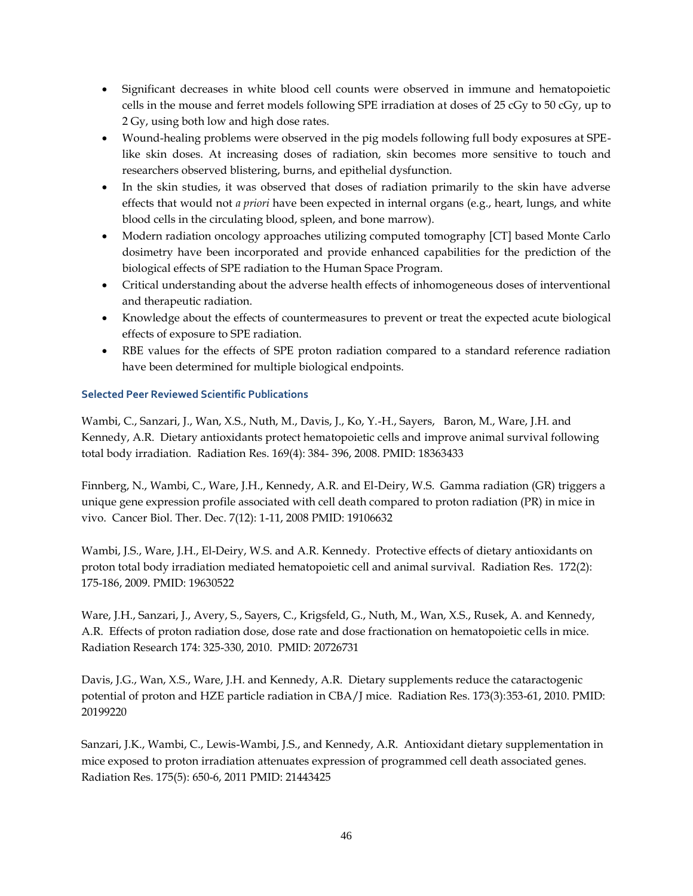- Significant decreases in white blood cell counts were observed in immune and hematopoietic cells in the mouse and ferret models following SPE irradiation at doses of 25 cGy to 50 cGy, up to 2 Gy, using both low and high dose rates.
- Wound-healing problems were observed in the pig models following full body exposures at SPE-like skin doses. At increasing doses of radiation, skin becomes more sensitive to touch and researchers observed blistering, burns, and epithelial dysfunction.
- In the skin studies, it was observed that doses of radiation primarily to the skin have adverse effects that would not *a priori* have been expected in internal organs (e.g., heart, lungs, and white blood cells in the circulating blood, spleen, and bone marrow).
- Modern radiation oncology approaches utilizing computed tomography [CT] based Monte Carlo dosimetry have been incorporated and provide enhanced capabilities for the prediction of the biological effects of SPE radiation to the Human Space Program.
- Critical understanding about the adverse health effects of inhomogeneous doses of interventional and therapeutic radiation.
- Knowledge about the effects of countermeasures to prevent or treat the expected acute biological effects of exposure to SPE radiation.
- RBE values for the effects of SPE proton radiation compared to a standard reference radiation have been determined for multiple biological endpoints.

### Selected Peer Reviewed Scientific Publications

Wambi, C., Sanzari, J., Wan, X.S., Nuth, M., Davis, J., Ko, Y.-H., Sayers, Baron, M., Ware, J.H. and Kennedy, A.R. Dietary antioxidants protect hematopoietic cells and improve animal survival following total body irradiation. Radiation Res. 169(4): 384- 396, 2008. PMID: 18363433

Finnberg, N., Wambi, C., Ware, J.H., Kennedy, A.R. and El-Deiry, W.S. Gamma radiation (GR) triggers a unique gene expression profile associated with cell death compared to proton radiation (PR) in mice in vivo. Cancer Biol. Ther. Dec. 7(12): 1-11, 2008 PMID: 19106632

Wambi, J.S., Ware, J.H., El-Deiry, W.S. and A.R. Kennedy. Protective effects of dietary antioxidants on proton total body irradiation mediated hematopoietic cell and animal survival. Radiation Res. 172(2): 175-186, 2009. PMID: 19630522

Ware, J.H., Sanzari, J., Avery, S., Sayers, C., Krigsfeld, G., Nuth, M., Wan, X.S., Rusek, A. and Kennedy, A.R. Effects of proton radiation dose, dose rate and dose fractionation on hematopoietic cells in mice. Radiation Research 174: 325-330, 2010. PMID: 20726731

Davis, J.G., Wan, X.S., Ware, J.H. and Kennedy, A.R. Dietary supplements reduce the cataractogenic potential of proton and HZE particle radiation in CBA/J mice. Radiation Res. 173(3):353-61, 2010. PMID: 20199220

Sanzari, J.K., Wambi, C., Lewis-Wambi, J.S., and Kennedy, A.R. Antioxidant dietary supplementation in mice exposed to proton irradiation attenuates expression of programmed cell death associated genes. Radiation Res. 175(5): 650-6, 2011 PMID: 21443425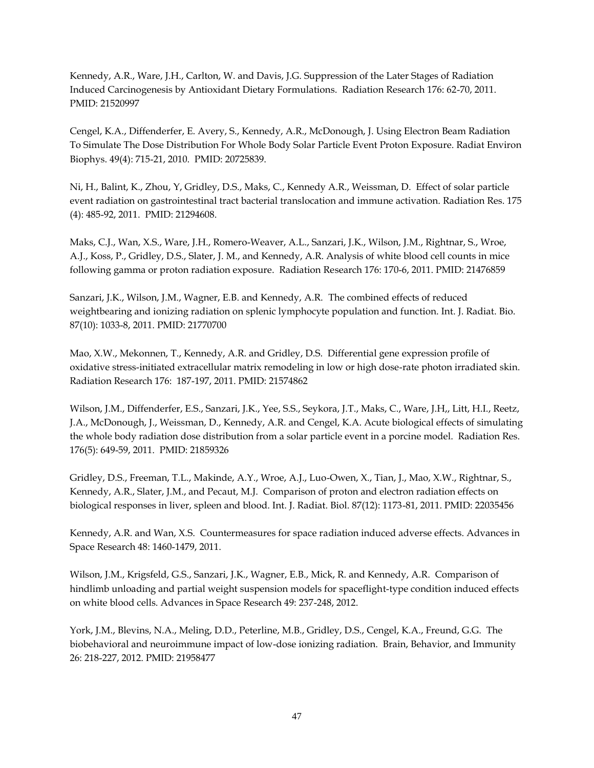Kennedy, A.R., Ware, J.H., Carlton, W. and Davis, J.G. Suppression of the Later Stages of Radiation Induced Carcinogenesis by Antioxidant Dietary Formulations. Radiation Research 176: 62-70, 2011. PMID: 21520997

Cengel, K.A., Diffenderfer, E. Avery, S., Kennedy, A.R., McDonough, J. Using Electron Beam Radiation To Simulate The Dose Distribution For Whole Body Solar Particle Event Proton Exposure. Radiat Environ Biophys. 49(4): 715-21, 2010. PMID: 20725839.

Ni, H., Balint, K., Zhou, Y, Gridley, D.S., Maks, C., Kennedy A.R., Weissman, D. Effect of solar particle event radiation on gastrointestinal tract bacterial translocation and immune activation. Radiation Res. 175 (4): 485-92, 2011. PMID: 21294608.

Maks, C.J., Wan, X.S., Ware, J.H., Romero-Weaver, A.L., Sanzari, J.K., Wilson, J.M., Rightnar, S., Wroe, A.J., Koss, P., Gridley, D.S., Slater, J. M., and Kennedy, A.R. Analysis of white blood cell counts in mice following gamma or proton radiation exposure. Radiation Research 176: 170-6, 2011. PMID: 21476859

Sanzari, J.K., Wilson, J.M., Wagner, E.B. and Kennedy, A.R. The combined effects of reduced weightbearing and ionizing radiation on splenic lymphocyte population and function. Int. J. Radiat. Bio. 87(10): 1033-8, 2011. PMID: 21770700

Mao, X.W., Mekonnen, T., Kennedy, A.R. and Gridley, D.S. Differential gene expression profile of oxidative stress-initiated extracellular matrix remodeling in low or high dose-rate photon irradiated skin. Radiation Research 176: 187-197, 2011. PMID: 21574862

Wilson, J.M., Diffenderfer, E.S., Sanzari, J.K., Yee, S.S., Seykora, J.T., Maks, C., Ware, J.H,, Litt, H.I., Reetz, J.A., McDonough, J., Weissman, D., Kennedy, A.R. and Cengel, K.A. Acute biological effects of simulating the whole body radiation dose distribution from a solar particle event in a porcine model. Radiation Res. 176(5): 649-59, 2011. PMID: 21859326

Gridley, D.S., Freeman, T.L., Makinde, A.Y., Wroe, A.J., Luo-Owen, X., Tian, J., Mao, X.W., Rightnar, S., Kennedy, A.R., Slater, J.M., and Pecaut, M.J. Comparison of proton and electron radiation effects on biological responses in liver, spleen and blood. Int. J. Radiat. Biol. 87(12): 1173-81, 2011. PMID: 22035456

Kennedy, A.R. and Wan, X.S. Countermeasures for space radiation induced adverse effects. Advances in Space Research 48: 1460-1479, 2011.

Wilson, J.M., Krigsfeld, G.S., Sanzari, J.K., Wagner, E.B., Mick, R. and Kennedy, A.R. Comparison of hindlimb unloading and partial weight suspension models for spaceflight-type condition induced effects on white blood cells. Advances in Space Research 49: 237-248, 2012.

York, J.M., Blevins, N.A., Meling, D.D., Peterline, M.B., Gridley, D.S., Cengel, K.A., Freund, G.G. The biobehavioral and neuroimmune impact of low-dose ionizing radiation. Brain, Behavior, and Immunity 26: 218-227, 2012. PMID: 21958477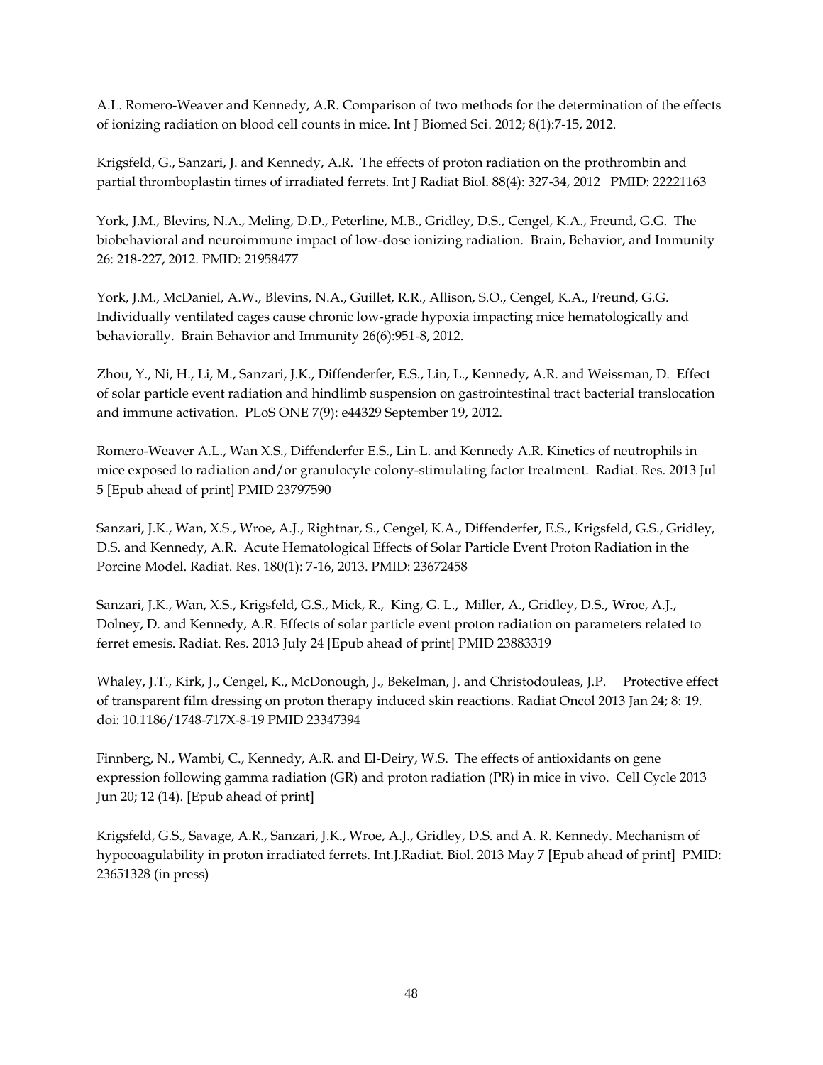A.L. Romero-Weaver and Kennedy, A.R. Comparison of two methods for the determination of the effects of ionizing radiation on blood cell counts in mice. Int J Biomed Sci. 2012; 8(1):7-15, 2012.

Krigsfeld, G., Sanzari, J. and Kennedy, A.R. The effects of proton radiation on the prothrombin and partial thromboplastin times of irradiated ferrets. Int J Radiat Biol. 88(4): 327-34, 2012 PMID: 22221163

York, J.M., Blevins, N.A., Meling, D.D., Peterline, M.B., Gridley, D.S., Cengel, K.A., Freund, G.G. The biobehavioral and neuroimmune impact of low-dose ionizing radiation. Brain, Behavior, and Immunity 26: 218-227, 2012. PMID: 21958477

York, J.M., McDaniel, A.W., Blevins, N.A., Guillet, R.R., Allison, S.O., Cengel, K.A., Freund, G.G. Individually ventilated cages cause chronic low-grade hypoxia impacting mice hematologically and behaviorally. Brain Behavior and Immunity 26(6):951-8, 2012.

Zhou, Y., Ni, H., Li, M., Sanzari, J.K., Diffenderfer, E.S., Lin, L., Kennedy, A.R. and Weissman, D. Effect of solar particle event radiation and hindlimb suspension on gastrointestinal tract bacterial translocation and immune activation. PLoS ONE 7(9): e44329 September 19, 2012.

Romero-Weaver A.L., Wan X.S., Diffenderfer E.S., Lin L. and Kennedy A.R. Kinetics of neutrophils in mice exposed to radiation and/or granulocyte colony-stimulating factor treatment. Radiat. Res. 2013 Jul 5 [Epub ahead of print] PMID 23797590

Sanzari, J.K., Wan, X.S., Wroe, A.J., Rightnar, S., Cengel, K.A., Diffenderfer, E.S., Krigsfeld, G.S., Gridley, D.S. and Kennedy, A.R. Acute Hematological Effects of Solar Particle Event Proton Radiation in the Porcine Model. Radiat. Res. 180(1): 7-16, 2013. PMID: 23672458

Sanzari, J.K., Wan, X.S., Krigsfeld, G.S., Mick, R., King, G. L., Miller, A., Gridley, D.S., Wroe, A.J., Dolney, D. and Kennedy, A.R. Effects of solar particle event proton radiation on parameters related to ferret emesis. Radiat. Res. 2013 July 24 [Epub ahead of print] PMID 23883319

Whaley, J.T., Kirk, J., Cengel, K., McDonough, J., Bekelman, J. and Christodouleas, J.P. Protective effect of transparent film dressing on proton therapy induced skin reactions. Radiat Oncol 2013 Jan 24; 8: 19. doi: 10.1186/1748-717X-8-19 PMID 23347394

Finnberg, N., Wambi, C., Kennedy, A.R. and El-Deiry, W.S. The effects of antioxidants on gene expression following gamma radiation (GR) and proton radiation (PR) in mice in vivo. Cell Cycle 2013 Jun 20; 12 (14). [Epub ahead of print]

Krigsfeld, G.S., Savage, A.R., Sanzari, J.K., Wroe, A.J., Gridley, D.S. and A. R. Kennedy. Mechanism of hypocoagulability in proton irradiated ferrets. Int.J.Radiat. Biol. 2013 May 7 [Epub ahead of print] PMID: 23651328 (in press)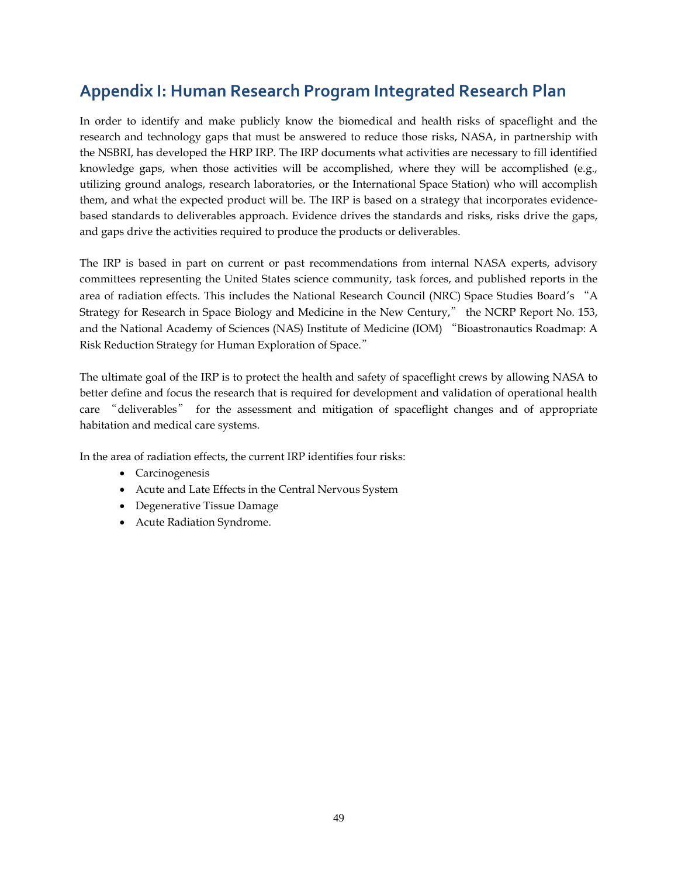## Appendix I: Human Research Program Integrated Research Plan

In order to identify and make publicly know the biomedical and health risks of spaceflight and the research and technology gaps that must be answered to reduce those risks, NASA, in partnership with the NSBRI, has developed the HRP IRP. The IRP documents what activities are necessary to fill identified knowledge gaps, when those activities will be accomplished, where they will be accomplished (e.g., utilizing ground analogs, research laboratories, or the International Space Station) who will accomplish them, and what the expected product will be. The IRP is based on a strategy that incorporates evidence-based standards to deliverables approach. Evidence drives the standards and risks, risks drive the gaps, and gaps drive the activities required to produce the products or deliverables.

The IRP is based in part on current or past recommendations from internal NASA experts, advisory committees representing the United States science community, task forces, and published reports in the area of radiation effects. This includes the National Research Council (NRC) Space Studies Board's "A Strategy for Research in Space Biology and Medicine in the New Century," the NCRP Report No. 153, and the National Academy of Sciences (NAS) Institute of Medicine (IOM) "Bioastronautics Roadmap: A Risk Reduction Strategy for Human Exploration of Space."

The ultimate goal of the IRP is to protect the health and safety of spaceflight crews by allowing NASA to better define and focus the research that is required for development and validation of operational health care "deliverables" for the assessment and mitigation of spaceflight changes and of appropriate habitation and medical care systems.

In the area of radiation effects, the current IRP identifies four risks:

- Carcinogenesis
- Acute and Late Effects in the Central Nervous System
- Degenerative Tissue Damage
- Acute Radiation Syndrome.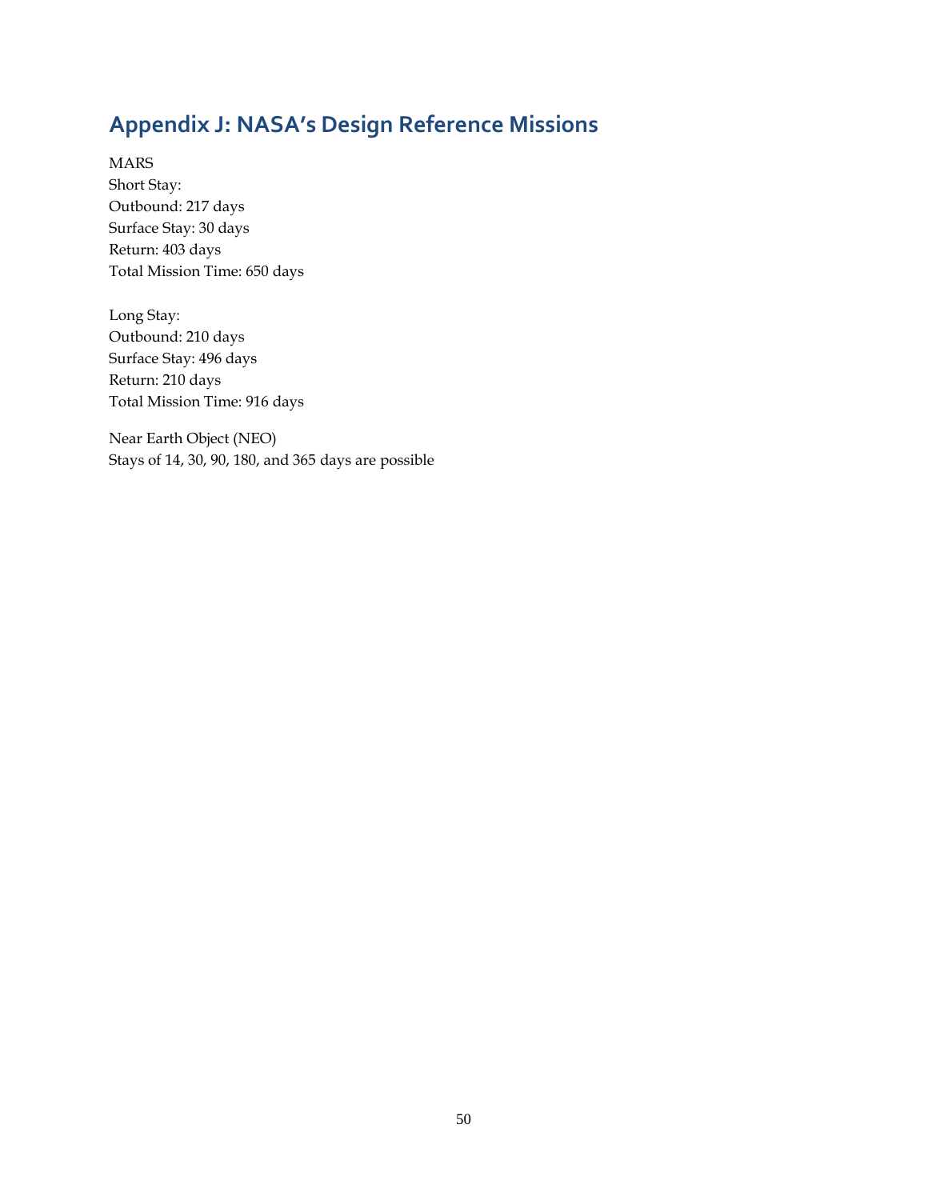# Appendix J: NASA's Design Reference Missions

MARS
Short Stay:
Outbound: 217 days
Surface Stay: 30 days
Return: 403 days
Total Mission Time: 650 days

Long Stay:
Outbound: 210 days
Surface Stay: 496 days
Return: 210 days
Total Mission Time: 916 days

Near Earth Object (NEO)
Stays of 14, 30, 90, 180, and 365 days are possible